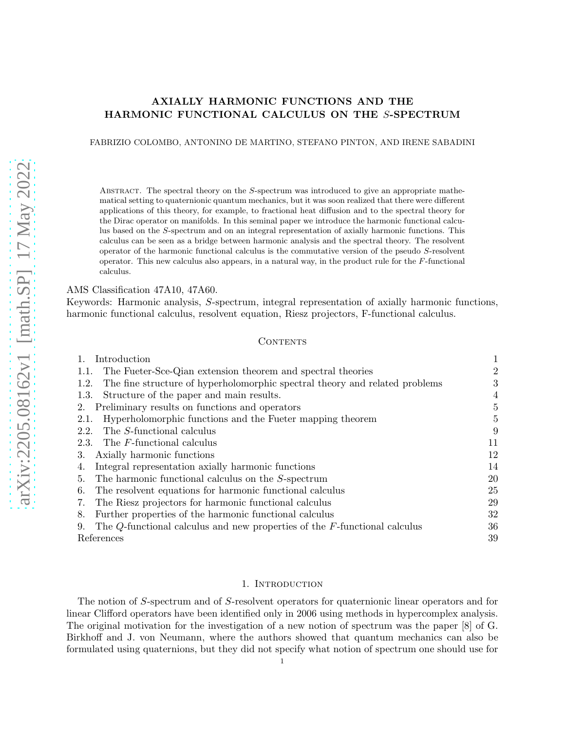# AXIALLY HARMONIC FUNCTIONS AND THE HARMONIC FUNCTIONAL CALCULUS ON THE $S$-SPECTRUM

FABRIZIO COLOMBO, ANTONINO DE MARTINO, STEFANO PINTON, AND IRENE SABADINI

Abstract. The spectral theory on the $S$-spectrum was introduced to give an appropriate mathematical setting to quaternionic quantum mechanics, but it was soon realized that there were different applications of this theory, for example, to fractional heat diffusion and to the spectral theory for the Dirac operator on manifolds. In this seminal paper we introduce the harmonic functional calculus based on the $S$-spectrum and on an integral representation of axially harmonic functions. This calculus can be seen as a bridge between harmonic analysis and the spectral theory. The resolvent operator of the harmonic functional calculus is the commutative version of the pseudo $S$-resolvent operator. This new calculus also appears, in a natural way, in the product rule for the $F$-functional calculus.

AMS Classification 47A10, 47A60.

Keywords: Harmonic analysis, $S$-spectrum, integral representation of axially harmonic functions, harmonic functional calculus, resolvent equation, Riesz projectors, F-functional calculus.

## Contents

| | |
|---|---|
| 1. Introduction | 1 |
| 1.1. The Fueter-Sce-Qian extension theorem and spectral theories | 2 |
| 1.2. The fine structure of hyperholomorphic spectral theory and related problems | 3 |
| 1.3. Structure of the paper and main results. | 4 |
| 2. Preliminary results on functions and operators | 5 |
| 2.1. Hyperholomorphic functions and the Fueter mapping theorem | 5 |
| 2.2. The $S$-functional calculus | 9 |
| 2.3. The $F$-functional calculus | 11 |
| 3. Axially harmonic functions | 12 |
| 4. Integral representation axially harmonic functions | 14 |
| 5. The harmonic functional calculus on the $S$-spectrum | 20 |
| 6. The resolvent equations for harmonic functional calculus | 25 |
| 7. The Riesz projectors for harmonic functional calculus | 29 |
| 8. Further properties of the harmonic functional calculus | 32 |
| 9. The $Q$-functional calculus and new properties of the $F$-functional calculus | 36 |
| References | 39 |

## 1. Introduction

The notion of $S$-spectrum and of $S$-resolvent operators for quaternionic linear operators and for linear Clifford operators have been identified only in 2006 using methods in hypercomplex analysis. The original motivation for the investigation of a new notion of spectrum was the paper [8] of G. Birkhoff and J. von Neumann, where the authors showed that quantum mechanics can also be formulated using quaternions, but they did not specify what notion of spectrum one should use for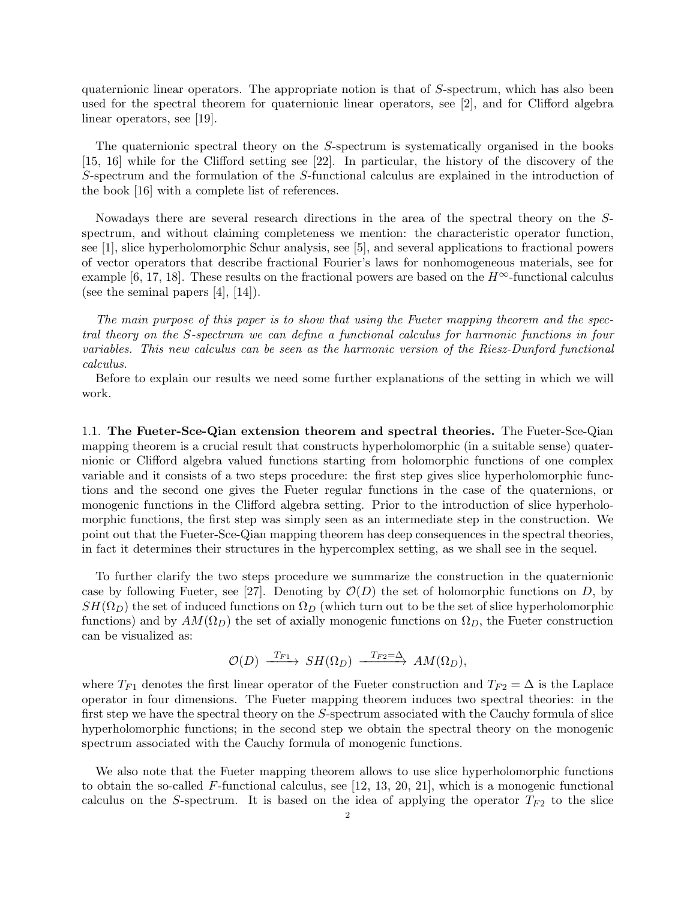quaternionic linear operators. The appropriate notion is that of $S$-spectrum, which has also been used for the spectral theorem for quaternionic linear operators, see [2], and for Clifford algebra linear operators, see [19].

The quaternionic spectral theory on the $S$-spectrum is systematically organised in the books [15, 16] while for the Clifford setting see [22]. In particular, the history of the discovery of the $S$-spectrum and the formulation of the $S$-functional calculus are explained in the introduction of the book [16] with a complete list of references.

Nowadays there are several research directions in the area of the spectral theory on the $S$-spectrum, and without claiming completeness we mention: the characteristic operator function, see [1], slice hyperholomorphic Schur analysis, see [5], and several applications to fractional powers of vector operators that describe fractional Fourier's laws for nonhomogeneous materials, see for example [6, 17, 18]. These results on the fractional powers are based on the $H^\infty$-functional calculus (see the seminal papers [4], [14]).

*The main purpose of this paper is to show that using the Fueter mapping theorem and the spectral theory on the $S$-spectrum we can define a functional calculus for harmonic functions in four variables. This new calculus can be seen as the harmonic version of the Riesz-Dunford functional calculus.*

Before to explain our results we need some further explanations of the setting in which we will work.

1.1. **The Fueter-Sce-Qian extension theorem and spectral theories.** The Fueter-Sce-Qian mapping theorem is a crucial result that constructs hyperholomorphic (in a suitable sense) quaternionic or Clifford algebra valued functions starting from holomorphic functions of one complex variable and it consists of a two steps procedure: the first step gives slice hyperholomorphic functions and the second one gives the Fueter regular functions in the case of the quaternions, or monogenic functions in the Clifford algebra setting. Prior to the introduction of slice hyperholomorphic functions, the first step was simply seen as an intermediate step in the construction. We point out that the Fueter-Sce-Qian mapping theorem has deep consequences in the spectral theories, in fact it determines their structures in the hypercomplex setting, as we shall see in the sequel.

To further clarify the two steps procedure we summarize the construction in the quaternionic case by following Fueter, see [27]. Denoting by $\mathcal{O}(D)$ the set of holomorphic functions on $D$, by $SH(\Omega_D)$ the set of induced functions on $\Omega_D$ (which turn out to be the set of slice hyperholomorphic functions) and by $AM(\Omega_D)$ the set of axially monogenic functions on $\Omega_D$, the Fueter construction can be visualized as:

$$\mathcal{O}(D) \xrightarrow{T_{F1}} SH(\Omega_D) \xrightarrow{T_{F2}=\Delta} AM(\Omega_D),$$

where $T_{F1}$ denotes the first linear operator of the Fueter construction and $T_{F2} = \Delta$ is the Laplace operator in four dimensions. The Fueter mapping theorem induces two spectral theories: in the first step we have the spectral theory on the $S$-spectrum associated with the Cauchy formula of slice hyperholomorphic functions; in the second step we obtain the spectral theory on the monogenic spectrum associated with the Cauchy formula of monogenic functions.

We also note that the Fueter mapping theorem allows to use slice hyperholomorphic functions to obtain the so-called $F$-functional calculus, see [12, 13, 20, 21], which is a monogenic functional calculus on the $S$-spectrum. It is based on the idea of applying the operator $T_{F2}$ to the slice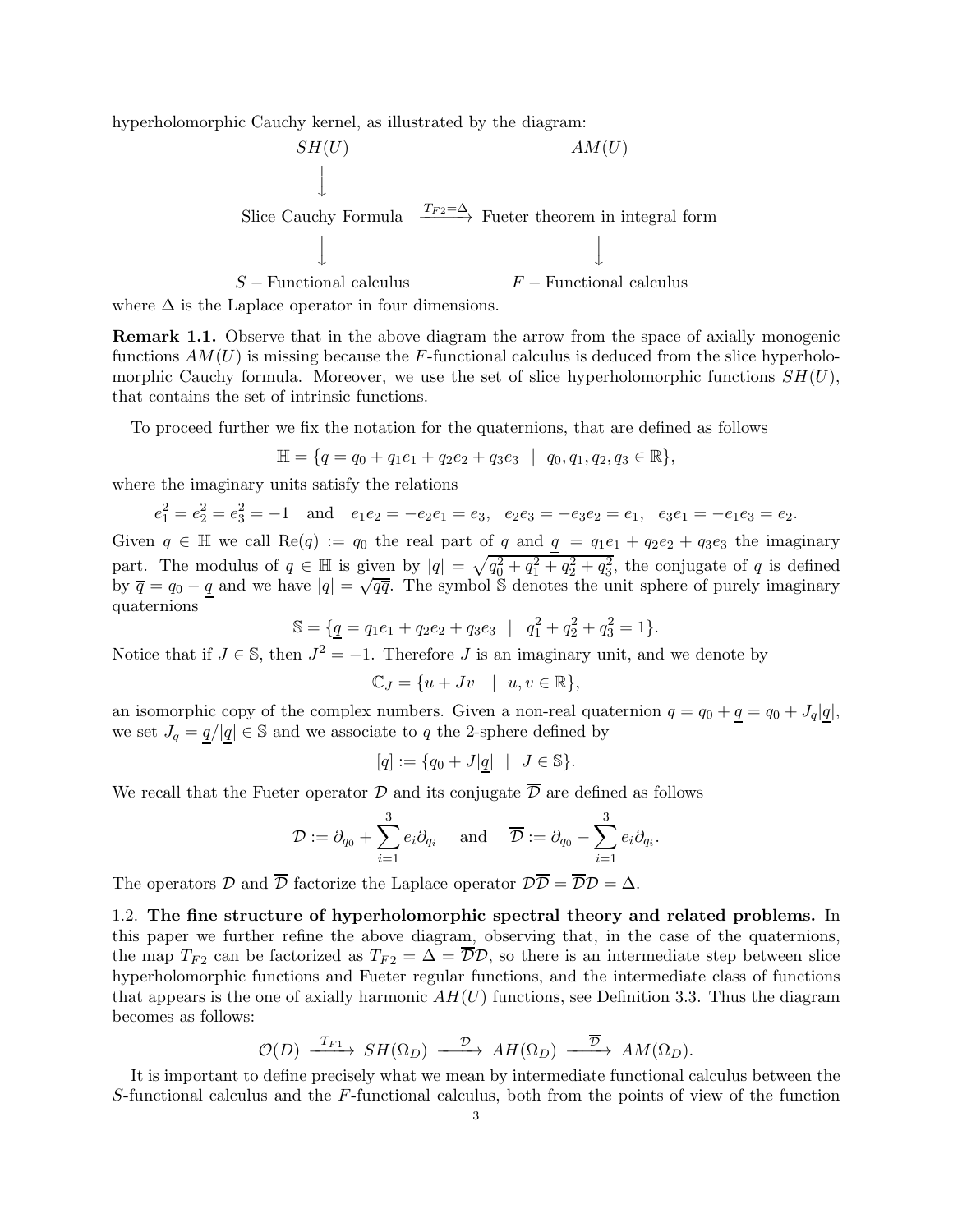hyperholomorphic Cauchy kernel, as illustrated by the diagram:

$$
\begin{array}{ccc}
SH(U) & & AM(U) \\
\Big\downarrow & & \\
\text{Slice Cauchy Formula} & \xrightarrow{T_{F2}=\Delta} & \text{Fueter theorem in integral form} \\
\Big\downarrow & & \Big\downarrow \\
S-\text{Functional calculus} & & F-\text{Functional calculus}
\end{array}
$$

where $\Delta$ is the Laplace operator in four dimensions.

**Remark 1.1.** Observe that in the above diagram the arrow from the space of axially monogenic functions $AM(U)$ is missing because the $F$-functional calculus is deduced from the slice hyperholomorphic Cauchy formula. Moreover, we use the set of slice hyperholomorphic functions $SH(U)$, that contains the set of intrinsic functions.

To proceed further we fix the notation for the quaternions, that are defined as follows

$$\mathbb{H} = \{q = q_0 + q_1e_1 + q_2e_2 + q_3e_3 \ \mid \ q_0, q_1, q_2, q_3 \in \mathbb{R}\},$$

where the imaginary units satisfy the relations

$$e_1^2 = e_2^2 = e_3^2 = -1 \quad \text{and} \quad e_1e_2 = -e_2e_1 = e_3, \quad e_2e_3 = -e_3e_2 = e_1, \quad e_3e_1 = -e_1e_3 = e_2.$$

Given $q \in \mathbb{H}$ we call $\mathrm{Re}(q) := q_0$ the real part of $q$ and $\underline{q} = q_1e_1 + q_2e_2 + q_3e_3$ the imaginary part. The modulus of $q \in \mathbb{H}$ is given by $|q| = \sqrt{q_0^2 + q_1^2 + q_2^2 + q_3^2}$, the conjugate of $q$ is defined by $\overline{q} = q_0 - \underline{q}$ and we have $|q| = \sqrt{q\overline{q}}$. The symbol $\mathbb{S}$ denotes the unit sphere of purely imaginary quaternions

$$\mathbb{S} = \{\underline{q} = q_1e_1 + q_2e_2 + q_3e_3 \ \mid \ q_1^2 + q_2^2 + q_3^2 = 1\}.$$

Notice that if $J \in \mathbb{S}$, then $J^2 = -1$. Therefore $J$ is an imaginary unit, and we denote by

$$\mathbb{C}_J = \{u + Jv \ \mid \ u, v \in \mathbb{R}\},$$

an isomorphic copy of the complex numbers. Given a non-real quaternion $q = q_0 + \underline{q} = q_0 + J_q|\underline{q}|$, we set $J_q = \underline{q}/|\underline{q}| \in \mathbb{S}$ and we associate to $q$ the 2-sphere defined by

$$[q] := \{q_0 + J|\underline{q}| \ \mid \ J \in \mathbb{S}\}.$$

We recall that the Fueter operator $\mathcal{D}$ and its conjugate $\overline{\mathcal{D}}$ are defined as follows

$$\mathcal{D} := \partial_{q_0} + \sum_{i=1}^{3} e_i\partial_{q_i} \quad \text{and} \quad \overline{\mathcal{D}} := \partial_{q_0} - \sum_{i=1}^{3} e_i\partial_{q_i}.$$

The operators $\mathcal{D}$ and $\overline{\mathcal{D}}$ factorize the Laplace operator $\mathcal{D}\overline{\mathcal{D}} = \overline{\mathcal{D}}\mathcal{D} = \Delta$.

1.2. **The fine structure of hyperholomorphic spectral theory and related problems.** In this paper we further refine the above diagram, observing that, in the case of the quaternions, the map $T_{F2}$ can be factorized as $T_{F2} = \Delta = \overline{\mathcal{D}}\mathcal{D}$, so there is an intermediate step between slice hyperholomorphic functions and Fueter regular functions, and the intermediate class of functions that appears is the one of axially harmonic $AH(U)$ functions, see Definition 3.3. Thus the diagram becomes as follows:

$$\mathcal{O}(D) \xrightarrow{T_{F1}} SH(\Omega_D) \xrightarrow{\mathcal{D}} AH(\Omega_D) \xrightarrow{\overline{\mathcal{D}}} AM(\Omega_D).$$

It is important to define precisely what we mean by intermediate functional calculus between the $S$-functional calculus and the $F$-functional calculus, both from the points of view of the function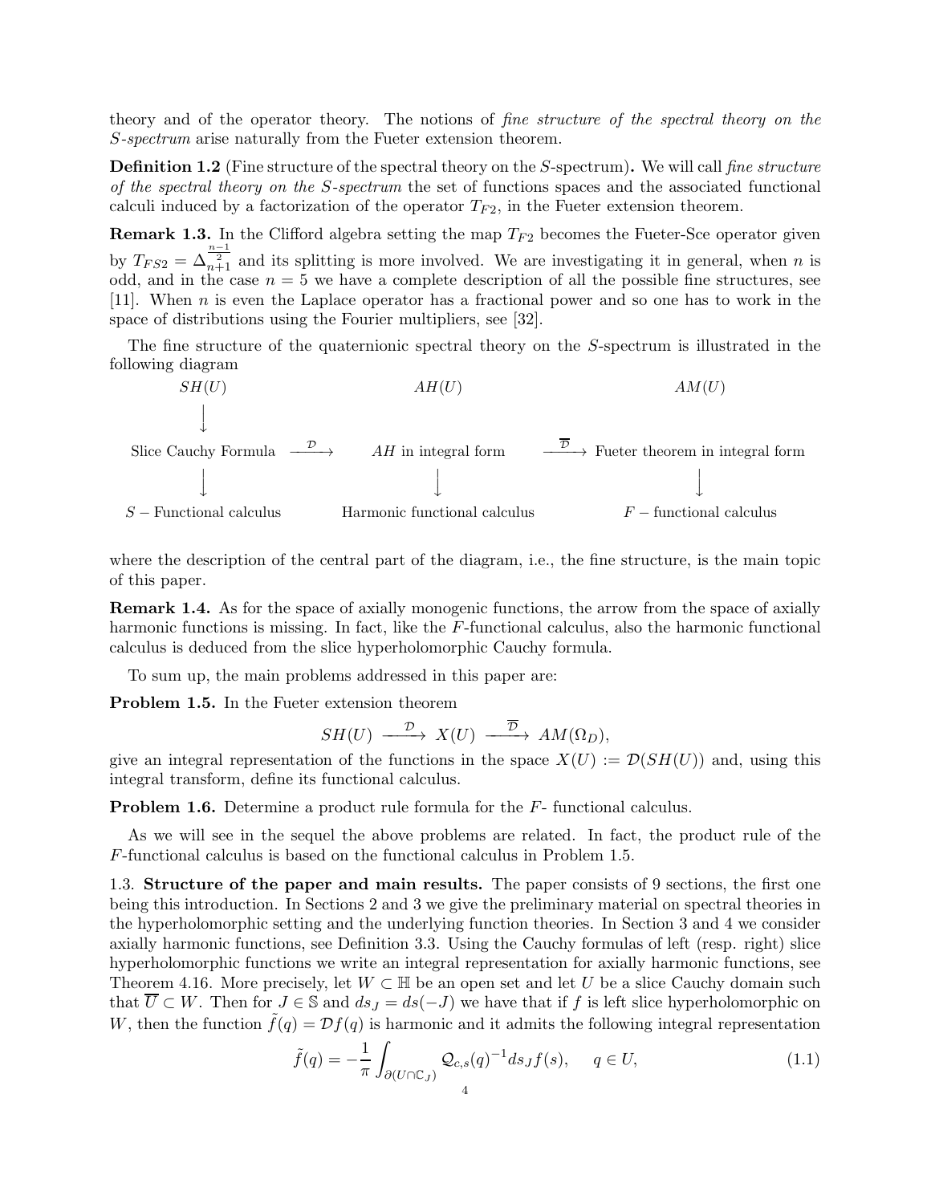theory and of the operator theory. The notions of *fine structure of the spectral theory on the S-spectrum* arise naturally from the Fueter extension theorem.

**Definition 1.2** (Fine structure of the spectral theory on the $S$-spectrum)**.** We will call *fine structure of the spectral theory on the S-spectrum* the set of functions spaces and the associated functional calculi induced by a factorization of the operator $T_{F2}$, in the Fueter extension theorem.

**Remark 1.3.** In the Clifford algebra setting the map $T_{F2}$ becomes the Fueter-Sce operator given by $T_{FS2} = \Delta_{n+1}^{\frac{n-1}{2}}$ and its splitting is more involved. We are investigating it in general, when $n$ is odd, and in the case $n = 5$ we have a complete description of all the possible fine structures, see [11]. When $n$ is even the Laplace operator has a fractional power and so one has to work in the space of distributions using the Fourier multipliers, see [32].

The fine structure of the quaternionic spectral theory on the $S$-spectrum is illustrated in the following diagram

$$
\begin{array}{ccccc}
SH(U) & & AH(U) & & AM(U) \\
\downarrow & & & & \\
\text{Slice Cauchy Formula} & \xrightarrow{\ \mathcal{D}\ } & AH \text{ in integral form} & \xrightarrow{\ \overline{\mathcal{D}}\ } & \text{Fueter theorem in integral form} \\
\downarrow & & \downarrow & & \downarrow \\
S-\text{Functional calculus} & & \text{Harmonic functional calculus} & & F-\text{functional calculus}
\end{array}
$$

where the description of the central part of the diagram, i.e., the fine structure, is the main topic of this paper.

**Remark 1.4.** As for the space of axially monogenic functions, the arrow from the space of axially harmonic functions is missing. In fact, like the $F$-functional calculus, also the harmonic functional calculus is deduced from the slice hyperholomorphic Cauchy formula.

To sum up, the main problems addressed in this paper are:

**Problem 1.5.** In the Fueter extension theorem

$$SH(U) \xrightarrow{\ \mathcal{D}\ } X(U) \xrightarrow{\ \overline{\mathcal{D}}\ } AM(\Omega_D),$$

give an integral representation of the functions in the space $X(U) := \mathcal{D}(SH(U))$ and, using this integral transform, define its functional calculus.

**Problem 1.6.** Determine a product rule formula for the $F$- functional calculus.

As we will see in the sequel the above problems are related. In fact, the product rule of the $F$-functional calculus is based on the functional calculus in Problem 1.5.

1.3. **Structure of the paper and main results.** The paper consists of 9 sections, the first one being this introduction. In Sections 2 and 3 we give the preliminary material on spectral theories in the hyperholomorphic setting and the underlying function theories. In Section 3 and 4 we consider axially harmonic functions, see Definition 3.3. Using the Cauchy formulas of left (resp. right) slice hyperholomorphic functions we write an integral representation for axially harmonic functions, see Theorem 4.16. More precisely, let $W \subset \mathbb{H}$ be an open set and let $U$ be a slice Cauchy domain such that $\overline{U} \subset W$. Then for $J \in \mathbb{S}$ and $ds_J = ds(-J)$ we have that if $f$ is left slice hyperholomorphic on $W$, then the function $\tilde{f}(q) = \mathcal{D}f(q)$ is harmonic and it admits the following integral representation

$$\tilde{f}(q) = -\frac{1}{\pi} \int_{\partial(U \cap \mathbb{C}_J)} \mathcal{Q}_{c,s}(q)^{-1} ds_J f(s), \quad q \in U, \tag{1.1}$$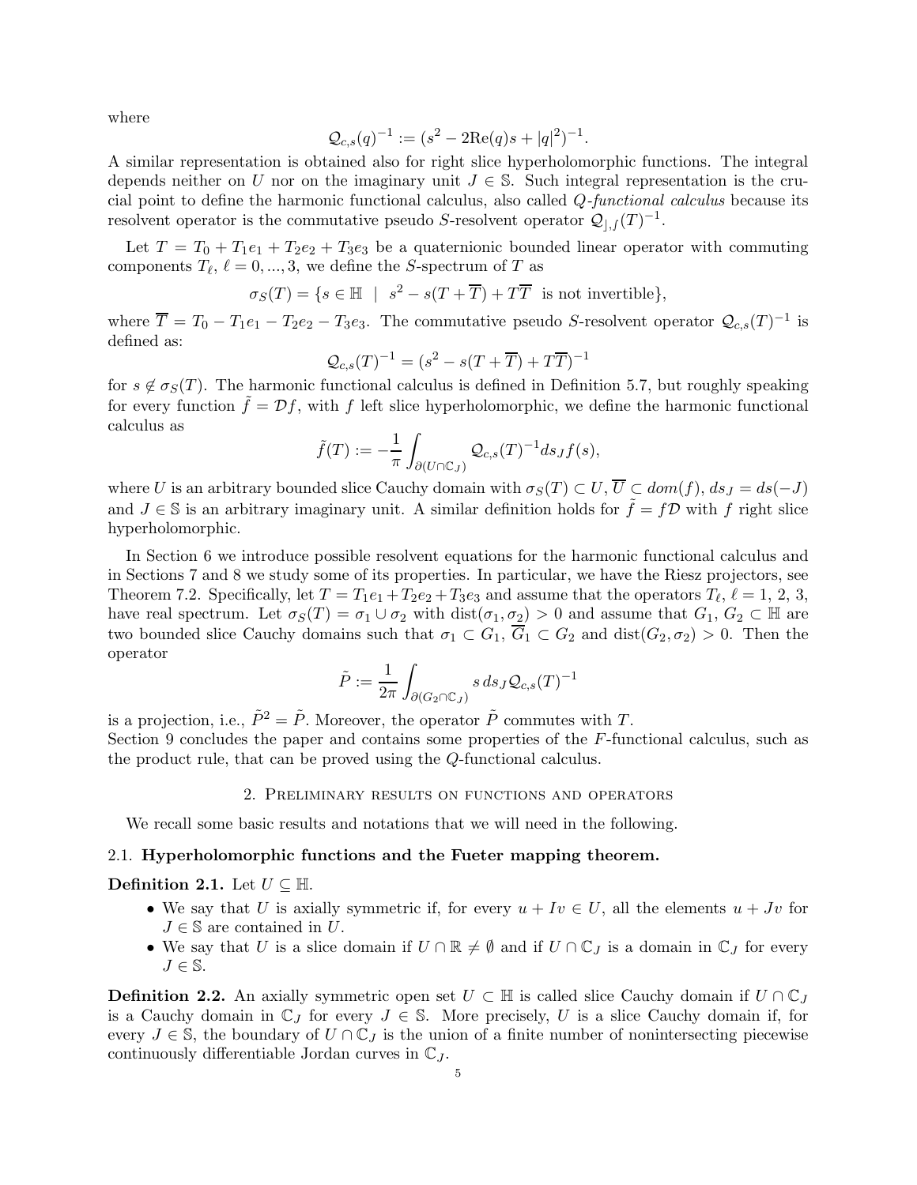where

$$\mathcal{Q}_{c,s}(q)^{-1} := (s^2 - 2\text{Re}(q)s + |q|^2)^{-1}.$$

A similar representation is obtained also for right slice hyperholomorphic functions. The integral depends neither on $U$ nor on the imaginary unit $J \in \mathbb{S}$. Such integral representation is the crucial point to define the harmonic functional calculus, also called *Q-functional calculus* because its resolvent operator is the commutative pseudo $S$-resolvent operator $\mathcal{Q}_{\rceil,f}(T)^{-1}$.

Let $T = T_0 + T_1e_1 + T_2e_2 + T_3e_3$ be a quaternionic bounded linear operator with commuting components $T_\ell$, $\ell = 0, ..., 3$, we define the $S$-spectrum of $T$ as

$$\sigma_S(T) = \{s \in \mathbb{H} \ \mid \ s^2 - s(T + \overline{T}) + T\overline{T} \ \text{ is not invertible}\},$$

where $\overline{T} = T_0 - T_1e_1 - T_2e_2 - T_3e_3$. The commutative pseudo $S$-resolvent operator $\mathcal{Q}_{c,s}(T)^{-1}$ is defined as:

$$\mathcal{Q}_{c,s}(T)^{-1} = (s^2 - s(T + \overline{T}) + T\overline{T})^{-1}$$

for $s \notin \sigma_S(T)$. The harmonic functional calculus is defined in Definition 5.7, but roughly speaking for every function $\tilde{f} = \mathcal{D}f$, with $f$ left slice hyperholomorphic, we define the harmonic functional calculus as

$$\tilde{f}(T) := -\frac{1}{\pi} \int_{\partial(U \cap \mathbb{C}_J)} \mathcal{Q}_{c,s}(T)^{-1} ds_J f(s),$$

where $U$ is an arbitrary bounded slice Cauchy domain with $\sigma_S(T) \subset U, \overline{U} \subset dom(f)$, $ds_J = ds(-J)$ and $J \in \mathbb{S}$ is an arbitrary imaginary unit. A similar definition holds for $\tilde{f} = f\mathcal{D}$ with $f$ right slice hyperholomorphic.

In Section 6 we introduce possible resolvent equations for the harmonic functional calculus and in Sections 7 and 8 we study some of its properties. In particular, we have the Riesz projectors, see Theorem 7.2. Specifically, let $T = T_1e_1 + T_2e_2 + T_3e_3$ and assume that the operators $T_\ell$, $\ell = 1, 2, 3$, have real spectrum. Let $\sigma_S(T) = \sigma_1 \cup \sigma_2$ with $\text{dist}(\sigma_1, \sigma_2) > 0$ and assume that $G_1, G_2 \subset \mathbb{H}$ are two bounded slice Cauchy domains such that $\sigma_1 \subset G_1$, $\overline{G}_1 \subset G_2$ and $\text{dist}(G_2, \sigma_2) > 0$. Then the operator

$$\tilde{P} := \frac{1}{2\pi} \int_{\partial(G_2 \cap \mathbb{C}_J)} s \, ds_J \mathcal{Q}_{c,s}(T)^{-1}$$

is a projection, i.e., $\tilde{P}^2 = \tilde{P}$. Moreover, the operator $\tilde{P}$ commutes with $T$.
Section 9 concludes the paper and contains some properties of the $F$-functional calculus, such as the product rule, that can be proved using the $Q$-functional calculus.

## 2. Preliminary results on functions and operators

We recall some basic results and notations that we will need in the following.

### 2.1. Hyperholomorphic functions and the Fueter mapping theorem.

**Definition 2.1.** Let $U \subseteq \mathbb{H}$.

- We say that $U$ is axially symmetric if, for every $u + Iv \in U$, all the elements $u + Jv$ for $J \in \mathbb{S}$ are contained in $U$.
- We say that $U$ is a slice domain if $U \cap \mathbb{R} \neq \emptyset$ and if $U \cap \mathbb{C}_J$ is a domain in $\mathbb{C}_J$ for every $J \in \mathbb{S}$.

**Definition 2.2.** An axially symmetric open set $U \subset \mathbb{H}$ is called slice Cauchy domain if $U \cap \mathbb{C}_J$ is a Cauchy domain in $\mathbb{C}_J$ for every $J \in \mathbb{S}$. More precisely, $U$ is a slice Cauchy domain if, for every $J \in \mathbb{S}$, the boundary of $U \cap \mathbb{C}_J$ is the union of a finite number of nonintersecting piecewise continuously differentiable Jordan curves in $\mathbb{C}_J$.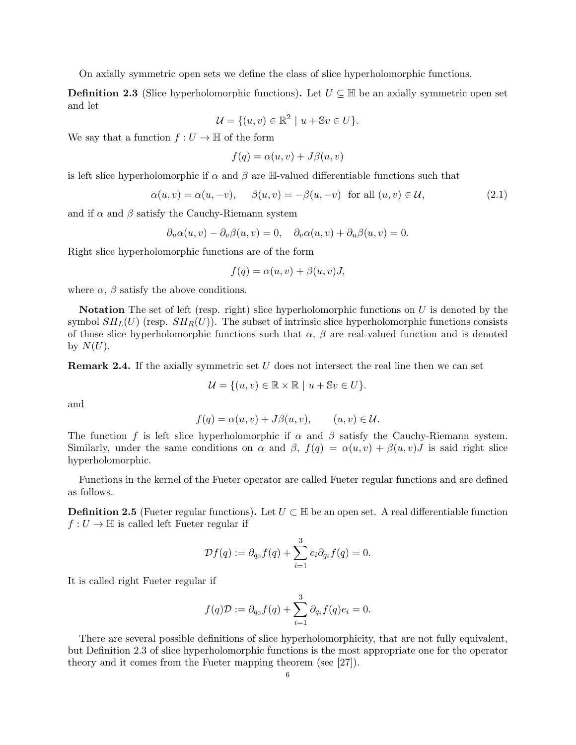On axially symmetric open sets we define the class of slice hyperholomorphic functions.

**Definition 2.3** (Slice hyperholomorphic functions)**.** Let $U \subseteq \mathbb{H}$ be an axially symmetric open set and let

$$\mathcal{U} = \{(u, v) \in \mathbb{R}^2 \mid u + \mathbb{S}v \in U\}.$$

We say that a function $f : U \to \mathbb{H}$ of the form

$$f(q) = \alpha(u, v) + J\beta(u, v)$$

is left slice hyperholomorphic if $\alpha$ and $\beta$ are $\mathbb{H}$-valued differentiable functions such that

$$\alpha(u, v) = \alpha(u, -v), \quad \beta(u, v) = -\beta(u, -v) \quad \text{for all } (u, v) \in \mathcal{U}, \tag{2.1}$$

and if $\alpha$ and $\beta$ satisfy the Cauchy-Riemann system

$$\partial_u \alpha(u, v) - \partial_v \beta(u, v) = 0, \quad \partial_v \alpha(u, v) + \partial_u \beta(u, v) = 0.$$

Right slice hyperholomorphic functions are of the form

$$f(q) = \alpha(u, v) + \beta(u, v)J,$$

where $\alpha$, $\beta$ satisfy the above conditions.

**Notation** The set of left (resp. right) slice hyperholomorphic functions on $U$ is denoted by the symbol $SH_L(U)$ (resp. $SH_R(U)$). The subset of intrinsic slice hyperholomorphic functions consists of those slice hyperholomorphic functions such that $\alpha$, $\beta$ are real-valued function and is denoted by $N(U)$.

**Remark 2.4.** If the axially symmetric set $U$ does not intersect the real line then we can set

$$\mathcal{U} = \{(u, v) \in \mathbb{R} \times \mathbb{R} \mid u + \mathbb{S}v \in U\}.$$

and

$$f(q) = \alpha(u, v) + J\beta(u, v), \qquad (u, v) \in \mathcal{U}.$$

The function $f$ is left slice hyperholomorphic if $\alpha$ and $\beta$ satisfy the Cauchy-Riemann system. Similarly, under the same conditions on $\alpha$ and $\beta$, $f(q) = \alpha(u, v) + \beta(u, v)J$ is said right slice hyperholomorphic.

Functions in the kernel of the Fueter operator are called Fueter regular functions and are defined as follows.

**Definition 2.5** (Fueter regular functions)**.** Let $U \subset \mathbb{H}$ be an open set. A real differentiable function $f : U \to \mathbb{H}$ is called left Fueter regular if

$$\mathcal{D}f(q) := \partial_{q_0} f(q) + \sum_{i=1}^{3} e_i \partial_{q_i} f(q) = 0.$$

It is called right Fueter regular if

$$f(q)\mathcal{D} := \partial_{q_0} f(q) + \sum_{i=1}^{3} \partial_{q_i} f(q) e_i = 0.$$

There are several possible definitions of slice hyperholomorphicity, that are not fully equivalent, but Definition 2.3 of slice hyperholomorphic functions is the most appropriate one for the operator theory and it comes from the Fueter mapping theorem (see [27]).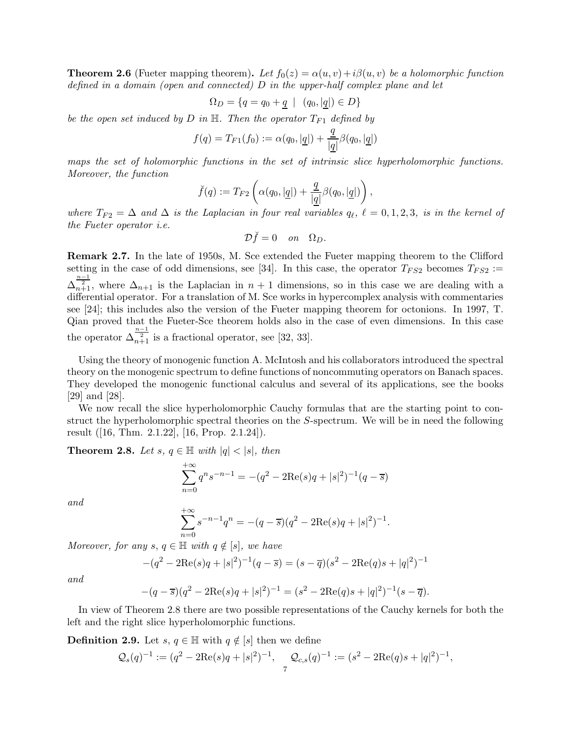**Theorem 2.6** (Fueter mapping theorem)**.** *Let $f_0(z) = \alpha(u,v) + i\beta(u,v)$ be a holomorphic function defined in a domain (open and connected) $D$ in the upper-half complex plane and let*

$$\Omega_D = \{q = q_0 + \underline{q} \ \ | \ \ (q_0, |\underline{q}|) \in D\}$$

*be the open set induced by $D$ in $\mathbb{H}$. Then the operator $T_{F1}$ defined by*

$$f(q) = T_{F1}(f_0) := \alpha(q_0, |\underline{q}|) + \frac{\underline{q}}{|\underline{q}|}\beta(q_0, |\underline{q}|)$$

*maps the set of holomorphic functions in the set of intrinsic slice hyperholomorphic functions. Moreover, the function*

$$\breve{f}(q) := T_{F2}\left(\alpha(q_0, |\underline{q}|) + \frac{\underline{q}}{|\underline{q}|}\beta(q_0, |\underline{q}|)\right),$$

*where $T_{F2} = \Delta$ and $\Delta$ is the Laplacian in four real variables $q_\ell$, $\ell = 0, 1, 2, 3$, is in the kernel of the Fueter operator i.e.*

$$\mathcal{D}\breve{f} = 0 \quad on \quad \Omega_D.$$

**Remark 2.7.** In the late of 1950s, M. Sce extended the Fueter mapping theorem to the Clifford setting in the case of odd dimensions, see [34]. In this case, the operator $T_{FS2}$ becomes $T_{FS2} := \Delta_{n+1}^{\frac{n-1}{2}}$, where $\Delta_{n+1}$ is the Laplacian in $n+1$ dimensions, so in this case we are dealing with a differential operator. For a translation of M. Sce works in hypercomplex analysis with commentaries see [24]; this includes also the version of the Fueter mapping theorem for octonions. In 1997, T. Qian proved that the Fueter-Sce theorem holds also in the case of even dimensions. In this case the operator $\Delta_{n+1}^{\frac{n-1}{2}}$ is a fractional operator, see [32, 33].

Using the theory of monogenic function A. McIntosh and his collaborators introduced the spectral theory on the monogenic spectrum to define functions of noncommuting operators on Banach spaces. They developed the monogenic functional calculus and several of its applications, see the books [29] and [28].

We now recall the slice hyperholomorphic Cauchy formulas that are the starting point to construct the hyperholomorphic spectral theories on the $S$-spectrum. We will be in need the following result ([16, Thm. 2.1.22], [16, Prop. 2.1.24]).

**Theorem 2.8.** *Let $s$, $q \in \mathbb{H}$ with $|q| < |s|$, then*

$$\sum_{n=0}^{+\infty} q^n s^{-n-1} = -(q^2 - 2\mathrm{Re}(s)q + |s|^2)^{-1}(q - \overline{s})$$

*and*

$$\sum_{n=0}^{+\infty} s^{-n-1} q^n = -(q - \overline{s})(q^2 - 2\mathrm{Re}(s)q + |s|^2)^{-1}.$$

*Moreover, for any $s$, $q \in \mathbb{H}$ with $q \notin [s]$, we have*

$$-(q^2 - 2\mathrm{Re}(s)q + |s|^2)^{-1}(q - \overline{s}) = (s - \overline{q})(s^2 - 2\mathrm{Re}(q)s + |q|^2)^{-1}$$

*and*

$$-(q - \overline{s})(q^2 - 2\mathrm{Re}(s)q + |s|^2)^{-1} = (s^2 - 2\mathrm{Re}(q)s + |q|^2)^{-1}(s - \overline{q}).$$

In view of Theorem 2.8 there are two possible representations of the Cauchy kernels for both the left and the right slice hyperholomorphic functions.

**Definition 2.9.** Let $s$, $q \in \mathbb{H}$ with $q \notin [s]$ then we define

$$\mathcal{Q}_s(q)^{-1} := (q^2 - 2\mathrm{Re}(s)q + |s|^2)^{-1}, \quad \mathcal{Q}_{c,s}(q)^{-1} := (s^2 - 2\mathrm{Re}(q)s + |q|^2)^{-1},$$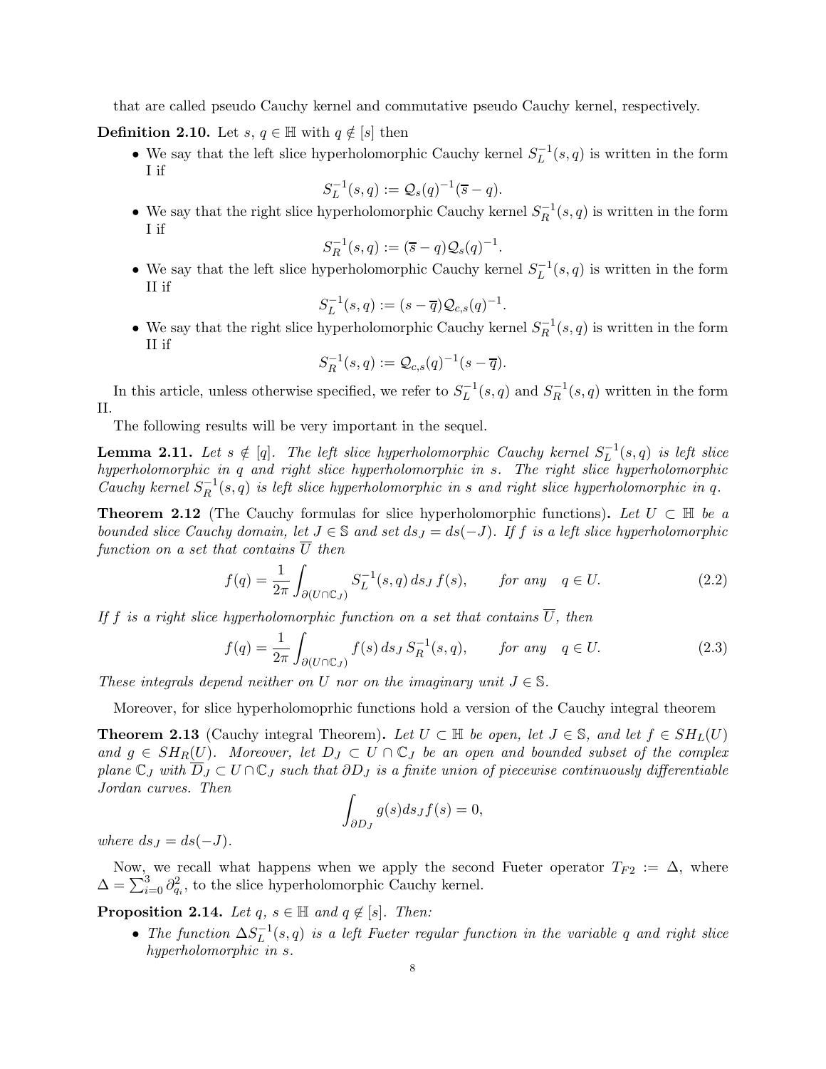that are called pseudo Cauchy kernel and commutative pseudo Cauchy kernel, respectively.

**Definition 2.10.** Let $s,\, q \in \mathbb{H}$ with $q \notin [s]$ then

- We say that the left slice hyperholomorphic Cauchy kernel $S_L^{-1}(s,q)$ is written in the form I if
$$S_L^{-1}(s,q) := \mathcal{Q}_s(q)^{-1}(\overline{s}-q).$$
- We say that the right slice hyperholomorphic Cauchy kernel $S_R^{-1}(s,q)$ is written in the form I if
$$S_R^{-1}(s,q) := (\overline{s}-q)\mathcal{Q}_s(q)^{-1}.$$
- We say that the left slice hyperholomorphic Cauchy kernel $S_L^{-1}(s,q)$ is written in the form II if
$$S_L^{-1}(s,q) := (s-\overline{q})\mathcal{Q}_{c,s}(q)^{-1}.$$
- We say that the right slice hyperholomorphic Cauchy kernel $S_R^{-1}(s,q)$ is written in the form II if
$$S_R^{-1}(s,q) := \mathcal{Q}_{c,s}(q)^{-1}(s-\overline{q}).$$

In this article, unless otherwise specified, we refer to $S_L^{-1}(s,q)$ and $S_R^{-1}(s,q)$ written in the form II.

The following results will be very important in the sequel.

**Lemma 2.11.** *Let $s \notin [q]$. The left slice hyperholomorphic Cauchy kernel $S_L^{-1}(s,q)$ is left slice hyperholomorphic in $q$ and right slice hyperholomorphic in $s$. The right slice hyperholomorphic Cauchy kernel $S_R^{-1}(s,q)$ is left slice hyperholomorphic in $s$ and right slice hyperholomorphic in $q$.*

**Theorem 2.12** (The Cauchy formulas for slice hyperholomorphic functions)**.** *Let $U \subset \mathbb{H}$ be a bounded slice Cauchy domain, let $J \in \mathbb{S}$ and set $ds_J = ds(-J)$. If $f$ is a left slice hyperholomorphic function on a set that contains $\overline{U}$ then*

$$f(q) = \frac{1}{2\pi}\int_{\partial(U\cap\mathbb{C}_J)} S_L^{-1}(s,q)\, ds_J\, f(s), \qquad \text{for any} \quad q \in U. \tag{2.2}$$

*If $f$ is a right slice hyperholomorphic function on a set that contains $\overline{U}$, then*

$$f(q) = \frac{1}{2\pi}\int_{\partial(U\cap\mathbb{C}_J)} f(s)\, ds_J\, S_R^{-1}(s,q), \qquad \text{for any} \quad q \in U. \tag{2.3}$$

*These integrals depend neither on $U$ nor on the imaginary unit $J \in \mathbb{S}$.*

Moreover, for slice hyperholomoprhic functions hold a version of the Cauchy integral theorem

**Theorem 2.13** (Cauchy integral Theorem)**.** *Let $U \subset \mathbb{H}$ be open, let $J \in \mathbb{S}$, and let $f \in SH_L(U)$ and $g \in SH_R(U)$. Moreover, let $D_J \subset U \cap \mathbb{C}_J$ be an open and bounded subset of the complex plane $\mathbb{C}_J$ with $\overline{D}_J \subset U \cap \mathbb{C}_J$ such that $\partial D_J$ is a finite union of piecewise continuously differentiable Jordan curves. Then*

$$\int_{\partial D_J} g(s) ds_J f(s) = 0,$$

*where $ds_J = ds(-J)$.*

Now, we recall what happens when we apply the second Fueter operator $T_{F2} := \Delta$, where $\Delta = \sum_{i=0}^{3} \partial_{q_i}^2$, to the slice hyperholomorphic Cauchy kernel.

**Proposition 2.14.** *Let $q,\, s \in \mathbb{H}$ and $q \notin [s]$. Then:*

- *The function $\Delta S_L^{-1}(s,q)$ is a left Fueter regular function in the variable $q$ and right slice hyperholomorphic in $s$.*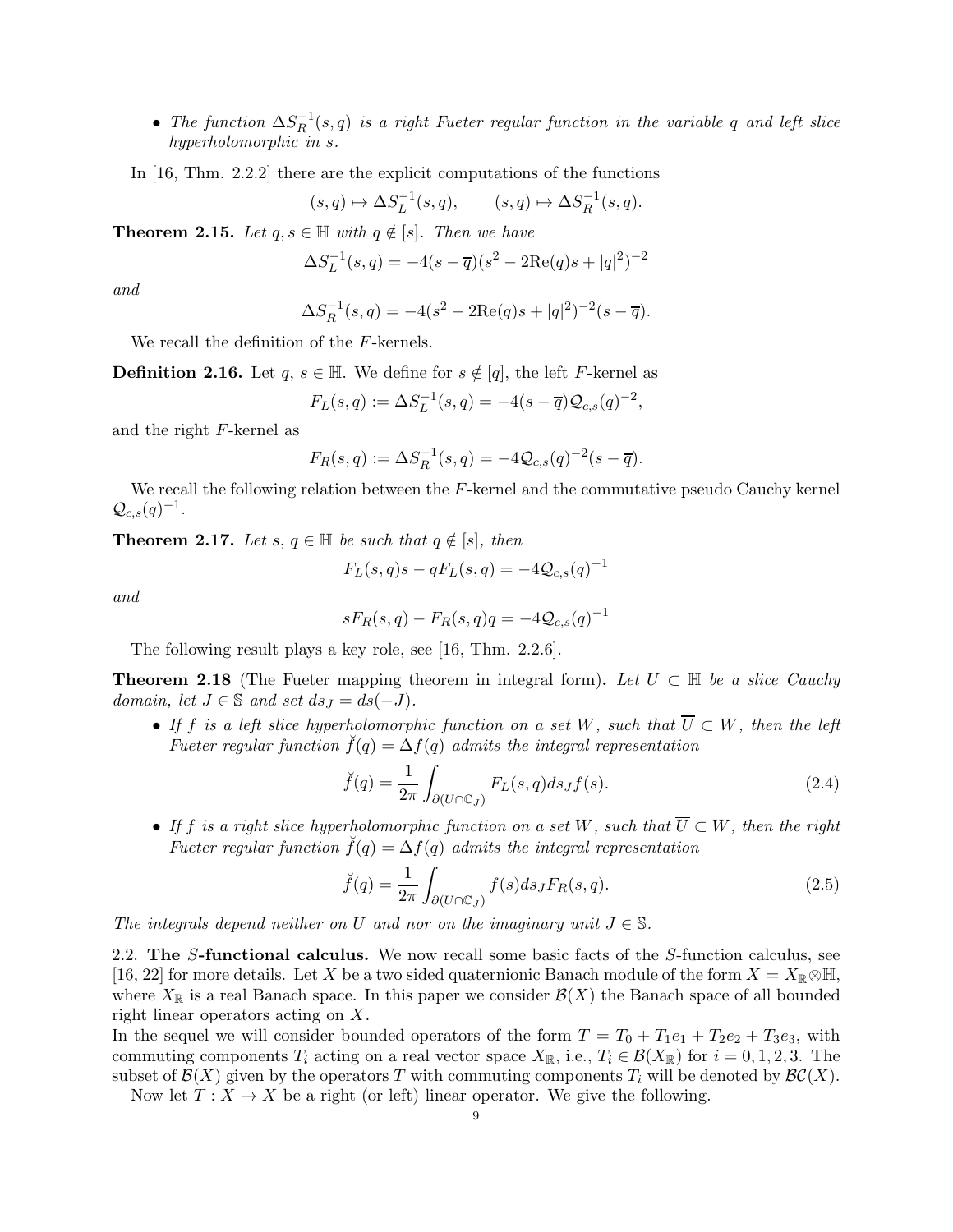- *The function $\Delta S_R^{-1}(s,q)$ is a right Fueter regular function in the variable $q$ and left slice hyperholomorphic in $s$.*

In [16, Thm. 2.2.2] there are the explicit computations of the functions

$$(s,q) \mapsto \Delta S_L^{-1}(s,q), \qquad (s,q) \mapsto \Delta S_R^{-1}(s,q).$$

**Theorem 2.15.** *Let $q, s \in \mathbb{H}$ with $q \notin [s]$. Then we have*

$$\Delta S_L^{-1}(s,q) = -4(s-\overline{q})(s^2 - 2\mathrm{Re}(q)s + |q|^2)^{-2}$$

*and*

$$\Delta S_R^{-1}(s,q) = -4(s^2 - 2\mathrm{Re}(q)s + |q|^2)^{-2}(s-\overline{q}).$$

We recall the definition of the $F$-kernels.

**Definition 2.16.** Let $q, s \in \mathbb{H}$. We define for $s \notin [q]$, the left $F$-kernel as

$$F_L(s,q) := \Delta S_L^{-1}(s,q) = -4(s-\overline{q})\mathcal{Q}_{c,s}(q)^{-2},$$

and the right $F$-kernel as

$$F_R(s,q) := \Delta S_R^{-1}(s,q) = -4\mathcal{Q}_{c,s}(q)^{-2}(s-\overline{q}).$$

We recall the following relation between the $F$-kernel and the commutative pseudo Cauchy kernel $\mathcal{Q}_{c,s}(q)^{-1}$.

**Theorem 2.17.** *Let $s, q \in \mathbb{H}$ be such that $q \notin [s]$, then*

$$F_L(s,q)s - qF_L(s,q) = -4\mathcal{Q}_{c,s}(q)^{-1}$$

*and*

$$sF_R(s,q) - F_R(s,q)q = -4\mathcal{Q}_{c,s}(q)^{-1}$$

The following result plays a key role, see [16, Thm. 2.2.6].

**Theorem 2.18** (The Fueter mapping theorem in integral form)**.** *Let $U \subset \mathbb{H}$ be a slice Cauchy domain, let $J \in \mathbb{S}$ and set $ds_J = ds(-J)$.*

- *If $f$ is a left slice hyperholomorphic function on a set $W$, such that $\overline{U} \subset W$, then the left Fueter regular function $\breve{f}(q) = \Delta f(q)$ admits the integral representation*

$$\breve{f}(q) = \frac{1}{2\pi} \int_{\partial(U\cap\mathbb{C}_J)} F_L(s,q)ds_J f(s). \tag{2.4}$$

- *If $f$ is a right slice hyperholomorphic function on a set $W$, such that $\overline{U} \subset W$, then the right Fueter regular function $\breve{f}(q) = \Delta f(q)$ admits the integral representation*

$$\breve{f}(q) = \frac{1}{2\pi} \int_{\partial(U\cap\mathbb{C}_J)} f(s)ds_J F_R(s,q). \tag{2.5}$$

*The integrals depend neither on $U$ and nor on the imaginary unit $J \in \mathbb{S}$.*

2.2. **The $S$-functional calculus.** We now recall some basic facts of the $S$-function calculus, see [16, 22] for more details. Let $X$ be a two sided quaternionic Banach module of the form $X = X_{\mathbb{R}} \otimes \mathbb{H}$, where $X_{\mathbb{R}}$ is a real Banach space. In this paper we consider $\mathcal{B}(X)$ the Banach space of all bounded right linear operators acting on $X$.

In the sequel we will consider bounded operators of the form $T = T_0 + T_1e_1 + T_2e_2 + T_3e_3$, with commuting components $T_i$ acting on a real vector space $X_{\mathbb{R}}$, i.e., $T_i \in \mathcal{B}(X_{\mathbb{R}})$ for $i = 0, 1, 2, 3$. The subset of $\mathcal{B}(X)$ given by the operators $T$ with commuting components $T_i$ will be denoted by $\mathcal{BC}(X)$.

Now let $T : X \to X$ be a right (or left) linear operator. We give the following.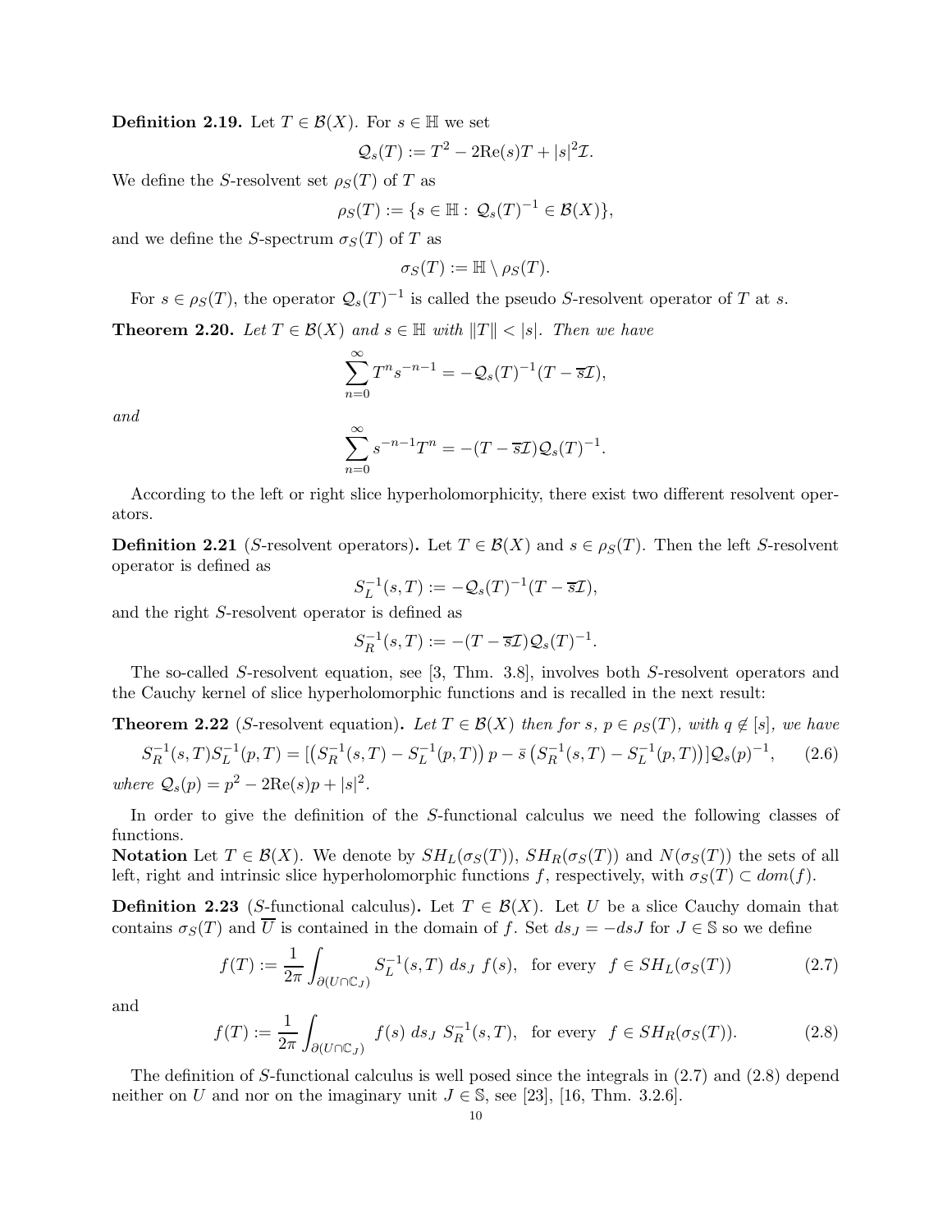**Definition 2.19.** Let $T \in \mathcal{B}(X)$. For $s \in \mathbb{H}$ we set

$$\mathcal{Q}_s(T) := T^2 - 2\mathrm{Re}(s)T + |s|^2\mathcal{I}.$$

We define the $S$-resolvent set $\rho_S(T)$ of $T$ as

$$\rho_S(T) := \{s \in \mathbb{H} : \mathcal{Q}_s(T)^{-1} \in \mathcal{B}(X)\},$$

and we define the $S$-spectrum $\sigma_S(T)$ of $T$ as

$$\sigma_S(T) := \mathbb{H} \setminus \rho_S(T).$$

For $s \in \rho_S(T)$, the operator $\mathcal{Q}_s(T)^{-1}$ is called the pseudo $S$-resolvent operator of $T$ at $s$.

**Theorem 2.20.** *Let $T \in \mathcal{B}(X)$ and $s \in \mathbb{H}$ with $\|T\| < |s|$. Then we have*

$$\sum_{n=0}^{\infty} T^n s^{-n-1} = -\mathcal{Q}_s(T)^{-1}(T - \overline{s}\mathcal{I}),$$

*and*

$$\sum_{n=0}^{\infty} s^{-n-1} T^n = -(T - \overline{s}\mathcal{I})\mathcal{Q}_s(T)^{-1}.$$

According to the left or right slice hyperholomorphicity, there exist two different resolvent operators.

**Definition 2.21** ($S$-resolvent operators)**.** Let $T \in \mathcal{B}(X)$ and $s \in \rho_S(T)$. Then the left $S$-resolvent operator is defined as

$$S_L^{-1}(s,T) := -\mathcal{Q}_s(T)^{-1}(T - \overline{s}\mathcal{I}),$$

and the right $S$-resolvent operator is defined as

$$S_R^{-1}(s,T) := -(T - \overline{s}\mathcal{I})\mathcal{Q}_s(T)^{-1}.$$

The so-called $S$-resolvent equation, see [3, Thm. 3.8], involves both $S$-resolvent operators and the Cauchy kernel of slice hyperholomorphic functions and is recalled in the next result:

**Theorem 2.22** ($S$-resolvent equation)**.** *Let $T \in \mathcal{B}(X)$ then for $s$, $p \in \rho_S(T)$, with $q \notin [s]$, we have*

$$S_R^{-1}(s,T)S_L^{-1}(p,T) = [\left(S_R^{-1}(s,T) - S_L^{-1}(p,T)\right)p - \bar{s}\left(S_R^{-1}(s,T) - S_L^{-1}(p,T)\right)]\mathcal{Q}_s(p)^{-1}, \tag{2.6}$$

*where $\mathcal{Q}_s(p) = p^2 - 2\mathrm{Re}(s)p + |s|^2$.*

In order to give the definition of the $S$-functional calculus we need the following classes of functions.

**Notation** Let $T \in \mathcal{B}(X)$. We denote by $SH_L(\sigma_S(T))$, $SH_R(\sigma_S(T))$ and $N(\sigma_S(T))$ the sets of all left, right and intrinsic slice hyperholomorphic functions $f$, respectively, with $\sigma_S(T) \subset dom(f)$.

**Definition 2.23** ($S$-functional calculus)**.** Let $T \in \mathcal{B}(X)$. Let $U$ be a slice Cauchy domain that contains $\sigma_S(T)$ and $\overline{U}$ is contained in the domain of $f$. Set $ds_J = -dsJ$ for $J \in \mathbb{S}$ so we define

$$f(T) := \frac{1}{2\pi}\int_{\partial(U\cap\mathbb{C}_J)} S_L^{-1}(s,T)\ ds_J\ f(s), \quad \text{for every} \quad f \in SH_L(\sigma_S(T)) \tag{2.7}$$

and

$$f(T) := \frac{1}{2\pi}\int_{\partial(U\cap\mathbb{C}_J)} f(s)\ ds_J\ S_R^{-1}(s,T), \quad \text{for every} \quad f \in SH_R(\sigma_S(T)). \tag{2.8}$$

The definition of $S$-functional calculus is well posed since the integrals in (2.7) and (2.8) depend neither on $U$ and nor on the imaginary unit $J \in \mathbb{S}$, see [23], [16, Thm. 3.2.6].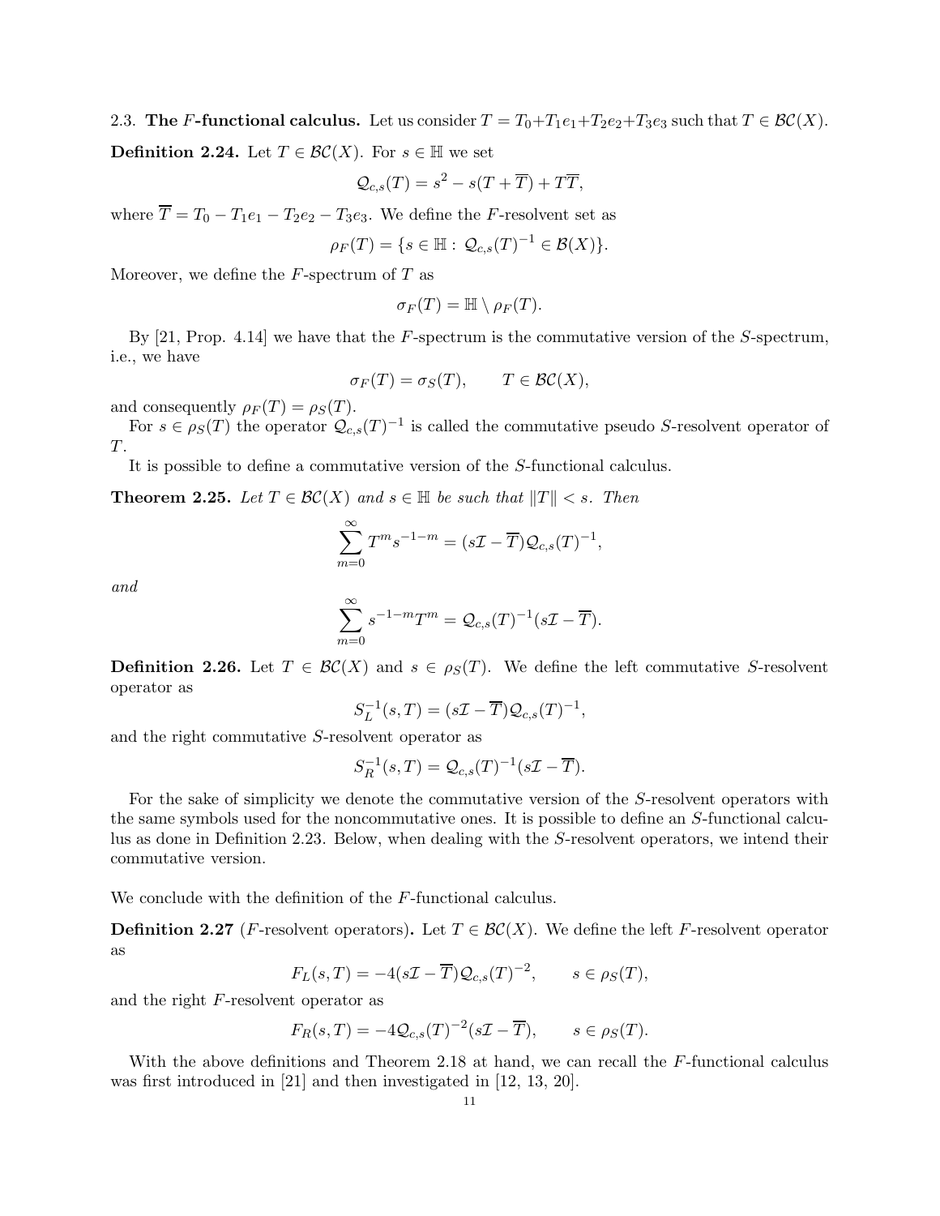2.3. **The $F$-functional calculus.** Let us consider $T = T_0+T_1e_1+T_2e_2+T_3e_3$ such that $T \in \mathcal{BC}(X)$.

**Definition 2.24.** Let $T \in \mathcal{BC}(X)$. For $s \in \mathbb{H}$ we set

$$\mathcal{Q}_{c,s}(T) = s^2 - s(T + \overline{T}) + T\overline{T},$$

where $\overline{T} = T_0 - T_1e_1 - T_2e_2 - T_3e_3$. We define the $F$-resolvent set as

$$\rho_F(T) = \{s \in \mathbb{H} : \mathcal{Q}_{c,s}(T)^{-1} \in \mathcal{B}(X)\}.$$

Moreover, we define the $F$-spectrum of $T$ as

$$\sigma_F(T) = \mathbb{H} \setminus \rho_F(T).$$

By [21, Prop. 4.14] we have that the $F$-spectrum is the commutative version of the $S$-spectrum, i.e., we have

$$\sigma_F(T) = \sigma_S(T), \qquad T \in \mathcal{BC}(X),$$

and consequently $\rho_F(T) = \rho_S(T)$.

For $s \in \rho_S(T)$ the operator $\mathcal{Q}_{c,s}(T)^{-1}$ is called the commutative pseudo $S$-resolvent operator of $T$.

It is possible to define a commutative version of the $S$-functional calculus.

**Theorem 2.25.** *Let $T \in \mathcal{BC}(X)$ and $s \in \mathbb{H}$ be such that $\|T\| < s$. Then*

$$\sum_{m=0}^{\infty} T^m s^{-1-m} = (s\mathcal{I} - \overline{T})\mathcal{Q}_{c,s}(T)^{-1},$$

*and*

$$\sum_{m=0}^{\infty} s^{-1-m} T^m = \mathcal{Q}_{c,s}(T)^{-1}(s\mathcal{I} - \overline{T}).$$

**Definition 2.26.** Let $T \in \mathcal{BC}(X)$ and $s \in \rho_S(T)$. We define the left commutative $S$-resolvent operator as

$$S_L^{-1}(s,T) = (s\mathcal{I} - \overline{T})\mathcal{Q}_{c,s}(T)^{-1},$$

and the right commutative $S$-resolvent operator as

$$S_R^{-1}(s,T) = \mathcal{Q}_{c,s}(T)^{-1}(s\mathcal{I} - \overline{T}).$$

For the sake of simplicity we denote the commutative version of the $S$-resolvent operators with the same symbols used for the noncommutative ones. It is possible to define an $S$-functional calculus as done in Definition 2.23. Below, when dealing with the $S$-resolvent operators, we intend their commutative version.

We conclude with the definition of the $F$-functional calculus.

**Definition 2.27** ($F$-resolvent operators)**.** Let $T \in \mathcal{BC}(X)$. We define the left $F$-resolvent operator as

$$F_L(s,T) = -4(s\mathcal{I} - \overline{T})\mathcal{Q}_{c,s}(T)^{-2}, \qquad s \in \rho_S(T),$$

and the right $F$-resolvent operator as

$$F_R(s,T) = -4\mathcal{Q}_{c,s}(T)^{-2}(s\mathcal{I} - \overline{T}), \qquad s \in \rho_S(T).$$

With the above definitions and Theorem 2.18 at hand, we can recall the $F$-functional calculus was first introduced in [21] and then investigated in [12, 13, 20].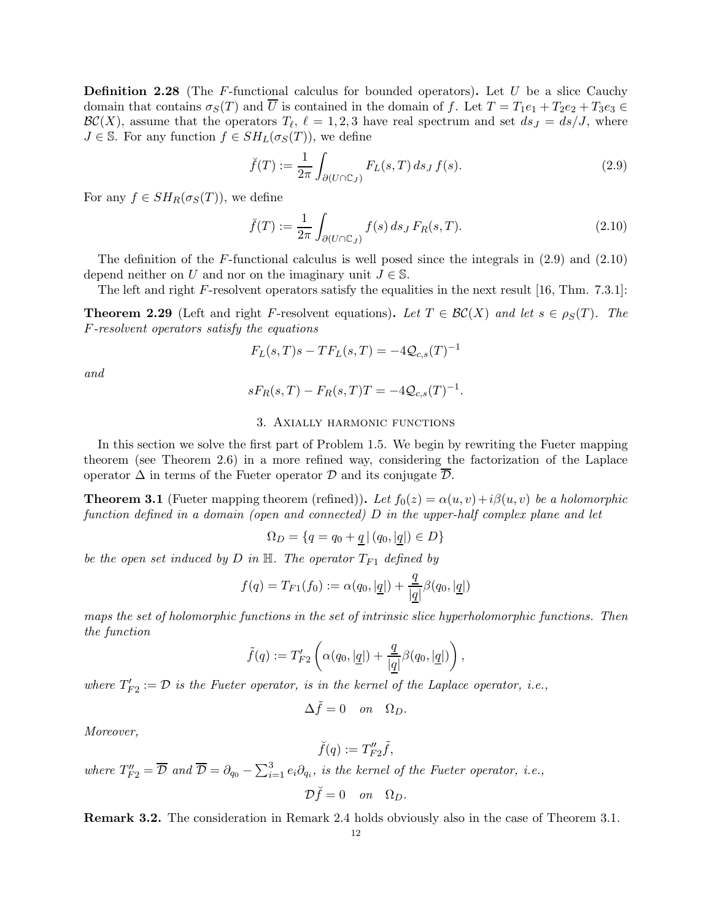**Definition 2.28** (The $F$-functional calculus for bounded operators)**.** Let $U$ be a slice Cauchy domain that contains $\sigma_S(T)$ and $\overline{U}$ is contained in the domain of $f$. Let $T = T_1e_1 + T_2e_2 + T_3e_3 \in \mathcal{BC}(X)$, assume that the operators $T_\ell$, $\ell = 1, 2, 3$ have real spectrum and set $ds_J = ds/J$, where $J \in \mathbb{S}$. For any function $f \in SH_L(\sigma_S(T))$, we define

$$\breve{f}(T) := \frac{1}{2\pi} \int_{\partial(U\cap\mathbb{C}_J)} F_L(s,T)\, ds_J\, f(s). \tag{2.9}$$

For any $f \in SH_R(\sigma_S(T))$, we define

$$\breve{f}(T) := \frac{1}{2\pi} \int_{\partial(U\cap\mathbb{C}_J)} f(s)\, ds_J\, F_R(s,T). \tag{2.10}$$

The definition of the $F$-functional calculus is well posed since the integrals in (2.9) and (2.10) depend neither on $U$ and nor on the imaginary unit $J \in \mathbb{S}$.

The left and right $F$-resolvent operators satisfy the equalities in the next result [16, Thm. 7.3.1]:

**Theorem 2.29** (Left and right $F$-resolvent equations)**.** *Let $T \in \mathcal{BC}(X)$ and let $s \in \rho_S(T)$. The $F$-resolvent operators satisfy the equations*

$$F_L(s,T)s - TF_L(s,T) = -4\mathcal{Q}_{c,s}(T)^{-1}$$

*and*

$$sF_R(s,T) - F_R(s,T)T = -4\mathcal{Q}_{c,s}(T)^{-1}.$$

## 3. Axially harmonic functions

In this section we solve the first part of Problem 1.5. We begin by rewriting the Fueter mapping theorem (see Theorem 2.6) in a more refined way, considering the factorization of the Laplace operator $\Delta$ in terms of the Fueter operator $\mathcal{D}$ and its conjugate $\overline{\mathcal{D}}$.

**Theorem 3.1** (Fueter mapping theorem (refined))**.** *Let $f_0(z) = \alpha(u,v) + i\beta(u,v)$ be a holomorphic function defined in a domain (open and connected) $D$ in the upper-half complex plane and let*

$$\Omega_D = \{q = q_0 + \underline{q} \,|\, (q_0, |\underline{q}|) \in D\}$$

*be the open set induced by $D$ in $\mathbb{H}$. The operator $T_{F1}$ defined by*

$$f(q) = T_{F1}(f_0) := \alpha(q_0, |\underline{q}|) + \frac{\underline{q}}{|\underline{q}|}\beta(q_0, |\underline{q}|)$$

*maps the set of holomorphic functions in the set of intrinsic slice hyperholomorphic functions. Then the function*

$$\tilde{f}(q) := T'_{F2}\left(\alpha(q_0, |\underline{q}|) + \frac{\underline{q}}{|\underline{q}|}\beta(q_0, |\underline{q}|)\right),$$

*where $T'_{F2} := \mathcal{D}$ is the Fueter operator, is in the kernel of the Laplace operator, i.e.,*

$$\Delta \tilde{f} = 0 \quad on \quad \Omega_D.$$

*Moreover,*

$$\breve{f}(q) := T''_{F2}\tilde{f},$$

*where $T''_{F2} = \overline{\mathcal{D}}$ and $\overline{\mathcal{D}} = \partial_{q_0} - \sum_{i=1}^{3} e_i \partial_{q_i}$, is the kernel of the Fueter operator, i.e.,*

$$\mathcal{D}\breve{f} = 0 \quad on \quad \Omega_D.$$

**Remark 3.2.** The consideration in Remark 2.4 holds obviously also in the case of Theorem 3.1.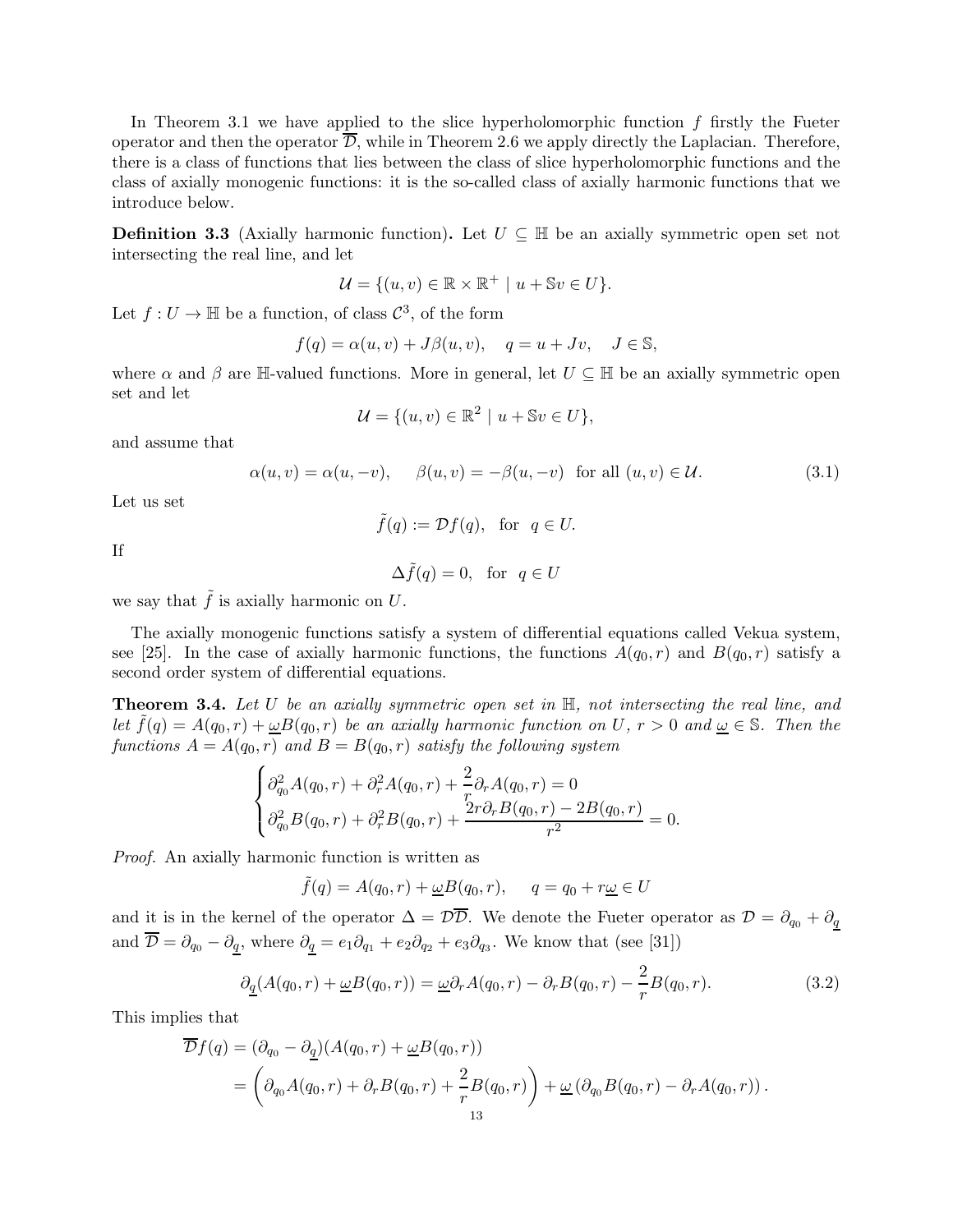In Theorem 3.1 we have applied to the slice hyperholomorphic function $f$ firstly the Fueter operator and then the operator $\overline{\mathcal{D}}$, while in Theorem 2.6 we apply directly the Laplacian. Therefore, there is a class of functions that lies between the class of slice hyperholomorphic functions and the class of axially monogenic functions: it is the so-called class of axially harmonic functions that we introduce below.

**Definition 3.3** (Axially harmonic function)**.** Let $U \subseteq \mathbb{H}$ be an axially symmetric open set not intersecting the real line, and let

$$\mathcal{U} = \{(u, v) \in \mathbb{R} \times \mathbb{R}^+ \mid u + \mathbb{S}v \in U\}.$$

Let $f : U \to \mathbb{H}$ be a function, of class $\mathcal{C}^3$, of the form

$$f(q) = \alpha(u, v) + J\beta(u, v), \quad q = u + Jv, \quad J \in \mathbb{S},$$

where $\alpha$ and $\beta$ are $\mathbb{H}$-valued functions. More in general, let $U \subseteq \mathbb{H}$ be an axially symmetric open set and let

$$\mathcal{U} = \{(u, v) \in \mathbb{R}^2 \mid u + \mathbb{S}v \in U\},$$

and assume that

$$\alpha(u, v) = \alpha(u, -v), \quad \beta(u, v) = -\beta(u, -v) \ \text{ for all } (u, v) \in \mathcal{U}. \tag{3.1}$$

Let us set

$$\tilde{f}(q) := \mathcal{D}f(q), \quad \text{for } \ q \in U.$$

If

$$\Delta \tilde{f}(q) = 0, \quad \text{for } \ q \in U$$

we say that $\tilde{f}$ is axially harmonic on $U$.

The axially monogenic functions satisfy a system of differential equations called Vekua system, see [25]. In the case of axially harmonic functions, the functions $A(q_0, r)$ and $B(q_0, r)$ satisfy a second order system of differential equations.

**Theorem 3.4.** *Let $U$ be an axially symmetric open set in $\mathbb{H}$, not intersecting the real line, and let $\tilde{f}(q) = A(q_0, r) + \underline{\omega}B(q_0, r)$ be an axially harmonic function on $U$, $r > 0$ and $\underline{\omega} \in \mathbb{S}$. Then the functions $A = A(q_0, r)$ and $B = B(q_0, r)$ satisfy the following system*

$$\begin{cases} \partial_{q_0}^2 A(q_0, r) + \partial_r^2 A(q_0, r) + \dfrac{2}{r}\partial_r A(q_0, r) = 0 \\ \partial_{q_0}^2 B(q_0, r) + \partial_r^2 B(q_0, r) + \dfrac{2r\partial_r B(q_0, r) - 2B(q_0, r)}{r^2} = 0. \end{cases}$$

*Proof.* An axially harmonic function is written as

$$\tilde{f}(q) = A(q_0, r) + \underline{\omega}B(q_0, r), \quad q = q_0 + r\underline{\omega} \in U$$

and it is in the kernel of the operator $\Delta = \mathcal{D}\overline{\mathcal{D}}$. We denote the Fueter operator as $\mathcal{D} = \partial_{q_0} + \partial_{\underline{q}}$ and $\overline{\mathcal{D}} = \partial_{q_0} - \partial_{\underline{q}}$, where $\partial_{\underline{q}} = e_1\partial_{q_1} + e_2\partial_{q_2} + e_3\partial_{q_3}$. We know that (see [31])

$$\partial_{\underline{q}}(A(q_0, r) + \underline{\omega}B(q_0, r)) = \underline{\omega}\partial_r A(q_0, r) - \partial_r B(q_0, r) - \frac{2}{r}B(q_0, r). \tag{3.2}$$

This implies that

$$\begin{aligned} \overline{\mathcal{D}}f(q) &= (\partial_{q_0} - \partial_{\underline{q}})(A(q_0, r) + \underline{\omega}B(q_0, r)) \\ &= \left(\partial_{q_0} A(q_0, r) + \partial_r B(q_0, r) + \frac{2}{r}B(q_0, r)\right) + \underline{\omega}\left(\partial_{q_0} B(q_0, r) - \partial_r A(q_0, r)\right). \end{aligned}$$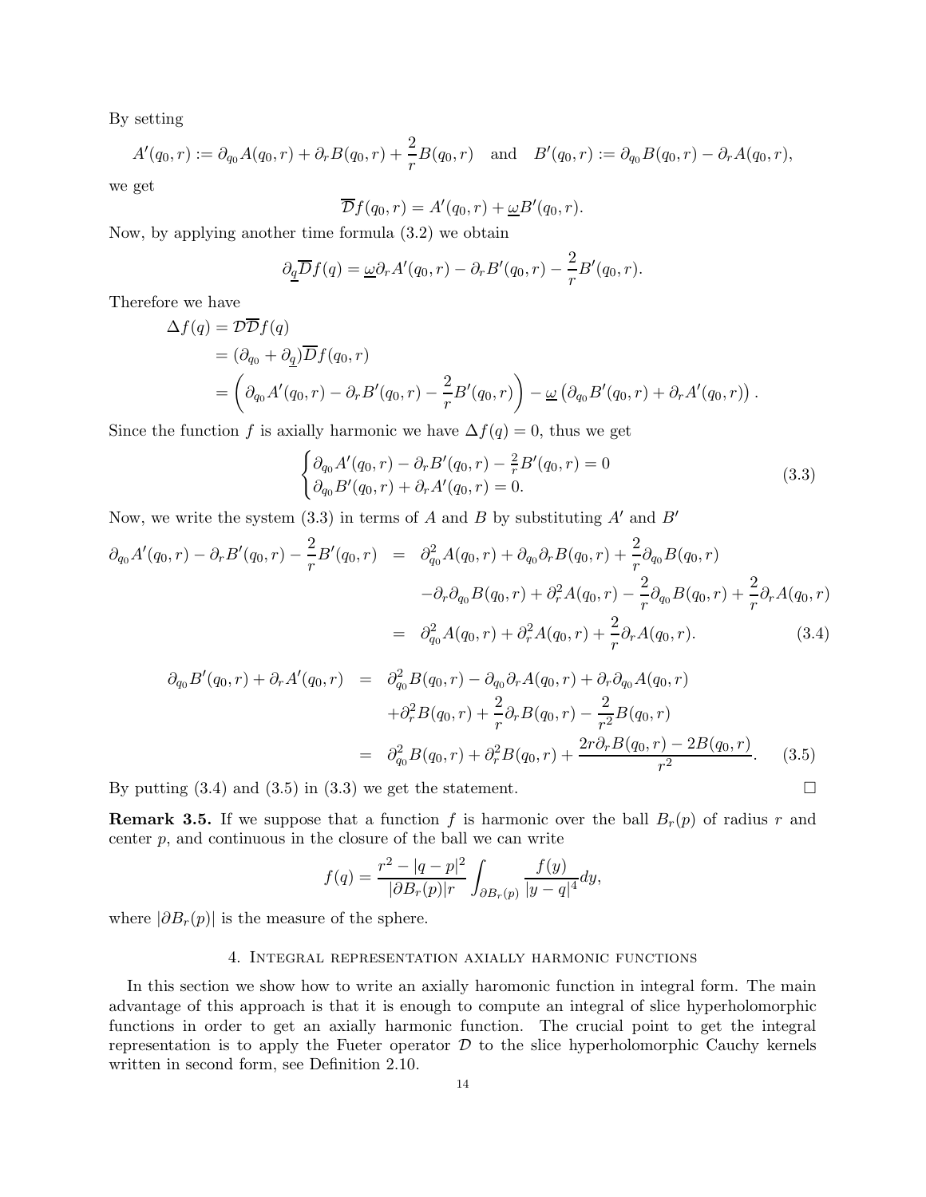By setting

$$A'(q_0,r) := \partial_{q_0} A(q_0,r) + \partial_r B(q_0,r) + \frac{2}{r} B(q_0,r) \quad \text{and} \quad B'(q_0,r) := \partial_{q_0} B(q_0,r) - \partial_r A(q_0,r),$$

we get

$$\overline{\mathcal{D}} f(q_0,r) = A'(q_0,r) + \underline{\omega} B'(q_0,r).$$

Now, by applying another time formula (3.2) we obtain

$$\partial_{\underline{q}} \overline{\mathcal{D}} f(q) = \underline{\omega} \partial_r A'(q_0,r) - \partial_r B'(q_0,r) - \frac{2}{r} B'(q_0,r).$$

Therefore we have

$$\begin{aligned}
\Delta f(q) &= \mathcal{D}\overline{\mathcal{D}} f(q) \\
&= (\partial_{q_0} + \partial_{\underline{q}}) \overline{\mathcal{D}} f(q_0,r) \\
&= \left( \partial_{q_0} A'(q_0,r) - \partial_r B'(q_0,r) - \frac{2}{r} B'(q_0,r) \right) - \underline{\omega} \left( \partial_{q_0} B'(q_0,r) + \partial_r A'(q_0,r) \right).
\end{aligned}$$

Since the function $f$ is axially harmonic we have $\Delta f(q) = 0$, thus we get

$$\begin{cases} \partial_{q_0} A'(q_0,r) - \partial_r B'(q_0,r) - \frac{2}{r} B'(q_0,r) = 0 \\ \partial_{q_0} B'(q_0,r) + \partial_r A'(q_0,r) = 0. \end{cases} \tag{3.3}$$

Now, we write the system (3.3) in terms of $A$ and $B$ by substituting $A'$ and $B'$

$$\begin{aligned}
\partial_{q_0} A'(q_0,r) - \partial_r B'(q_0,r) - \frac{2}{r} B'(q_0,r) &= \partial_{q_0}^2 A(q_0,r) + \partial_{q_0}\partial_r B(q_0,r) + \frac{2}{r} \partial_{q_0} B(q_0,r) \\
&\quad - \partial_r \partial_{q_0} B(q_0,r) + \partial_r^2 A(q_0,r) - \frac{2}{r} \partial_{q_0} B(q_0,r) + \frac{2}{r} \partial_r A(q_0,r) \\
&= \partial_{q_0}^2 A(q_0,r) + \partial_r^2 A(q_0,r) + \frac{2}{r} \partial_r A(q_0,r).
\end{aligned} \tag{3.4}$$

$$\begin{aligned}
\partial_{q_0} B'(q_0,r) + \partial_r A'(q_0,r) &= \partial_{q_0}^2 B(q_0,r) - \partial_{q_0}\partial_r A(q_0,r) + \partial_r \partial_{q_0} A(q_0,r) \\
&\quad + \partial_r^2 B(q_0,r) + \frac{2}{r} \partial_r B(q_0,r) - \frac{2}{r^2} B(q_0,r) \\
&= \partial_{q_0}^2 B(q_0,r) + \partial_r^2 B(q_0,r) + \frac{2r \partial_r B(q_0,r) - 2B(q_0,r)}{r^2}.
\end{aligned} \tag{3.5}$$

By putting (3.4) and (3.5) in (3.3) we get the statement. □

**Remark 3.5.** If we suppose that a function $f$ is harmonic over the ball $B_r(p)$ of radius $r$ and center $p$, and continuous in the closure of the ball we can write

$$f(q) = \frac{r^2 - |q-p|^2}{|\partial B_r(p)| r} \int_{\partial B_r(p)} \frac{f(y)}{|y-q|^4} dy,$$

where $|\partial B_r(p)|$ is the measure of the sphere.

## 4. Integral representation axially harmonic functions

In this section we show how to write an axially haromonic function in integral form. The main advantage of this approach is that it is enough to compute an integral of slice hyperholomorphic functions in order to get an axially harmonic function. The crucial point to get the integral representation is to apply the Fueter operator $\mathcal{D}$ to the slice hyperholomorphic Cauchy kernels written in second form, see Definition 2.10.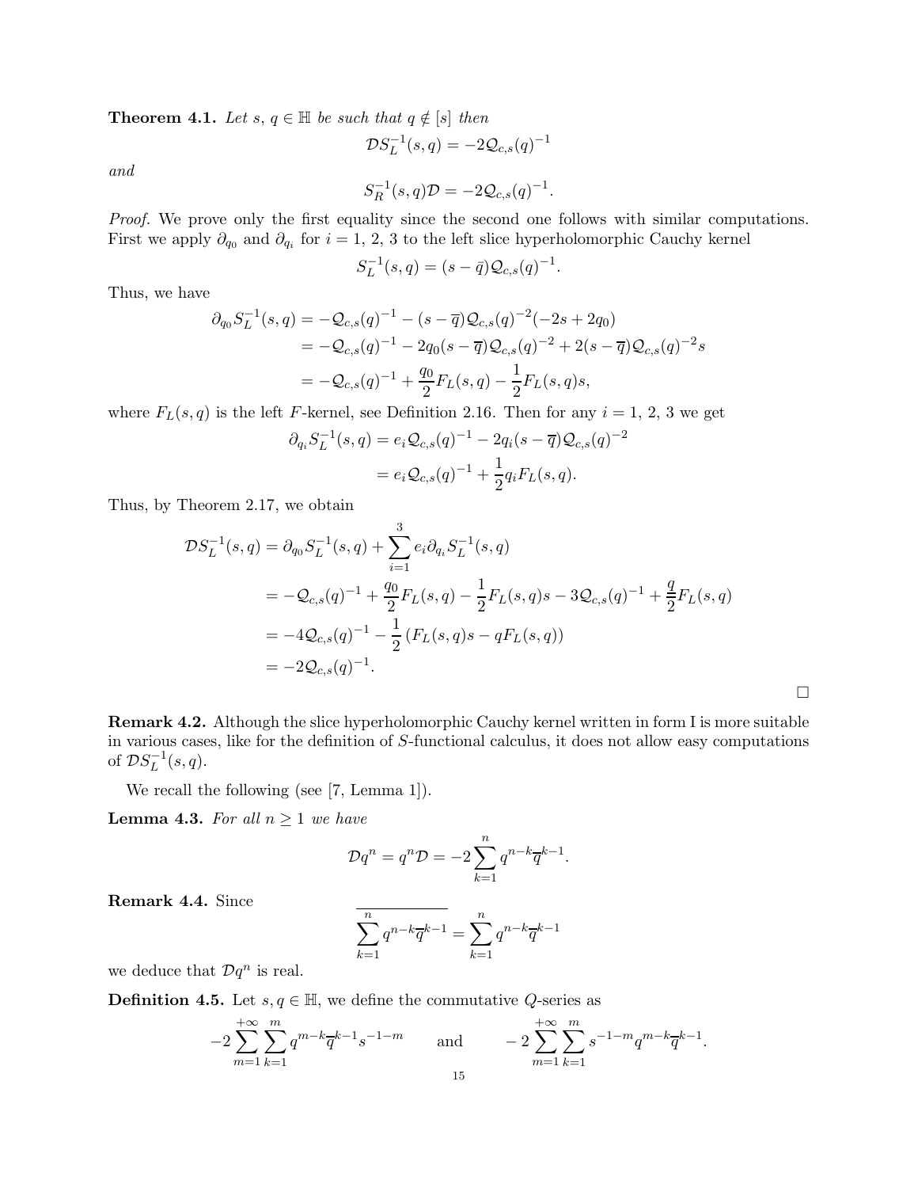**Theorem 4.1.** *Let $s, q \in \mathbb{H}$ be such that $q \notin [s]$ then*

$$\mathcal{D} S_L^{-1}(s,q) = -2\mathcal{Q}_{c,s}(q)^{-1}$$

*and*

$$S_R^{-1}(s,q)\mathcal{D} = -2\mathcal{Q}_{c,s}(q)^{-1}.$$

*Proof.* We prove only the first equality since the second one follows with similar computations. First we apply $\partial_{q_0}$ and $\partial_{q_i}$ for $i = 1, 2, 3$ to the left slice hyperholomorphic Cauchy kernel

$$S_L^{-1}(s,q) = (s - \bar{q})\mathcal{Q}_{c,s}(q)^{-1}.$$

Thus, we have

$$\begin{aligned}
\partial_{q_0} S_L^{-1}(s,q) &= -\mathcal{Q}_{c,s}(q)^{-1} - (s-\overline{q})\mathcal{Q}_{c,s}(q)^{-2}(-2s+2q_0) \\
&= -\mathcal{Q}_{c,s}(q)^{-1} - 2q_0(s-\overline{q})\mathcal{Q}_{c,s}(q)^{-2} + 2(s-\overline{q})\mathcal{Q}_{c,s}(q)^{-2}s \\
&= -\mathcal{Q}_{c,s}(q)^{-1} + \frac{q_0}{2}F_L(s,q) - \frac{1}{2}F_L(s,q)s,
\end{aligned}$$

where $F_L(s,q)$ is the left $F$-kernel, see Definition 2.16. Then for any $i = 1, 2, 3$ we get

$$\begin{aligned}
\partial_{q_i} S_L^{-1}(s,q) &= e_i\mathcal{Q}_{c,s}(q)^{-1} - 2q_i(s-\overline{q})\mathcal{Q}_{c,s}(q)^{-2} \\
&= e_i\mathcal{Q}_{c,s}(q)^{-1} + \frac{1}{2}q_i F_L(s,q).
\end{aligned}$$

Thus, by Theorem 2.17, we obtain

$$\begin{aligned}
\mathcal{D} S_L^{-1}(s,q) &= \partial_{q_0} S_L^{-1}(s,q) + \sum_{i=1}^{3} e_i \partial_{q_i} S_L^{-1}(s,q) \\
&= -\mathcal{Q}_{c,s}(q)^{-1} + \frac{q_0}{2}F_L(s,q) - \frac{1}{2}F_L(s,q)s - 3\mathcal{Q}_{c,s}(q)^{-1} + \frac{\underline{q}}{2}F_L(s,q) \\
&= -4\mathcal{Q}_{c,s}(q)^{-1} - \frac{1}{2}\left(F_L(s,q)s - qF_L(s,q)\right) \\
&= -2\mathcal{Q}_{c,s}(q)^{-1}.
\end{aligned}$$

□

**Remark 4.2.** Although the slice hyperholomorphic Cauchy kernel written in form I is more suitable in various cases, like for the definition of $S$-functional calculus, it does not allow easy computations of $\mathcal{D} S_L^{-1}(s,q)$.

We recall the following (see [7, Lemma 1]).

**Lemma 4.3.** *For all $n \geq 1$ we have*

$$\mathcal{D} q^n = q^n \mathcal{D} = -2\sum_{k=1}^{n} q^{n-k}\overline{q}^{k-1}.$$

**Remark 4.4.** Since

$$\overline{\sum_{k=1}^{n} q^{n-k}\overline{q}^{k-1}} = \sum_{k=1}^{n} q^{n-k}\overline{q}^{k-1}$$

we deduce that $\mathcal{D} q^n$ is real.

**Definition 4.5.** Let $s, q \in \mathbb{H}$, we define the commutative $Q$-series as

$$-2\sum_{m=1}^{+\infty}\sum_{k=1}^{m} q^{m-k}\overline{q}^{k-1}s^{-1-m} \qquad \text{and} \qquad -2\sum_{m=1}^{+\infty}\sum_{k=1}^{m} s^{-1-m}q^{m-k}\overline{q}^{k-1}.$$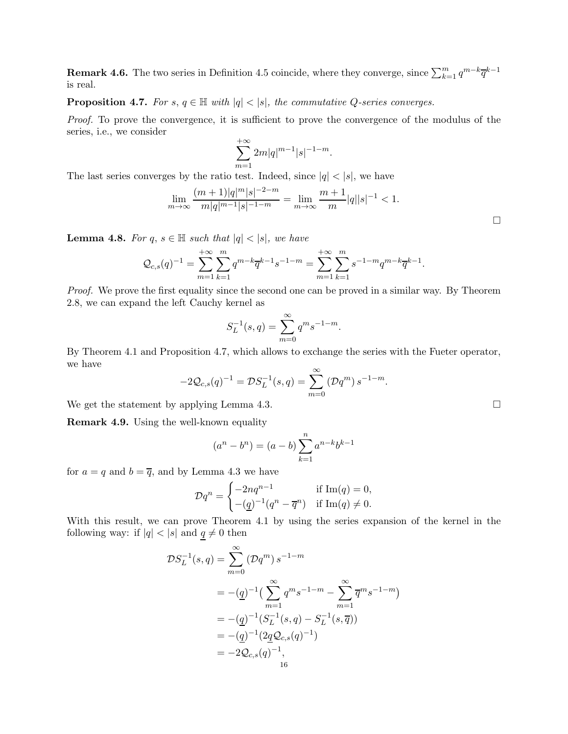**Remark 4.6.** The two series in Definition 4.5 coincide, where they converge, since $\sum_{k=1}^{m} q^{m-k}\overline{q}^{k-1}$ is real.

**Proposition 4.7.** *For $s$, $q \in \mathbb{H}$ with $|q| < |s|$, the commutative Q-series converges.*

*Proof.* To prove the convergence, it is sufficient to prove the convergence of the modulus of the series, i.e., we consider

$$\sum_{m=1}^{+\infty} 2m|q|^{m-1}|s|^{-1-m}.$$

The last series converges by the ratio test. Indeed, since $|q| < |s|$, we have

$$\lim_{m\to\infty} \frac{(m+1)|q|^m|s|^{-2-m}}{m|q|^{m-1}|s|^{-1-m}} = \lim_{m\to\infty} \frac{m+1}{m}|q||s|^{-1} < 1.$$

□

**Lemma 4.8.** *For $q$, $s \in \mathbb{H}$ such that $|q| < |s|$, we have*

$$\mathcal{Q}_{c,s}(q)^{-1} = \sum_{m=1}^{+\infty}\sum_{k=1}^{m} q^{m-k}\overline{q}^{k-1}s^{-1-m} = \sum_{m=1}^{+\infty}\sum_{k=1}^{m} s^{-1-m}q^{m-k}\overline{q}^{k-1}.$$

*Proof.* We prove the first equality since the second one can be proved in a similar way. By Theorem 2.8, we can expand the left Cauchy kernel as

$$S_L^{-1}(s,q) = \sum_{m=0}^{\infty} q^m s^{-1-m}.$$

By Theorem 4.1 and Proposition 4.7, which allows to exchange the series with the Fueter operator, we have

$$-2\mathcal{Q}_{c,s}(q)^{-1} = \mathcal{D}S_L^{-1}(s,q) = \sum_{m=0}^{\infty} (\mathcal{D}q^m)\, s^{-1-m}.$$

We get the statement by applying Lemma 4.3. □

**Remark 4.9.** Using the well-known equality

$$(a^n - b^n) = (a-b)\sum_{k=1}^{n} a^{n-k}b^{k-1}$$

for $a = q$ and $b = \overline{q}$, and by Lemma 4.3 we have

$$\mathcal{D}q^n = \begin{cases} -2nq^{n-1} & \text{if } \operatorname{Im}(q) = 0, \\ -(\underline{q})^{-1}(q^n - \overline{q}^n) & \text{if } \operatorname{Im}(q) \neq 0. \end{cases}$$

With this result, we can prove Theorem 4.1 by using the series expansion of the kernel in the following way: if $|q| < |s|$ and $\underline{q} \neq 0$ then

$$\begin{aligned}
\mathcal{D}S_L^{-1}(s,q) &= \sum_{m=0}^{\infty} (\mathcal{D}q^m)\, s^{-1-m} \\
&= -(\underline{q})^{-1}\Big(\sum_{m=1}^{\infty} q^m s^{-1-m} - \sum_{m=1}^{\infty} \overline{q}^m s^{-1-m}\Big) \\
&= -(\underline{q})^{-1}(S_L^{-1}(s,q) - S_L^{-1}(s,\overline{q})) \\
&= -(\underline{q})^{-1}(2\underline{q}\mathcal{Q}_{c,s}(q)^{-1}) \\
&= -2\mathcal{Q}_{c,s}(q)^{-1},
\end{aligned}$$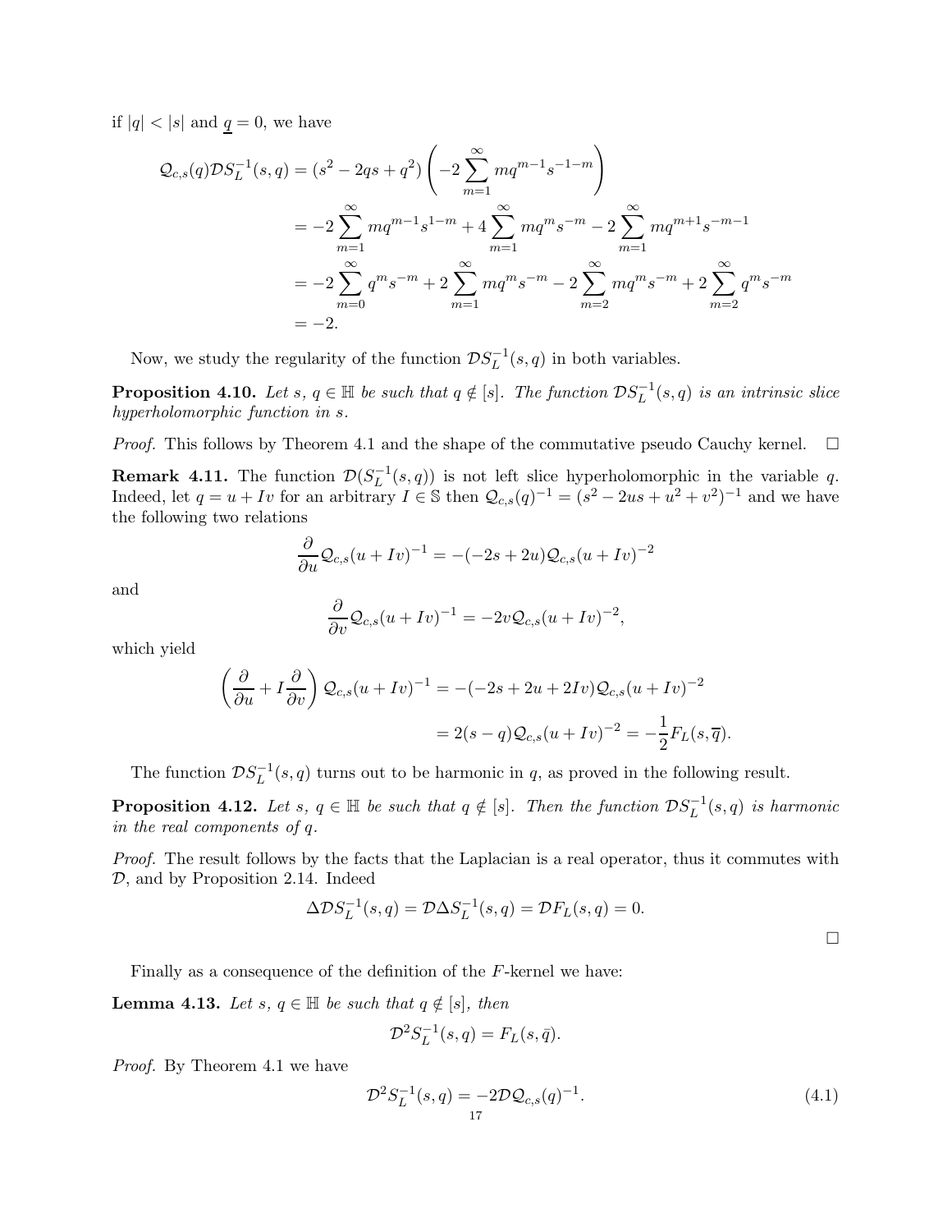if $|q|<|s|$ and $\underline{q}=0$, we have

$$
\begin{aligned}
\mathcal{Q}_{c,s}(q)\mathcal{D}S_L^{-1}(s,q) &= (s^2-2qs+q^2)\left(-2\sum_{m=1}^{\infty} mq^{m-1}s^{-1-m}\right) \\
&= -2\sum_{m=1}^{\infty} mq^{m-1}s^{1-m} + 4\sum_{m=1}^{\infty} mq^{m}s^{-m} - 2\sum_{m=1}^{\infty} mq^{m+1}s^{-m-1} \\
&= -2\sum_{m=0}^{\infty} q^{m}s^{-m} + 2\sum_{m=1}^{\infty} mq^{m}s^{-m} - 2\sum_{m=2}^{\infty} mq^{m}s^{-m} + 2\sum_{m=2}^{\infty} q^{m}s^{-m} \\
&= -2.
\end{aligned}
$$

Now, we study the regularity of the function $\mathcal{D}S_L^{-1}(s,q)$ in both variables.

**Proposition 4.10.** *Let $s$, $q\in\mathbb{H}$ be such that $q\notin[s]$. The function $\mathcal{D}S_L^{-1}(s,q)$ is an intrinsic slice hyperholomorphic function in $s$.*

*Proof.* This follows by Theorem 4.1 and the shape of the commutative pseudo Cauchy kernel. $\square$

**Remark 4.11.** The function $\mathcal{D}(S_L^{-1}(s,q))$ is not left slice hyperholomorphic in the variable $q$. Indeed, let $q=u+Iv$ for an arbitrary $I\in\mathbb{S}$ then $\mathcal{Q}_{c,s}(q)^{-1}=(s^2-2us+u^2+v^2)^{-1}$ and we have the following two relations

$$
\frac{\partial}{\partial u}\mathcal{Q}_{c,s}(u+Iv)^{-1} = -(-2s+2u)\mathcal{Q}_{c,s}(u+Iv)^{-2}
$$

and

$$
\frac{\partial}{\partial v}\mathcal{Q}_{c,s}(u+Iv)^{-1} = -2v\mathcal{Q}_{c,s}(u+Iv)^{-2},
$$

which yield

$$
\begin{aligned}
\left(\frac{\partial}{\partial u}+I\frac{\partial}{\partial v}\right)\mathcal{Q}_{c,s}(u+Iv)^{-1} &= -(-2s+2u+2Iv)\mathcal{Q}_{c,s}(u+Iv)^{-2} \\
&= 2(s-q)\mathcal{Q}_{c,s}(u+Iv)^{-2} = -\frac{1}{2}F_L(s,\overline{q}).
\end{aligned}
$$

The function $\mathcal{D}S_L^{-1}(s,q)$ turns out to be harmonic in $q$, as proved in the following result.

**Proposition 4.12.** *Let $s$, $q\in\mathbb{H}$ be such that $q\notin[s]$. Then the function $\mathcal{D}S_L^{-1}(s,q)$ is harmonic in the real components of $q$.*

*Proof.* The result follows by the facts that the Laplacian is a real operator, thus it commutes with $\mathcal{D}$, and by Proposition 2.14. Indeed

$$
\Delta\mathcal{D}S_L^{-1}(s,q) = \mathcal{D}\Delta S_L^{-1}(s,q) = \mathcal{D}F_L(s,q) = 0.
$$

$\square$

Finally as a consequence of the definition of the $F$-kernel we have:

**Lemma 4.13.** *Let $s$, $q\in\mathbb{H}$ be such that $q\notin[s]$, then*

$$
\mathcal{D}^2 S_L^{-1}(s,q) = F_L(s,\bar{q}).
$$

*Proof.* By Theorem 4.1 we have

$$
\mathcal{D}^2 S_L^{-1}(s,q) = -2\mathcal{D}\mathcal{Q}_{c,s}(q)^{-1}. \tag{4.1}
$$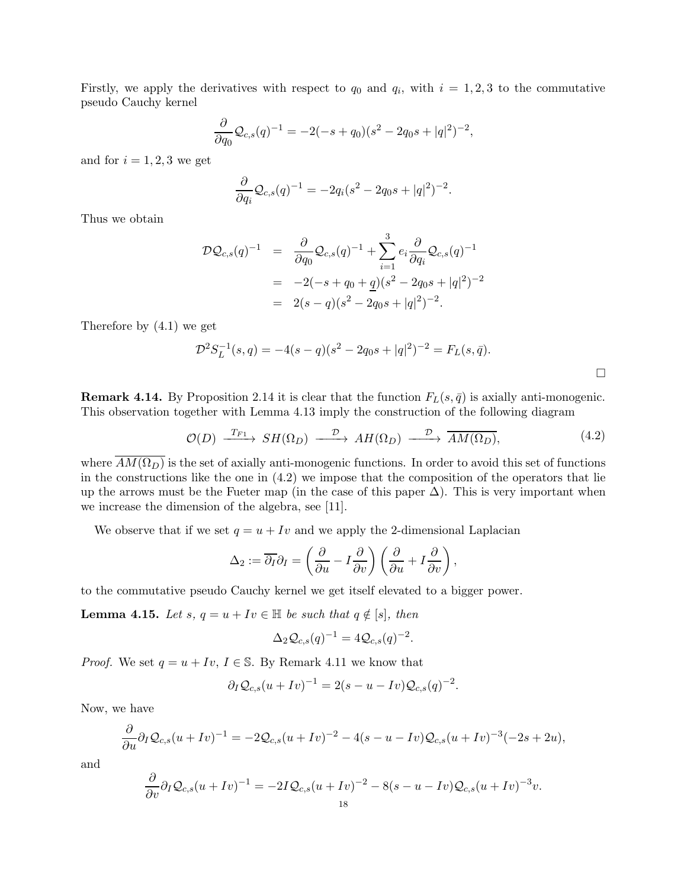Firstly, we apply the derivatives with respect to $q_0$ and $q_i$, with $i = 1, 2, 3$ to the commutative pseudo Cauchy kernel

$$
\frac{\partial}{\partial q_0} \mathcal{Q}_{c,s}(q)^{-1} = -2(-s + q_0)(s^2 - 2q_0 s + |q|^2)^{-2},
$$

and for $i = 1, 2, 3$ we get

$$
\frac{\partial}{\partial q_i} \mathcal{Q}_{c,s}(q)^{-1} = -2q_i(s^2 - 2q_0 s + |q|^2)^{-2}.
$$

Thus we obtain

$$
\begin{aligned}
\mathcal{D}\mathcal{Q}_{c,s}(q)^{-1} &= \frac{\partial}{\partial q_0} \mathcal{Q}_{c,s}(q)^{-1} + \sum_{i=1}^{3} e_i \frac{\partial}{\partial q_i} \mathcal{Q}_{c,s}(q)^{-1} \\
&= -2(-s + q_0 + \underline{q})(s^2 - 2q_0 s + |q|^2)^{-2} \\
&= 2(s - q)(s^2 - 2q_0 s + |q|^2)^{-2}.
\end{aligned}
$$

Therefore by (4.1) we get

$$
\mathcal{D}^2 S_L^{-1}(s, q) = -4(s - q)(s^2 - 2q_0 s + |q|^2)^{-2} = F_L(s, \bar{q}).
$$

□

**Remark 4.14.** By Proposition 2.14 it is clear that the function $F_L(s, \bar{q})$ is axially anti-monogenic. This observation together with Lemma 4.13 imply the construction of the following diagram

$$
\mathcal{O}(D) \xrightarrow{T_{F1}} SH(\Omega_D) \xrightarrow{\mathcal{D}} AH(\Omega_D) \xrightarrow{\mathcal{D}} \overline{AM(\Omega_D)}, \tag{4.2}
$$

where $\overline{AM(\Omega_D)}$ is the set of axially anti-monogenic functions. In order to avoid this set of functions in the constructions like the one in (4.2) we impose that the composition of the operators that lie up the arrows must be the Fueter map (in the case of this paper $\Delta$). This is very important when we increase the dimension of the algebra, see [11].

We observe that if we set $q = u + Iv$ and we apply the 2-dimensional Laplacian

$$
\Delta_2 := \overline{\partial_I}\partial_I = \left( \frac{\partial}{\partial u} - I \frac{\partial}{\partial v} \right) \left( \frac{\partial}{\partial u} + I \frac{\partial}{\partial v} \right),
$$

to the commutative pseudo Cauchy kernel we get itself elevated to a bigger power.

**Lemma 4.15.** *Let $s$, $q = u + Iv \in \mathbb{H}$ be such that $q \notin [s]$, then*

$$
\Delta_2 \mathcal{Q}_{c,s}(q)^{-1} = 4\mathcal{Q}_{c,s}(q)^{-2}.
$$

*Proof.* We set $q = u + Iv$, $I \in \mathbb{S}$. By Remark 4.11 we know that

$$
\partial_I \mathcal{Q}_{c,s}(u + Iv)^{-1} = 2(s - u - Iv)\mathcal{Q}_{c,s}(q)^{-2}.
$$

Now, we have

$$
\frac{\partial}{\partial u} \partial_I \mathcal{Q}_{c,s}(u + Iv)^{-1} = -2\mathcal{Q}_{c,s}(u + Iv)^{-2} - 4(s - u - Iv)\mathcal{Q}_{c,s}(u + Iv)^{-3}(-2s + 2u),
$$

and

$$
\frac{\partial}{\partial v} \partial_I \mathcal{Q}_{c,s}(u + Iv)^{-1} = -2I\mathcal{Q}_{c,s}(u + Iv)^{-2} - 8(s - u - Iv)\mathcal{Q}_{c,s}(u + Iv)^{-3} v.
$$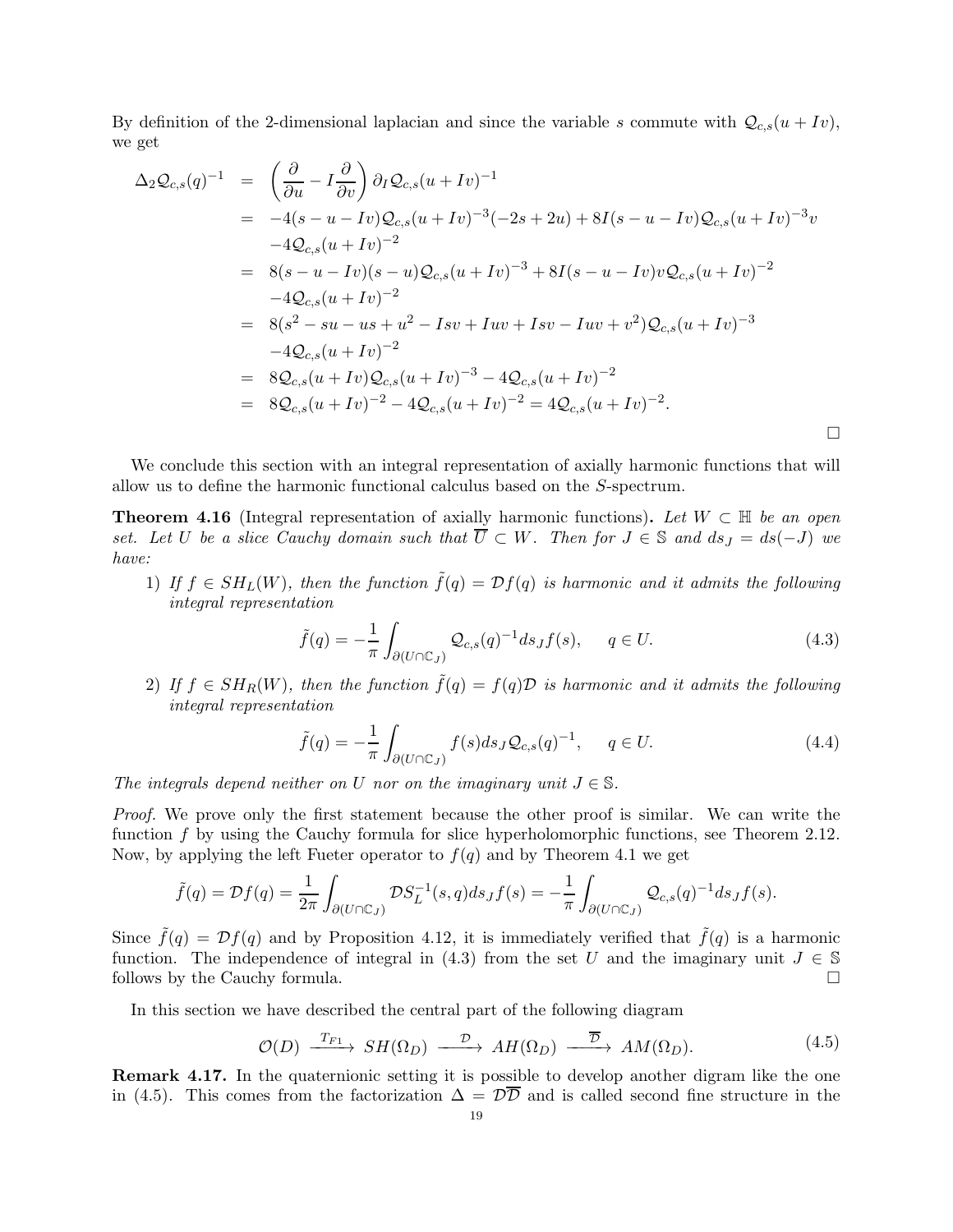By definition of the 2-dimensional laplacian and since the variable $s$ commute with $\mathcal{Q}_{c,s}(u+Iv)$, we get

$$
\begin{aligned}
\Delta_2 \mathcal{Q}_{c,s}(q)^{-1} &= \left(\frac{\partial}{\partial u} - I\frac{\partial}{\partial v}\right)\partial_I \mathcal{Q}_{c,s}(u+Iv)^{-1} \\
&= -4(s-u-Iv)\mathcal{Q}_{c,s}(u+Iv)^{-3}(-2s+2u) + 8I(s-u-Iv)\mathcal{Q}_{c,s}(u+Iv)^{-3}v \\
&\quad -4\mathcal{Q}_{c,s}(u+Iv)^{-2} \\
&= 8(s-u-Iv)(s-u)\mathcal{Q}_{c,s}(u+Iv)^{-3} + 8I(s-u-Iv)v\mathcal{Q}_{c,s}(u+Iv)^{-2} \\
&\quad -4\mathcal{Q}_{c,s}(u+Iv)^{-2} \\
&= 8(s^2 - su - us + u^2 - Isv + Iuv + Isv - Iuv + v^2)\mathcal{Q}_{c,s}(u+Iv)^{-3} \\
&\quad -4\mathcal{Q}_{c,s}(u+Iv)^{-2} \\
&= 8\mathcal{Q}_{c,s}(u+Iv)\mathcal{Q}_{c,s}(u+Iv)^{-3} - 4\mathcal{Q}_{c,s}(u+Iv)^{-2} \\
&= 8\mathcal{Q}_{c,s}(u+Iv)^{-2} - 4\mathcal{Q}_{c,s}(u+Iv)^{-2} = 4\mathcal{Q}_{c,s}(u+Iv)^{-2}.
\end{aligned}
$$

□

We conclude this section with an integral representation of axially harmonic functions that will allow us to define the harmonic functional calculus based on the $S$-spectrum.

**Theorem 4.16** (Integral representation of axially harmonic functions)**.** *Let $W \subset \mathbb{H}$ be an open set. Let $U$ be a slice Cauchy domain such that $\overline{U} \subset W$. Then for $J \in \mathbb{S}$ and $ds_J = ds(-J)$ we have:*

1) *If $f \in SH_L(W)$, then the function $\tilde{f}(q) = \mathcal{D}f(q)$ is harmonic and it admits the following integral representation*
$$\tilde{f}(q) = -\frac{1}{\pi}\int_{\partial(U\cap\mathbb{C}_J)} \mathcal{Q}_{c,s}(q)^{-1} ds_J f(s), \qquad q \in U. \tag{4.3}$$

2) *If $f \in SH_R(W)$, then the function $\tilde{f}(q) = f(q)\mathcal{D}$ is harmonic and it admits the following integral representation*
$$\tilde{f}(q) = -\frac{1}{\pi}\int_{\partial(U\cap\mathbb{C}_J)} f(s) ds_J \mathcal{Q}_{c,s}(q)^{-1}, \qquad q \in U. \tag{4.4}$$

*The integrals depend neither on $U$ nor on the imaginary unit $J \in \mathbb{S}$.*

*Proof.* We prove only the first statement because the other proof is similar. We can write the function $f$ by using the Cauchy formula for slice hyperholomorphic functions, see Theorem 2.12. Now, by applying the left Fueter operator to $f(q)$ and by Theorem 4.1 we get

$$\tilde{f}(q) = \mathcal{D}f(q) = \frac{1}{2\pi}\int_{\partial(U\cap\mathbb{C}_J)} \mathcal{D}S_L^{-1}(s,q) ds_J f(s) = -\frac{1}{\pi}\int_{\partial(U\cap\mathbb{C}_J)} \mathcal{Q}_{c,s}(q)^{-1} ds_J f(s).$$

Since $\tilde{f}(q) = \mathcal{D}f(q)$ and by Proposition 4.12, it is immediately verified that $\tilde{f}(q)$ is a harmonic function. The independence of integral in (4.3) from the set $U$ and the imaginary unit $J \in \mathbb{S}$ follows by the Cauchy formula. □

In this section we have described the central part of the following diagram

$$\mathcal{O}(D) \xrightarrow{T_{F1}} SH(\Omega_D) \xrightarrow{\mathcal{D}} AH(\Omega_D) \xrightarrow{\overline{\mathcal{D}}} AM(\Omega_D). \tag{4.5}$$

**Remark 4.17.** In the quaternionic setting it is possible to develop another digram like the one in (4.5). This comes from the factorization $\Delta = \mathcal{D}\overline{\mathcal{D}}$ and is called second fine structure in the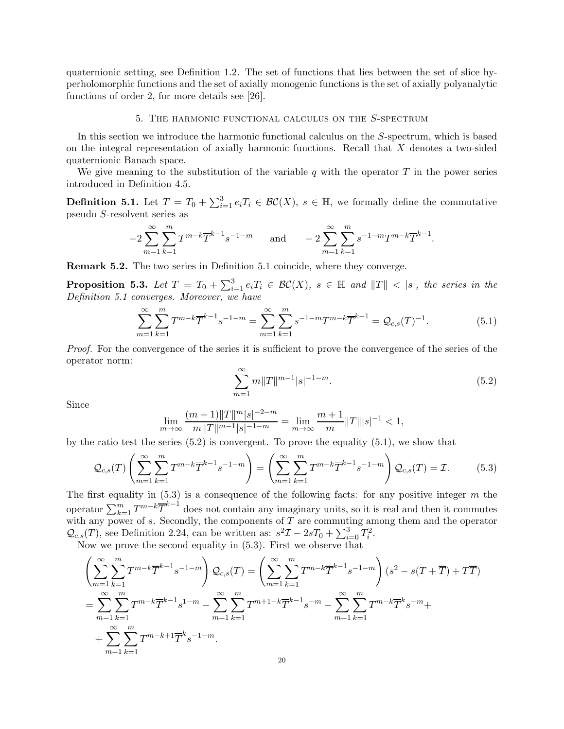quaternionic setting, see Definition 1.2. The set of functions that lies between the set of slice hyperholomorphic functions and the set of axially monogenic functions is the set of axially polyanalytic functions of order 2, for more details see [26].

## 5. The harmonic functional calculus on the $S$-spectrum

In this section we introduce the harmonic functional calculus on the $S$-spectrum, which is based on the integral representation of axially harmonic functions. Recall that $X$ denotes a two-sided quaternionic Banach space.

We give meaning to the substitution of the variable $q$ with the operator $T$ in the power series introduced in Definition 4.5.

**Definition 5.1.** Let $T = T_0 + \sum_{i=1}^{3} e_i T_i \in \mathcal{BC}(X)$, $s \in \mathbb{H}$, we formally define the commutative pseudo $S$-resolvent series as

$$-2\sum_{m=1}^{\infty}\sum_{k=1}^{m} T^{m-k}\overline{T}^{k-1}s^{-1-m} \qquad \text{and} \qquad -2\sum_{m=1}^{\infty}\sum_{k=1}^{m} s^{-1-m}T^{m-k}\overline{T}^{k-1}.$$

**Remark 5.2.** The two series in Definition 5.1 coincide, where they converge.

**Proposition 5.3.** *Let $T = T_0 + \sum_{i=1}^{3} e_i T_i \in \mathcal{BC}(X)$, $s \in \mathbb{H}$ and $\|T\| < |s|$, the series in the Definition 5.1 converges. Moreover, we have*

$$\sum_{m=1}^{\infty}\sum_{k=1}^{m} T^{m-k}\overline{T}^{k-1}s^{-1-m} = \sum_{m=1}^{\infty}\sum_{k=1}^{m} s^{-1-m}T^{m-k}\overline{T}^{k-1} = \mathcal{Q}_{c,s}(T)^{-1}. \tag{5.1}$$

*Proof.* For the convergence of the series it is sufficient to prove the convergence of the series of the operator norm:

$$\sum_{m=1}^{\infty} m\|T\|^{m-1}|s|^{-1-m}. \tag{5.2}$$

Since

$$\lim_{m\to\infty}\frac{(m+1)\|T\|^{m}|s|^{-2-m}}{m\|T\|^{m-1}|s|^{-1-m}} = \lim_{m\to\infty}\frac{m+1}{m}\|T\||s|^{-1} < 1,$$

by the ratio test the series (5.2) is convergent. To prove the equality (5.1), we show that

$$\mathcal{Q}_{c,s}(T)\left(\sum_{m=1}^{\infty}\sum_{k=1}^{m} T^{m-k}\overline{T}^{k-1}s^{-1-m}\right) = \left(\sum_{m=1}^{\infty}\sum_{k=1}^{m} T^{m-k}\overline{T}^{k-1}s^{-1-m}\right)\mathcal{Q}_{c,s}(T) = \mathcal{I}. \tag{5.3}$$

The first equality in (5.3) is a consequence of the following facts: for any positive integer $m$ the operator $\sum_{k=1}^{m} T^{m-k}\overline{T}^{k-1}$ does not contain any imaginary units, so it is real and then it commutes with any power of $s$. Secondly, the components of $T$ are commuting among them and the operator $\mathcal{Q}_{c,s}(T)$, see Definition 2.24, can be written as: $s^2\mathcal{I} - 2sT_0 + \sum_{i=0}^{3} T_i^2$.

Now we prove the second equality in (5.3). First we observe that

$$\begin{aligned}
&\left(\sum_{m=1}^{\infty}\sum_{k=1}^{m} T^{m-k}\overline{T}^{k-1}s^{-1-m}\right)\mathcal{Q}_{c,s}(T) = \left(\sum_{m=1}^{\infty}\sum_{k=1}^{m} T^{m-k}\overline{T}^{k-1}s^{-1-m}\right)(s^2 - s(T+\overline{T}) + T\overline{T}) \\
&= \sum_{m=1}^{\infty}\sum_{k=1}^{m} T^{m-k}\overline{T}^{k-1}s^{1-m} - \sum_{m=1}^{\infty}\sum_{k=1}^{m} T^{m+1-k}\overline{T}^{k-1}s^{-m} - \sum_{m=1}^{\infty}\sum_{k=1}^{m} T^{m-k}\overline{T}^{k}s^{-m} + \\
&\quad + \sum_{m=1}^{\infty}\sum_{k=1}^{m} T^{m-k+1}\overline{T}^{k}s^{-1-m}.
\end{aligned}$$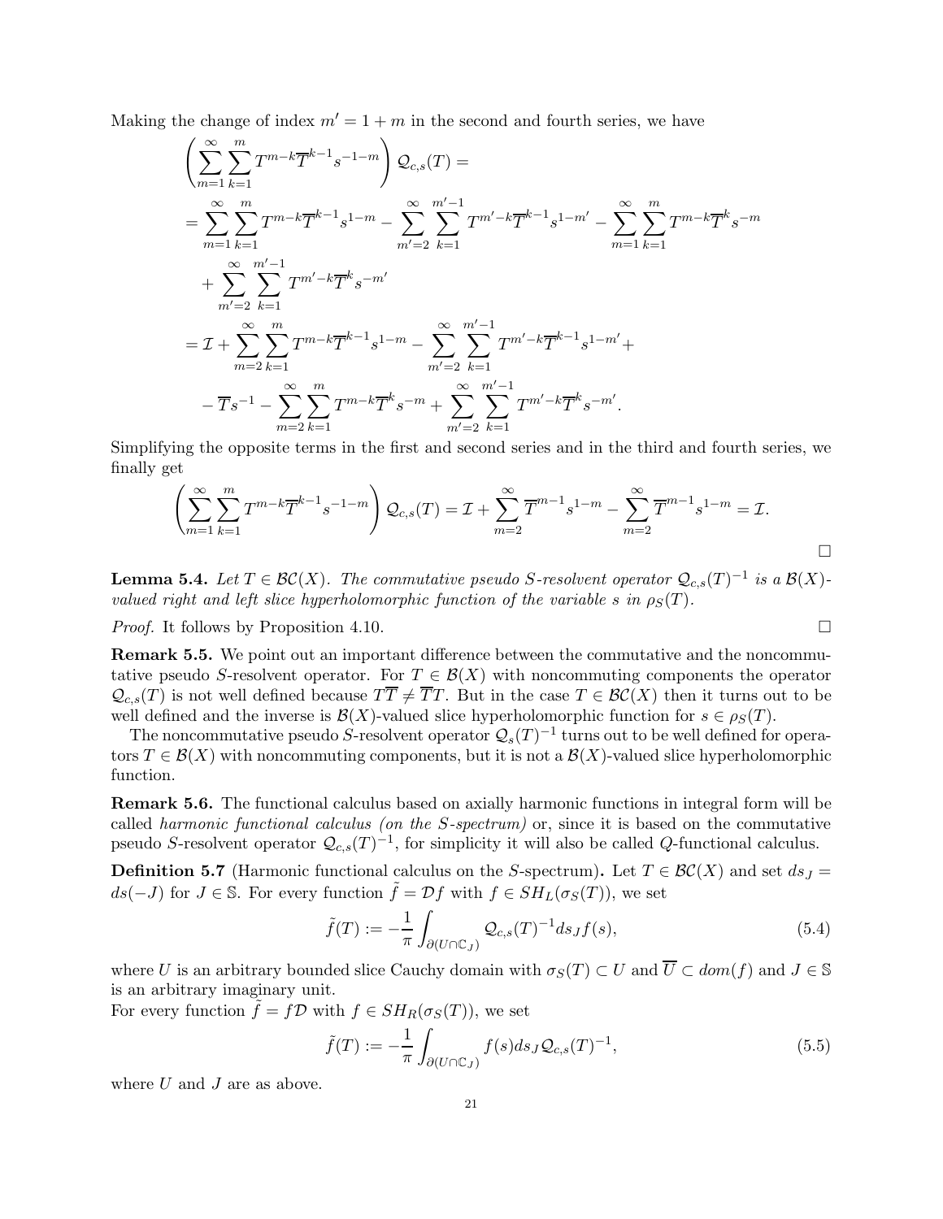Making the change of index $m' = 1 + m$ in the second and fourth series, we have

$$
\begin{aligned}
&\left(\sum_{m=1}^{\infty}\sum_{k=1}^{m} T^{m-k}\overline{T}^{k-1}s^{-1-m}\right)\mathcal{Q}_{c,s}(T) = \\
&= \sum_{m=1}^{\infty}\sum_{k=1}^{m} T^{m-k}\overline{T}^{k-1}s^{1-m} - \sum_{m'=2}^{\infty}\sum_{k=1}^{m'-1} T^{m'-k}\overline{T}^{k-1}s^{1-m'} - \sum_{m=1}^{\infty}\sum_{k=1}^{m} T^{m-k}\overline{T}^{k}s^{-m} \\
&\quad + \sum_{m'=2}^{\infty}\sum_{k=1}^{m'-1} T^{m'-k}\overline{T}^{k}s^{-m'} \\
&= \mathcal{I} + \sum_{m=2}^{\infty}\sum_{k=1}^{m} T^{m-k}\overline{T}^{k-1}s^{1-m} - \sum_{m'=2}^{\infty}\sum_{k=1}^{m'-1} T^{m'-k}\overline{T}^{k-1}s^{1-m'} + \\
&\quad - \overline{T}s^{-1} - \sum_{m=2}^{\infty}\sum_{k=1}^{m} T^{m-k}\overline{T}^{k}s^{-m} + \sum_{m'=2}^{\infty}\sum_{k=1}^{m'-1} T^{m'-k}\overline{T}^{k}s^{-m'}.
\end{aligned}
$$

Simplifying the opposite terms in the first and second series and in the third and fourth series, we finally get

$$
\left(\sum_{m=1}^{\infty}\sum_{k=1}^{m} T^{m-k}\overline{T}^{k-1}s^{-1-m}\right)\mathcal{Q}_{c,s}(T) = \mathcal{I} + \sum_{m=2}^{\infty}\overline{T}^{m-1}s^{1-m} - \sum_{m=2}^{\infty}\overline{T}^{m-1}s^{1-m} = \mathcal{I}.
$$

□

**Lemma 5.4.** *Let $T \in \mathcal{BC}(X)$. The commutative pseudo S-resolvent operator $\mathcal{Q}_{c,s}(T)^{-1}$ is a $\mathcal{B}(X)$-valued right and left slice hyperholomorphic function of the variable $s$ in $\rho_S(T)$.*

*Proof.* It follows by Proposition 4.10. □

**Remark 5.5.** We point out an important difference between the commutative and the noncommutative pseudo $S$-resolvent operator. For $T \in \mathcal{B}(X)$ with noncommuting components the operator $\mathcal{Q}_{c,s}(T)$ is not well defined because $T\overline{T} \neq \overline{T}T$. But in the case $T \in \mathcal{BC}(X)$ then it turns out to be well defined and the inverse is $\mathcal{B}(X)$-valued slice hyperholomorphic function for $s \in \rho_S(T)$.

The noncommutative pseudo $S$-resolvent operator $\mathcal{Q}_s(T)^{-1}$ turns out to be well defined for operators $T \in \mathcal{B}(X)$ with noncommuting components, but it is not a $\mathcal{B}(X)$-valued slice hyperholomorphic function.

**Remark 5.6.** The functional calculus based on axially harmonic functions in integral form will be called *harmonic functional calculus (on the S-spectrum)* or, since it is based on the commutative pseudo $S$-resolvent operator $\mathcal{Q}_{c,s}(T)^{-1}$, for simplicity it will also be called $Q$-functional calculus.

**Definition 5.7** (Harmonic functional calculus on the $S$-spectrum)**.** Let $T \in \mathcal{BC}(X)$ and set $ds_J = ds(-J)$ for $J \in \mathbb{S}$. For every function $\tilde{f} = \mathcal{D}f$ with $f \in SH_L(\sigma_S(T))$, we set

$$
\tilde{f}(T) := -\frac{1}{\pi}\int_{\partial(U\cap\mathbb{C}_J)} \mathcal{Q}_{c,s}(T)^{-1}ds_J f(s), \tag{5.4}
$$

where $U$ is an arbitrary bounded slice Cauchy domain with $\sigma_S(T) \subset U$ and $\overline{U} \subset dom(f)$ and $J \in \mathbb{S}$ is an arbitrary imaginary unit.
For every function $\tilde{f} = f\mathcal{D}$ with $f \in SH_R(\sigma_S(T))$, we set

$$
\tilde{f}(T) := -\frac{1}{\pi}\int_{\partial(U\cap\mathbb{C}_J)} f(s)ds_J \mathcal{Q}_{c,s}(T)^{-1}, \tag{5.5}
$$

where $U$ and $J$ are as above.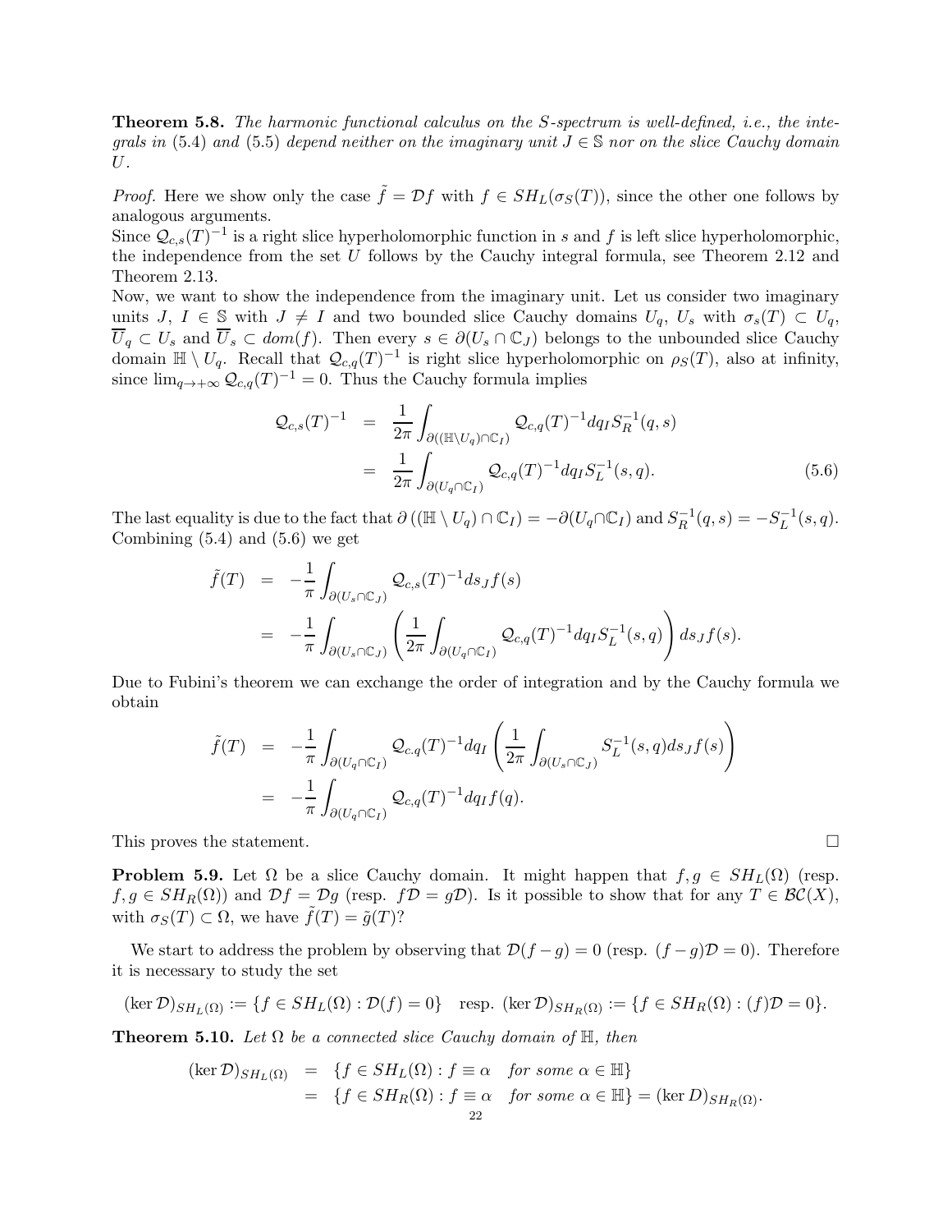**Theorem 5.8.** *The harmonic functional calculus on the S-spectrum is well-defined, i.e., the integrals in (5.4) and (5.5) depend neither on the imaginary unit $J \in \mathbb{S}$ nor on the slice Cauchy domain $U$.*

*Proof.* Here we show only the case $\tilde{f} = \mathcal{D}f$ with $f \in SH_L(\sigma_S(T))$, since the other one follows by analogous arguments.

Since $\mathcal{Q}_{c,s}(T)^{-1}$ is a right slice hyperholomorphic function in $s$ and $f$ is left slice hyperholomorphic, the independence from the set $U$ follows by the Cauchy integral formula, see Theorem 2.12 and Theorem 2.13.

Now, we want to show the independence from the imaginary unit. Let us consider two imaginary units $J$, $I \in \mathbb{S}$ with $J \neq I$ and two bounded slice Cauchy domains $U_q$, $U_s$ with $\sigma_s(T) \subset U_q$, $\overline{U}_q \subset U_s$ and $\overline{U}_s \subset dom(f)$. Then every $s \in \partial(U_s \cap \mathbb{C}_J)$ belongs to the unbounded slice Cauchy domain $\mathbb{H} \setminus U_q$. Recall that $\mathcal{Q}_{c,q}(T)^{-1}$ is right slice hyperholomorphic on $\rho_S(T)$, also at infinity, since $\lim_{q \to +\infty} \mathcal{Q}_{c,q}(T)^{-1} = 0$. Thus the Cauchy formula implies

$$
\begin{aligned}
\mathcal{Q}_{c,s}(T)^{-1} &= \frac{1}{2\pi} \int_{\partial((\mathbb{H} \setminus U_q) \cap \mathbb{C}_I)} \mathcal{Q}_{c,q}(T)^{-1} dq_I S_R^{-1}(q,s) \\
&= \frac{1}{2\pi} \int_{\partial(U_q \cap \mathbb{C}_I)} \mathcal{Q}_{c,q}(T)^{-1} dq_I S_L^{-1}(s,q). \qquad (5.6)
\end{aligned}
$$

The last equality is due to the fact that $\partial\left((\mathbb{H} \setminus U_q) \cap \mathbb{C}_I\right) = -\partial(U_q \cap \mathbb{C}_I)$ and $S_R^{-1}(q,s) = -S_L^{-1}(s,q)$. Combining (5.4) and (5.6) we get

$$
\begin{aligned}
\tilde{f}(T) &= -\frac{1}{\pi} \int_{\partial(U_s \cap \mathbb{C}_J)} \mathcal{Q}_{c,s}(T)^{-1} ds_J f(s) \\
&= -\frac{1}{\pi} \int_{\partial(U_s \cap \mathbb{C}_J)} \left( \frac{1}{2\pi} \int_{\partial(U_q \cap \mathbb{C}_I)} \mathcal{Q}_{c,q}(T)^{-1} dq_I S_L^{-1}(s,q) \right) ds_J f(s).
\end{aligned}
$$

Due to Fubini's theorem we can exchange the order of integration and by the Cauchy formula we obtain

$$
\begin{aligned}
\tilde{f}(T) &= -\frac{1}{\pi} \int_{\partial(U_q \cap \mathbb{C}_I)} \mathcal{Q}_{c.q}(T)^{-1} dq_I \left( \frac{1}{2\pi} \int_{\partial(U_s \cap \mathbb{C}_J)} S_L^{-1}(s,q) ds_J f(s) \right) \\
&= -\frac{1}{\pi} \int_{\partial(U_q \cap \mathbb{C}_I)} \mathcal{Q}_{c,q}(T)^{-1} dq_I f(q).
\end{aligned}
$$

This proves the statement. $\square$

**Problem 5.9.** Let $\Omega$ be a slice Cauchy domain. It might happen that $f, g \in SH_L(\Omega)$ (resp. $f, g \in SH_R(\Omega)$) and $\mathcal{D}f = \mathcal{D}g$ (resp. $f\mathcal{D} = g\mathcal{D}$). Is it possible to show that for any $T \in \mathcal{BC}(X)$, with $\sigma_S(T) \subset \Omega$, we have $\tilde{f}(T) = \tilde{g}(T)$?

We start to address the problem by observing that $\mathcal{D}(f-g) = 0$ (resp. $(f-g)\mathcal{D} = 0$). Therefore it is necessary to study the set

$$
(\ker \mathcal{D})_{SH_L(\Omega)} := \{f \in SH_L(\Omega) : \mathcal{D}(f) = 0\} \quad \text{resp. } (\ker \mathcal{D})_{SH_R(\Omega)} := \{f \in SH_R(\Omega) : (f)\mathcal{D} = 0\}.
$$

**Theorem 5.10.** *Let $\Omega$ be a connected slice Cauchy domain of $\mathbb{H}$, then*

$$
\begin{aligned}
(\ker \mathcal{D})_{SH_L(\Omega)} &= \{f \in SH_L(\Omega) : f \equiv \alpha \quad \text{for some } \alpha \in \mathbb{H}\} \\
&= \{f \in SH_R(\Omega) : f \equiv \alpha \quad \text{for some } \alpha \in \mathbb{H}\} = (\ker D)_{SH_R(\Omega)}.
\end{aligned}
$$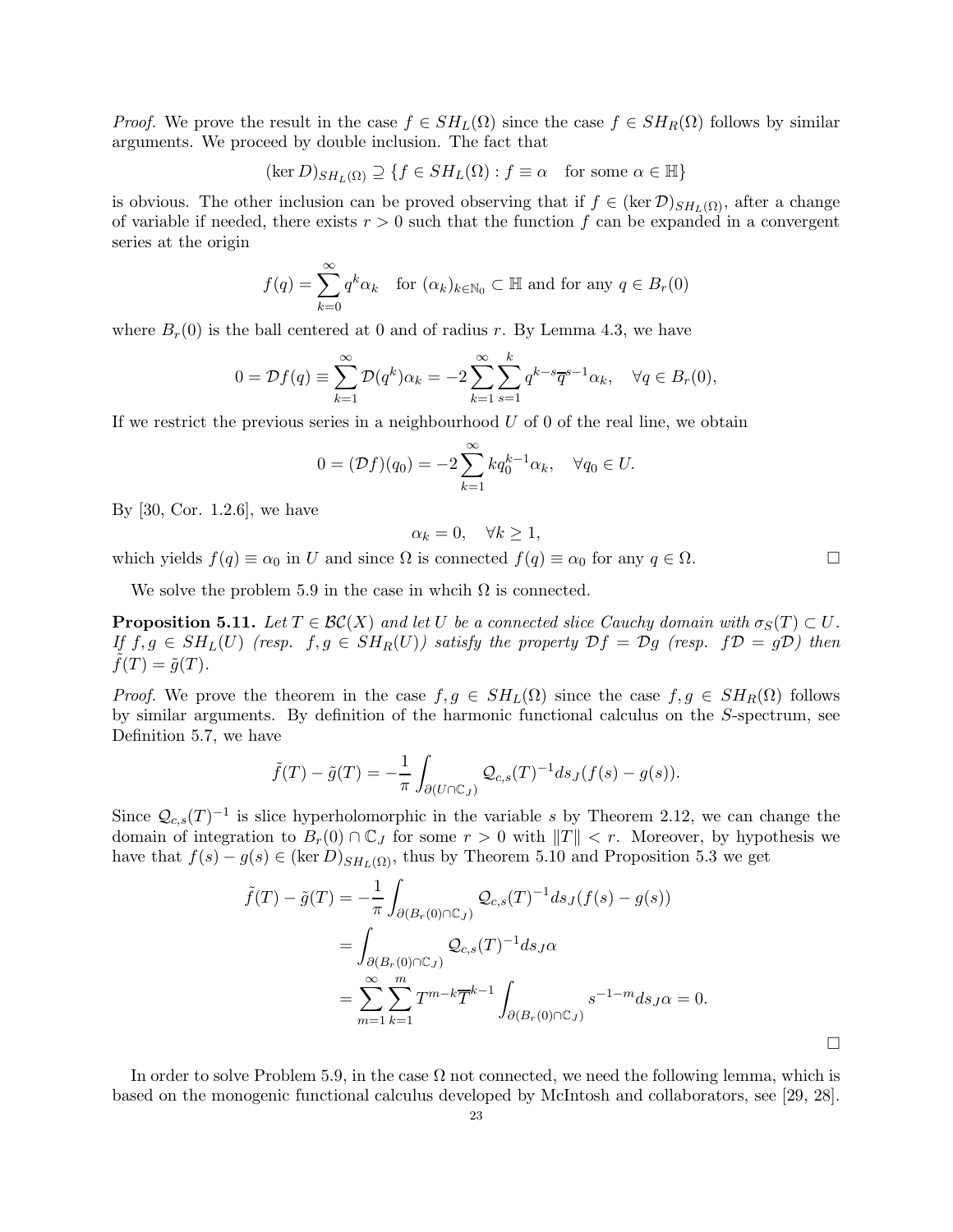*Proof.* We prove the result in the case $f \in SH_L(\Omega)$ since the case $f \in SH_R(\Omega)$ follows by similar arguments. We proceed by double inclusion. The fact that

$$(\ker D)_{SH_L(\Omega)} \supseteq \{f \in SH_L(\Omega) : f \equiv \alpha \quad \text{for some } \alpha \in \mathbb{H}\}$$

is obvious. The other inclusion can be proved observing that if $f \in (\ker \mathcal{D})_{SH_L(\Omega)}$, after a change of variable if needed, there exists $r > 0$ such that the function $f$ can be expanded in a convergent series at the origin

$$f(q) = \sum_{k=0}^{\infty} q^k \alpha_k \quad \text{for } (\alpha_k)_{k \in \mathbb{N}_0} \subset \mathbb{H} \text{ and for any } q \in B_r(0)$$

where $B_r(0)$ is the ball centered at 0 and of radius $r$. By Lemma 4.3, we have

$$0 = \mathcal{D}f(q) \equiv \sum_{k=1}^{\infty} \mathcal{D}(q^k)\alpha_k = -2 \sum_{k=1}^{\infty} \sum_{s=1}^{k} q^{k-s} \overline{q}^{s-1} \alpha_k, \quad \forall q \in B_r(0),$$

If we restrict the previous series in a neighbourhood $U$ of 0 of the real line, we obtain

$$0 = (\mathcal{D}f)(q_0) = -2 \sum_{k=1}^{\infty} k q_0^{k-1} \alpha_k, \quad \forall q_0 \in U.$$

By [30, Cor. 1.2.6], we have

$$\alpha_k = 0, \quad \forall k \geq 1,$$

which yields $f(q) \equiv \alpha_0$ in $U$ and since $\Omega$ is connected $f(q) \equiv \alpha_0$ for any $q \in \Omega$. □

We solve the problem 5.9 in the case in whcih $\Omega$ is connected.

**Proposition 5.11.** *Let $T \in \mathcal{BC}(X)$ and let $U$ be a connected slice Cauchy domain with $\sigma_S(T) \subset U$. If $f, g \in SH_L(U)$ (resp. $f, g \in SH_R(U)$) satisfy the property $\mathcal{D}f = \mathcal{D}g$ (resp. $f\mathcal{D} = g\mathcal{D}$) then $\tilde{f}(T) = \tilde{g}(T)$.*

*Proof.* We prove the theorem in the case $f, g \in SH_L(\Omega)$ since the case $f, g \in SH_R(\Omega)$ follows by similar arguments. By definition of the harmonic functional calculus on the $S$-spectrum, see Definition 5.7, we have

$$\tilde{f}(T) - \tilde{g}(T) = -\frac{1}{\pi} \int_{\partial(U \cap \mathbb{C}_J)} \mathcal{Q}_{c,s}(T)^{-1} ds_J (f(s) - g(s)).$$

Since $\mathcal{Q}_{c,s}(T)^{-1}$ is slice hyperholomorphic in the variable $s$ by Theorem 2.12, we can change the domain of integration to $B_r(0) \cap \mathbb{C}_J$ for some $r > 0$ with $\|T\| < r$. Moreover, by hypothesis we have that $f(s) - g(s) \in (\ker D)_{SH_L(\Omega)}$, thus by Theorem 5.10 and Proposition 5.3 we get

$$\begin{aligned}
\tilde{f}(T) - \tilde{g}(T) &= -\frac{1}{\pi} \int_{\partial(B_r(0) \cap \mathbb{C}_J)} \mathcal{Q}_{c,s}(T)^{-1} ds_J (f(s) - g(s)) \\
&= \int_{\partial(B_r(0) \cap \mathbb{C}_J)} \mathcal{Q}_{c,s}(T)^{-1} ds_J \alpha \\
&= \sum_{m=1}^{\infty} \sum_{k=1}^{m} T^{m-k} \overline{T}^{k-1} \int_{\partial(B_r(0) \cap \mathbb{C}_J)} s^{-1-m} ds_J \alpha = 0.
\end{aligned}$$

□

In order to solve Problem 5.9, in the case $\Omega$ not connected, we need the following lemma, which is based on the monogenic functional calculus developed by McIntosh and collaborators, see [29, 28].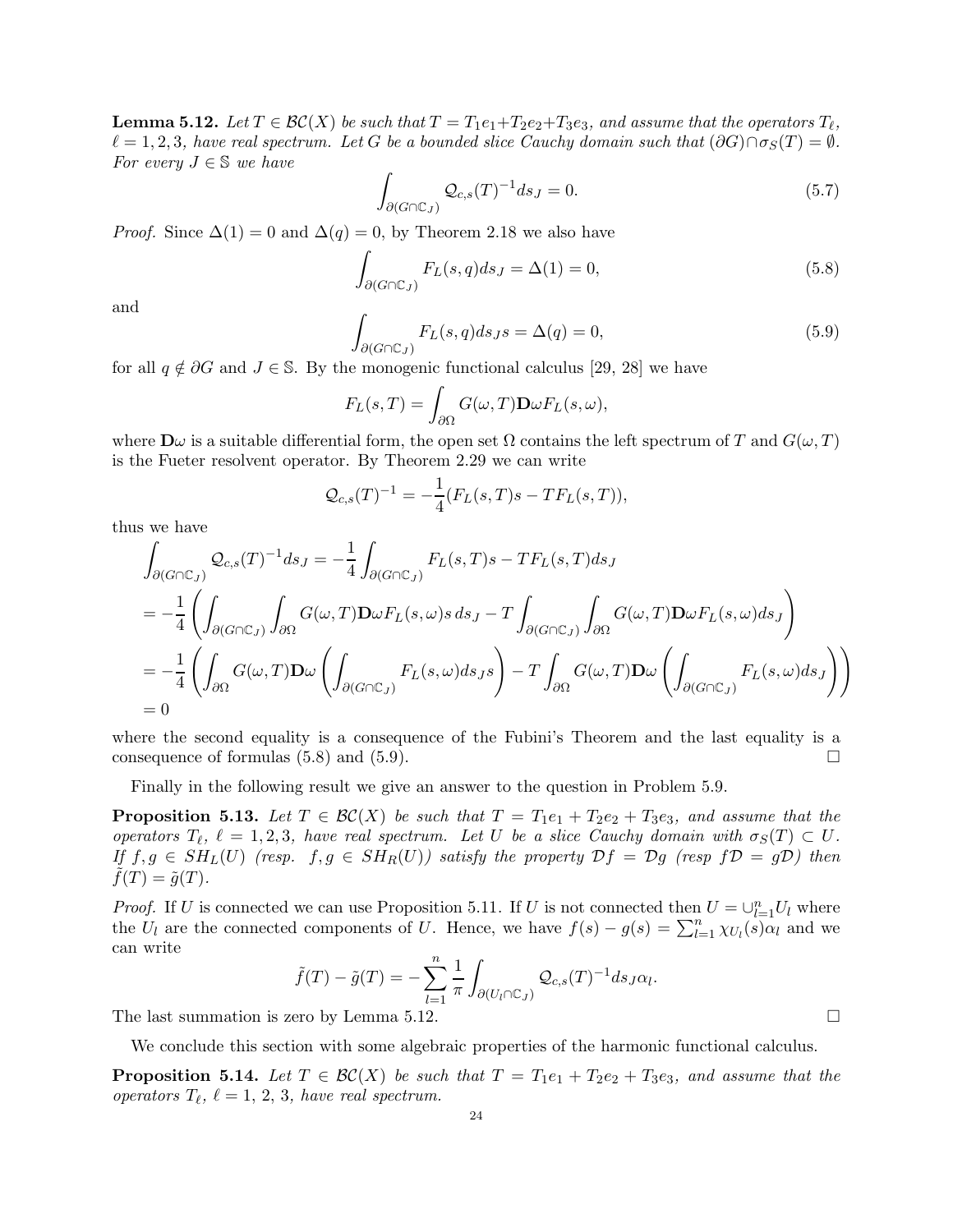**Lemma 5.12.** *Let $T \in \mathcal{BC}(X)$ be such that $T = T_1e_1+T_2e_2+T_3e_3$, and assume that the operators $T_\ell$, $\ell = 1, 2, 3$, have real spectrum. Let $G$ be a bounded slice Cauchy domain such that $(\partial G) \cap \sigma_S(T) = \emptyset$. For every $J \in \mathbb{S}$ we have*

$$\int_{\partial(G\cap\mathbb{C}_J)} \mathcal{Q}_{c,s}(T)^{-1} ds_J = 0. \tag{5.7}$$

*Proof.* Since $\Delta(1) = 0$ and $\Delta(q) = 0$, by Theorem 2.18 we also have

$$\int_{\partial(G\cap\mathbb{C}_J)} F_L(s, q) ds_J = \Delta(1) = 0, \tag{5.8}$$

and

$$\int_{\partial(G\cap\mathbb{C}_J)} F_L(s, q) ds_J s = \Delta(q) = 0, \tag{5.9}$$

for all $q \notin \partial G$ and $J \in \mathbb{S}$. By the monogenic functional calculus [29, 28] we have

$$F_L(s, T) = \int_{\partial\Omega} G(\omega, T)\mathbf{D}\omega F_L(s, \omega),$$

where $\mathbf{D}\omega$ is a suitable differential form, the open set $\Omega$ contains the left spectrum of $T$ and $G(\omega, T)$ is the Fueter resolvent operator. By Theorem 2.29 we can write

$$\mathcal{Q}_{c,s}(T)^{-1} = -\frac{1}{4}(F_L(s, T)s - TF_L(s, T)),$$

thus we have

$$\begin{aligned}
\int_{\partial(G\cap\mathbb{C}_J)} \mathcal{Q}_{c,s}(T)^{-1} ds_J &= -\frac{1}{4}\int_{\partial(G\cap\mathbb{C}_J)} F_L(s, T)s - TF_L(s, T) ds_J \\
&= -\frac{1}{4}\left(\int_{\partial(G\cap\mathbb{C}_J)}\int_{\partial\Omega} G(\omega, T)\mathbf{D}\omega F_L(s, \omega)s\, ds_J - T\int_{\partial(G\cap\mathbb{C}_J)}\int_{\partial\Omega} G(\omega, T)\mathbf{D}\omega F_L(s, \omega) ds_J\right) \\
&= -\frac{1}{4}\left(\int_{\partial\Omega} G(\omega, T)\mathbf{D}\omega\left(\int_{\partial(G\cap\mathbb{C}_J)} F_L(s, \omega) ds_J s\right) - T\int_{\partial\Omega} G(\omega, T)\mathbf{D}\omega\left(\int_{\partial(G\cap\mathbb{C}_J)} F_L(s, \omega) ds_J\right)\right) \\
&= 0
\end{aligned}$$

where the second equality is a consequence of the Fubini's Theorem and the last equality is a consequence of formulas (5.8) and (5.9). □

Finally in the following result we give an answer to the question in Problem 5.9.

**Proposition 5.13.** *Let $T \in \mathcal{BC}(X)$ be such that $T = T_1e_1 + T_2e_2 + T_3e_3$, and assume that the operators $T_\ell$, $\ell = 1, 2, 3$, have real spectrum. Let $U$ be a slice Cauchy domain with $\sigma_S(T) \subset U$. If $f, g \in SH_L(U)$ (resp. $f, g \in SH_R(U)$) satisfy the property $\mathcal{D}f = \mathcal{D}g$ (resp $f\mathcal{D} = g\mathcal{D}$) then $\tilde{f}(T) = \tilde{g}(T)$.*

*Proof.* If $U$ is connected we can use Proposition 5.11. If $U$ is not connected then $U = \cup_{l=1}^n U_l$ where the $U_l$ are the connected components of $U$. Hence, we have $f(s) - g(s) = \sum_{l=1}^n \chi_{U_l}(s)\alpha_l$ and we can write

$$\tilde{f}(T) - \tilde{g}(T) = -\sum_{l=1}^n \frac{1}{\pi}\int_{\partial(U_l\cap\mathbb{C}_J)} \mathcal{Q}_{c,s}(T)^{-1} ds_J \alpha_l.$$

The last summation is zero by Lemma 5.12. □

We conclude this section with some algebraic properties of the harmonic functional calculus.

**Proposition 5.14.** *Let $T \in \mathcal{BC}(X)$ be such that $T = T_1e_1 + T_2e_2 + T_3e_3$, and assume that the operators $T_\ell$, $\ell = 1, 2, 3$, have real spectrum.*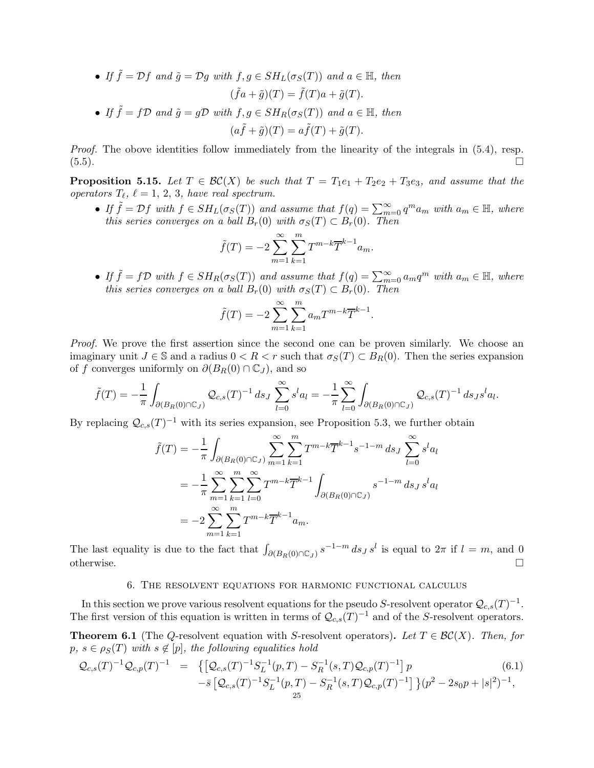- *If $\tilde{f} = \mathcal{D}f$ and $\tilde{g} = \mathcal{D}g$ with $f, g \in SH_L(\sigma_S(T))$ and $a \in \mathbb{H}$, then*

$$(\tilde{f}a + \tilde{g})(T) = \tilde{f}(T)a + \tilde{g}(T).$$

- *If $\tilde{f} = f\mathcal{D}$ and $\tilde{g} = g\mathcal{D}$ with $f, g \in SH_R(\sigma_S(T))$ and $a \in \mathbb{H}$, then*

$$(a\tilde{f} + \tilde{g})(T) = a\tilde{f}(T) + \tilde{g}(T).$$

*Proof.* The obove identities follow immediately from the linearity of the integrals in (5.4), resp. (5.5). □

**Proposition 5.15.** *Let $T \in \mathcal{BC}(X)$ be such that $T = T_1e_1 + T_2e_2 + T_3e_3$, and assume that the operators $T_\ell$, $\ell = 1, 2, 3$, have real spectrum.*

- *If $\tilde{f} = \mathcal{D}f$ with $f \in SH_L(\sigma_S(T))$ and assume that $f(q) = \sum_{m=0}^{\infty} q^m a_m$ with $a_m \in \mathbb{H}$, where this series converges on a ball $B_r(0)$ with $\sigma_S(T) \subset B_r(0)$. Then*

$$\tilde{f}(T) = -2\sum_{m=1}^{\infty}\sum_{k=1}^{m} T^{m-k}\overline{T}^{k-1}a_m.$$

- *If $\tilde{f} = f\mathcal{D}$ with $f \in SH_R(\sigma_S(T))$ and assume that $f(q) = \sum_{m=0}^{\infty} a_m q^m$ with $a_m \in \mathbb{H}$, where this series converges on a ball $B_r(0)$ with $\sigma_S(T) \subset B_r(0)$. Then*

$$\tilde{f}(T) = -2\sum_{m=1}^{\infty}\sum_{k=1}^{m} a_m T^{m-k}\overline{T}^{k-1}.$$

*Proof.* We prove the first assertion since the second one can be proven similarly. We choose an imaginary unit $J \in \mathbb{S}$ and a radius $0 < R < r$ such that $\sigma_S(T) \subset B_R(0)$. Then the series expansion of $f$ converges uniformly on $\partial(B_R(0) \cap \mathbb{C}_J)$, and so

$$\tilde{f}(T) = -\frac{1}{\pi}\int_{\partial(B_R(0)\cap\mathbb{C}_J)} \mathcal{Q}_{c,s}(T)^{-1}\, ds_J \sum_{l=0}^{\infty} s^l a_l = -\frac{1}{\pi}\sum_{l=0}^{\infty}\int_{\partial(B_R(0)\cap\mathbb{C}_J)} \mathcal{Q}_{c,s}(T)^{-1}\, ds_J s^l a_l.$$

By replacing $\mathcal{Q}_{c,s}(T)^{-1}$ with its series expansion, see Proposition 5.3, we further obtain

$$\begin{aligned}
\tilde{f}(T) &= -\frac{1}{\pi}\int_{\partial(B_R(0)\cap\mathbb{C}_J)} \sum_{m=1}^{\infty}\sum_{k=1}^{m} T^{m-k}\overline{T}^{k-1}s^{-1-m}\, ds_J \sum_{l=0}^{\infty} s^l a_l \\
&= -\frac{1}{\pi}\sum_{m=1}^{\infty}\sum_{k=1}^{m}\sum_{l=0}^{\infty} T^{m-k}\overline{T}^{k-1}\int_{\partial(B_R(0)\cap\mathbb{C}_J)} s^{-1-m}\, ds_J\, s^l a_l \\
&= -2\sum_{m=1}^{\infty}\sum_{k=1}^{m} T^{m-k}\overline{T}^{k-1}a_m.
\end{aligned}$$

The last equality is due to the fact that $\int_{\partial(B_R(0)\cap\mathbb{C}_J)} s^{-1-m}\, ds_J\, s^l$ is equal to $2\pi$ if $l = m$, and 0 otherwise. □

## 6. The resolvent equations for harmonic functional calculus

In this section we prove various resolvent equations for the pseudo $S$-resolvent operator $\mathcal{Q}_{c,s}(T)^{-1}$. The first version of this equation is written in terms of $\mathcal{Q}_{c,s}(T)^{-1}$ and of the $S$-resolvent operators.

**Theorem 6.1** (The $Q$-resolvent equation with $S$-resolvent operators)**.** *Let $T \in \mathcal{BC}(X)$. Then, for $p$, $s \in \rho_S(T)$ with $s \notin [p]$, the following equalities hold*

$$\begin{aligned}
\mathcal{Q}_{c,s}(T)^{-1}\mathcal{Q}_{c,p}(T)^{-1} \;=\; &\big\{\big[\mathcal{Q}_{c,s}(T)^{-1}S_L^{-1}(p,T) - S_R^{-1}(s,T)\mathcal{Q}_{c,p}(T)^{-1}\big]\,p \\
&-\bar{s}\,\big[\mathcal{Q}_{c,s}(T)^{-1}S_L^{-1}(p,T) - S_R^{-1}(s,T)\mathcal{Q}_{c,p}(T)^{-1}\big]\,\big\}(p^2 - 2s_0p + |s|^2)^{-1},
\end{aligned} \tag{6.1}$$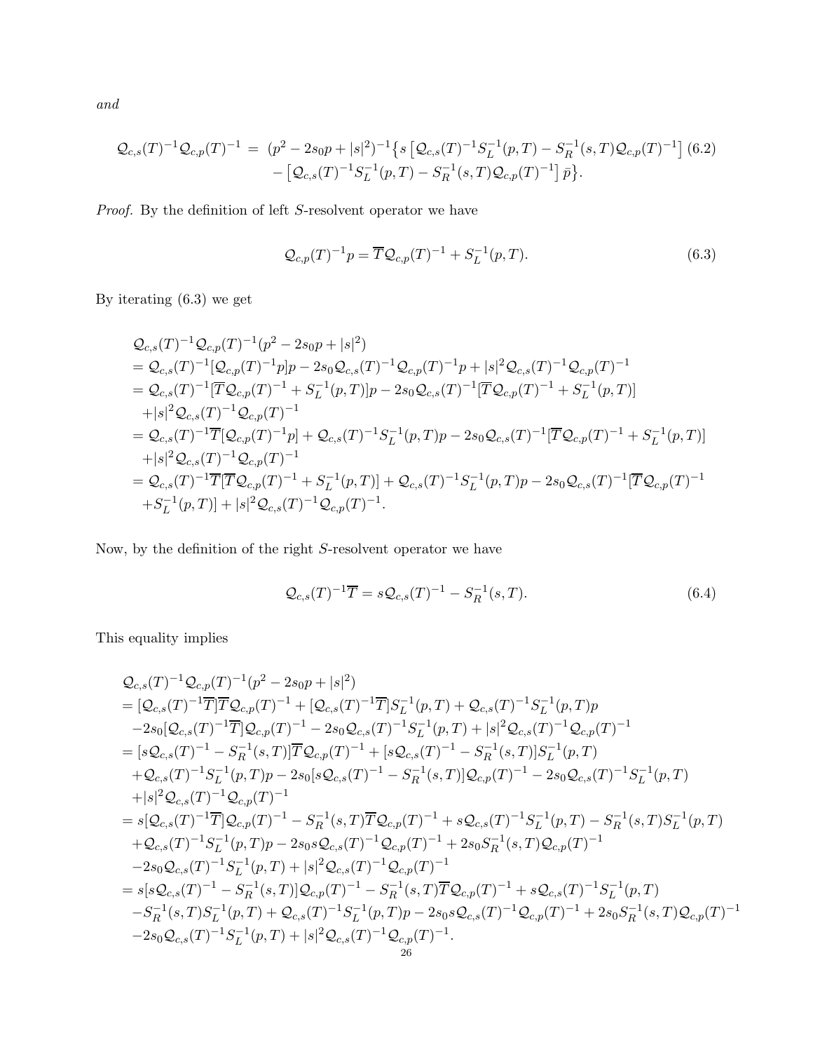*and*

$$
\begin{aligned}
\mathcal{Q}_{c,s}(T)^{-1}\mathcal{Q}_{c,p}(T)^{-1} \;=\; & (p^2-2s_0p+|s|^2)^{-1}\big\{s\left[\mathcal{Q}_{c,s}(T)^{-1}S_L^{-1}(p,T)-S_R^{-1}(s,T)\mathcal{Q}_{c,p}(T)^{-1}\right] \\
& -\left[\mathcal{Q}_{c,s}(T)^{-1}S_L^{-1}(p,T)-S_R^{-1}(s,T)\mathcal{Q}_{c,p}(T)^{-1}\right]\bar{p}\big\}.
\end{aligned} \tag{6.2}
$$

*Proof.* By the definition of left $S$-resolvent operator we have

$$
\mathcal{Q}_{c,p}(T)^{-1}p=\overline{T}\mathcal{Q}_{c,p}(T)^{-1}+S_L^{-1}(p,T). \tag{6.3}
$$

By iterating (6.3) we get

$$
\begin{aligned}
&\mathcal{Q}_{c,s}(T)^{-1}\mathcal{Q}_{c,p}(T)^{-1}(p^2-2s_0p+|s|^2)\\
&=\mathcal{Q}_{c,s}(T)^{-1}[\mathcal{Q}_{c,p}(T)^{-1}p]p-2s_0\mathcal{Q}_{c,s}(T)^{-1}\mathcal{Q}_{c,p}(T)^{-1}p+|s|^2\mathcal{Q}_{c,s}(T)^{-1}\mathcal{Q}_{c,p}(T)^{-1}\\
&=\mathcal{Q}_{c,s}(T)^{-1}[\overline{T}\mathcal{Q}_{c,p}(T)^{-1}+S_L^{-1}(p,T)]p-2s_0\mathcal{Q}_{c,s}(T)^{-1}[\overline{T}\mathcal{Q}_{c,p}(T)^{-1}+S_L^{-1}(p,T)]\\
&\quad+|s|^2\mathcal{Q}_{c,s}(T)^{-1}\mathcal{Q}_{c,p}(T)^{-1}\\
&=\mathcal{Q}_{c,s}(T)^{-1}\overline{T}[\mathcal{Q}_{c,p}(T)^{-1}p]+\mathcal{Q}_{c,s}(T)^{-1}S_L^{-1}(p,T)p-2s_0\mathcal{Q}_{c,s}(T)^{-1}[\overline{T}\mathcal{Q}_{c,p}(T)^{-1}+S_L^{-1}(p,T)]\\
&\quad+|s|^2\mathcal{Q}_{c,s}(T)^{-1}\mathcal{Q}_{c,p}(T)^{-1}\\
&=\mathcal{Q}_{c,s}(T)^{-1}\overline{T}[\overline{T}\mathcal{Q}_{c,p}(T)^{-1}+S_L^{-1}(p,T)]+\mathcal{Q}_{c,s}(T)^{-1}S_L^{-1}(p,T)p-2s_0\mathcal{Q}_{c,s}(T)^{-1}[\overline{T}\mathcal{Q}_{c,p}(T)^{-1}\\
&\quad+S_L^{-1}(p,T)]+|s|^2\mathcal{Q}_{c,s}(T)^{-1}\mathcal{Q}_{c,p}(T)^{-1}.
\end{aligned}
$$

Now, by the definition of the right $S$-resolvent operator we have

$$
\mathcal{Q}_{c,s}(T)^{-1}\overline{T}=s\mathcal{Q}_{c,s}(T)^{-1}-S_R^{-1}(s,T). \tag{6.4}
$$

This equality implies

$$
\begin{aligned}
&\mathcal{Q}_{c,s}(T)^{-1}\mathcal{Q}_{c,p}(T)^{-1}(p^2-2s_0p+|s|^2)\\
&=[\mathcal{Q}_{c,s}(T)^{-1}\overline{T}]\overline{T}\mathcal{Q}_{c,p}(T)^{-1}+[\mathcal{Q}_{c,s}(T)^{-1}\overline{T}]S_L^{-1}(p,T)+\mathcal{Q}_{c,s}(T)^{-1}S_L^{-1}(p,T)p\\
&\quad-2s_0[\mathcal{Q}_{c,s}(T)^{-1}\overline{T}]\mathcal{Q}_{c,p}(T)^{-1}-2s_0\mathcal{Q}_{c,s}(T)^{-1}S_L^{-1}(p,T)+|s|^2\mathcal{Q}_{c,s}(T)^{-1}\mathcal{Q}_{c,p}(T)^{-1}\\
&=[s\mathcal{Q}_{c,s}(T)^{-1}-S_R^{-1}(s,T)]\overline{T}\mathcal{Q}_{c,p}(T)^{-1}+[s\mathcal{Q}_{c,s}(T)^{-1}-S_R^{-1}(s,T)]S_L^{-1}(p,T)\\
&\quad+\mathcal{Q}_{c,s}(T)^{-1}S_L^{-1}(p,T)p-2s_0[s\mathcal{Q}_{c,s}(T)^{-1}-S_R^{-1}(s,T)]\mathcal{Q}_{c,p}(T)^{-1}-2s_0\mathcal{Q}_{c,s}(T)^{-1}S_L^{-1}(p,T)\\
&\quad+|s|^2\mathcal{Q}_{c,s}(T)^{-1}\mathcal{Q}_{c,p}(T)^{-1}\\
&=s[\mathcal{Q}_{c,s}(T)^{-1}\overline{T}]\mathcal{Q}_{c,p}(T)^{-1}-S_R^{-1}(s,T)\overline{T}\mathcal{Q}_{c,p}(T)^{-1}+s\mathcal{Q}_{c,s}(T)^{-1}S_L^{-1}(p,T)-S_R^{-1}(s,T)S_L^{-1}(p,T)\\
&\quad+\mathcal{Q}_{c,s}(T)^{-1}S_L^{-1}(p,T)p-2s_0s\mathcal{Q}_{c,s}(T)^{-1}\mathcal{Q}_{c,p}(T)^{-1}+2s_0S_R^{-1}(s,T)\mathcal{Q}_{c,p}(T)^{-1}\\
&\quad-2s_0\mathcal{Q}_{c,s}(T)^{-1}S_L^{-1}(p,T)+|s|^2\mathcal{Q}_{c,s}(T)^{-1}\mathcal{Q}_{c,p}(T)^{-1}\\
&=s[s\mathcal{Q}_{c,s}(T)^{-1}-S_R^{-1}(s,T)]\mathcal{Q}_{c,p}(T)^{-1}-S_R^{-1}(s,T)\overline{T}\mathcal{Q}_{c,p}(T)^{-1}+s\mathcal{Q}_{c,s}(T)^{-1}S_L^{-1}(p,T)\\
&\quad-S_R^{-1}(s,T)S_L^{-1}(p,T)+\mathcal{Q}_{c,s}(T)^{-1}S_L^{-1}(p,T)p-2s_0s\mathcal{Q}_{c,s}(T)^{-1}\mathcal{Q}_{c,p}(T)^{-1}+2s_0S_R^{-1}(s,T)\mathcal{Q}_{c,p}(T)^{-1}\\
&\quad-2s_0\mathcal{Q}_{c,s}(T)^{-1}S_L^{-1}(p,T)+|s|^2\mathcal{Q}_{c,s}(T)^{-1}\mathcal{Q}_{c,p}(T)^{-1}.
\end{aligned}
$$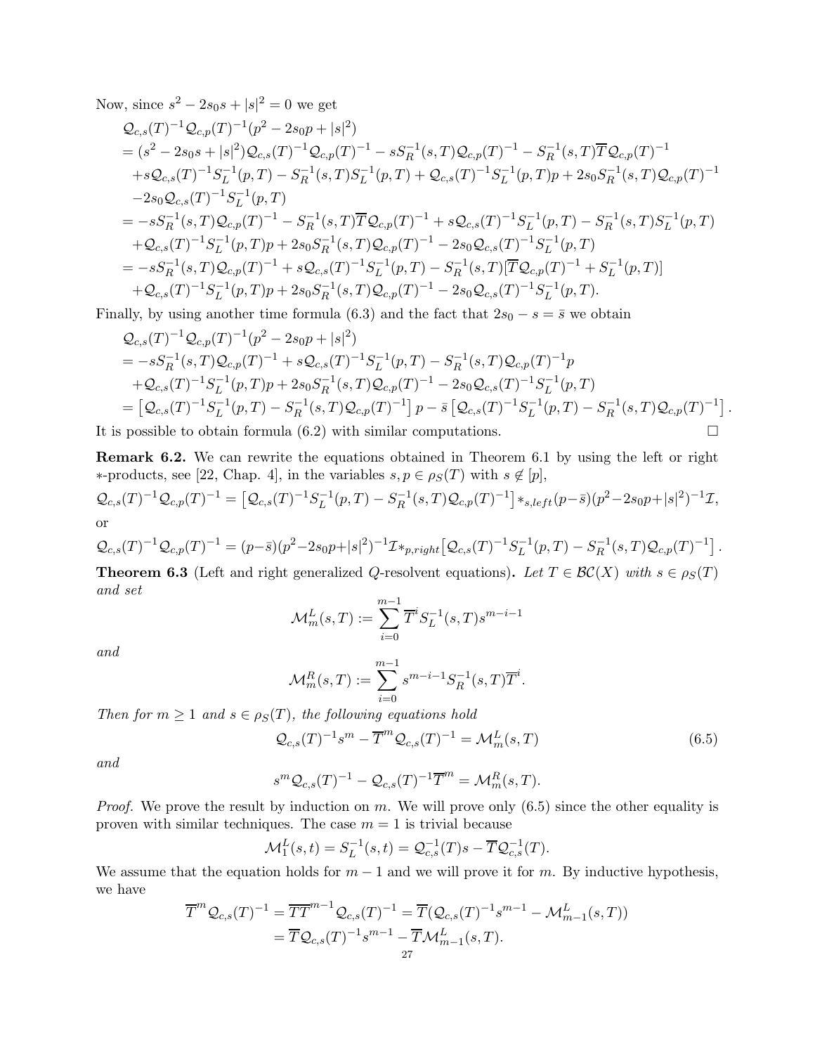Now, since $s^2 - 2s_0 s + |s|^2 = 0$ we get

$$
\begin{aligned}
&\mathcal{Q}_{c,s}(T)^{-1}\mathcal{Q}_{c,p}(T)^{-1}(p^2 - 2s_0 p + |s|^2) \\
&= (s^2 - 2s_0 s + |s|^2)\mathcal{Q}_{c,s}(T)^{-1}\mathcal{Q}_{c,p}(T)^{-1} - sS_R^{-1}(s,T)\mathcal{Q}_{c,p}(T)^{-1} - S_R^{-1}(s,T)\overline{T}\mathcal{Q}_{c,p}(T)^{-1} \\
&\quad + s\mathcal{Q}_{c,s}(T)^{-1}S_L^{-1}(p,T) - S_R^{-1}(s,T)S_L^{-1}(p,T) + \mathcal{Q}_{c,s}(T)^{-1}S_L^{-1}(p,T)p + 2s_0 S_R^{-1}(s,T)\mathcal{Q}_{c,p}(T)^{-1} \\
&\quad - 2s_0\mathcal{Q}_{c,s}(T)^{-1}S_L^{-1}(p,T) \\
&= -sS_R^{-1}(s,T)\mathcal{Q}_{c,p}(T)^{-1} - S_R^{-1}(s,T)\overline{T}\mathcal{Q}_{c,p}(T)^{-1} + s\mathcal{Q}_{c,s}(T)^{-1}S_L^{-1}(p,T) - S_R^{-1}(s,T)S_L^{-1}(p,T) \\
&\quad + \mathcal{Q}_{c,s}(T)^{-1}S_L^{-1}(p,T)p + 2s_0 S_R^{-1}(s,T)\mathcal{Q}_{c,p}(T)^{-1} - 2s_0\mathcal{Q}_{c,s}(T)^{-1}S_L^{-1}(p,T) \\
&= -sS_R^{-1}(s,T)\mathcal{Q}_{c,p}(T)^{-1} + s\mathcal{Q}_{c,s}(T)^{-1}S_L^{-1}(p,T) - S_R^{-1}(s,T)[\overline{T}\mathcal{Q}_{c,p}(T)^{-1} + S_L^{-1}(p,T)] \\
&\quad + \mathcal{Q}_{c,s}(T)^{-1}S_L^{-1}(p,T)p + 2s_0 S_R^{-1}(s,T)\mathcal{Q}_{c,p}(T)^{-1} - 2s_0\mathcal{Q}_{c,s}(T)^{-1}S_L^{-1}(p,T).
\end{aligned}
$$

Finally, by using another time formula (6.3) and the fact that $2s_0 - s = \bar{s}$ we obtain

$$
\begin{aligned}
&\mathcal{Q}_{c,s}(T)^{-1}\mathcal{Q}_{c,p}(T)^{-1}(p^2 - 2s_0 p + |s|^2) \\
&= -sS_R^{-1}(s,T)\mathcal{Q}_{c,p}(T)^{-1} + s\mathcal{Q}_{c,s}(T)^{-1}S_L^{-1}(p,T) - S_R^{-1}(s,T)\mathcal{Q}_{c,p}(T)^{-1}p \\
&\quad + \mathcal{Q}_{c,s}(T)^{-1}S_L^{-1}(p,T)p + 2s_0 S_R^{-1}(s,T)\mathcal{Q}_{c,p}(T)^{-1} - 2s_0\mathcal{Q}_{c,s}(T)^{-1}S_L^{-1}(p,T) \\
&= \left[\mathcal{Q}_{c,s}(T)^{-1}S_L^{-1}(p,T) - S_R^{-1}(s,T)\mathcal{Q}_{c,p}(T)^{-1}\right]p - \bar{s}\left[\mathcal{Q}_{c,s}(T)^{-1}S_L^{-1}(p,T) - S_R^{-1}(s,T)\mathcal{Q}_{c,p}(T)^{-1}\right].
\end{aligned}
$$

It is possible to obtain formula (6.2) with similar computations. $\square$

**Remark 6.2.** We can rewrite the equations obtained in Theorem 6.1 by using the left or right $*$-products, see [22, Chap. 4], in the variables $s, p \in \rho_S(T)$ with $s \notin [p]$,

$$
\mathcal{Q}_{c,s}(T)^{-1}\mathcal{Q}_{c,p}(T)^{-1} = \left[\mathcal{Q}_{c,s}(T)^{-1}S_L^{-1}(p,T) - S_R^{-1}(s,T)\mathcal{Q}_{c,p}(T)^{-1}\right] *_{s,left} (p-\bar{s})(p^2 - 2s_0 p + |s|^2)^{-1}\mathcal{I},
$$

or

$$
\mathcal{Q}_{c,s}(T)^{-1}\mathcal{Q}_{c,p}(T)^{-1} = (p-\bar{s})(p^2 - 2s_0 p + |s|^2)^{-1}\mathcal{I} *_{p,right} \left[\mathcal{Q}_{c,s}(T)^{-1}S_L^{-1}(p,T) - S_R^{-1}(s,T)\mathcal{Q}_{c,p}(T)^{-1}\right].
$$

**Theorem 6.3** (Left and right generalized $Q$-resolvent equations)**.** *Let $T \in \mathcal{BC}(X)$ with $s \in \rho_S(T)$ and set*

$$
\mathcal{M}_m^L(s,T) := \sum_{i=0}^{m-1} \overline{T}^i S_L^{-1}(s,T) s^{m-i-1}
$$

*and*

$$
\mathcal{M}_m^R(s,T) := \sum_{i=0}^{m-1} s^{m-i-1} S_R^{-1}(s,T) \overline{T}^i.
$$

*Then for $m \geq 1$ and $s \in \rho_S(T)$, the following equations hold*

$$
\mathcal{Q}_{c,s}(T)^{-1}s^m - \overline{T}^m \mathcal{Q}_{c,s}(T)^{-1} = \mathcal{M}_m^L(s,T) \tag{6.5}
$$

*and*

$$
s^m \mathcal{Q}_{c,s}(T)^{-1} - \mathcal{Q}_{c,s}(T)^{-1}\overline{T}^m = \mathcal{M}_m^R(s,T).
$$

*Proof.* We prove the result by induction on $m$. We will prove only (6.5) since the other equality is proven with similar techniques. The case $m = 1$ is trivial because

$$
\mathcal{M}_1^L(s,t) = S_L^{-1}(s,t) = \mathcal{Q}_{c,s}^{-1}(T)s - \overline{T}\mathcal{Q}_{c,s}^{-1}(T).
$$

We assume that the equation holds for $m-1$ and we will prove it for $m$. By inductive hypothesis, we have

$$
\begin{aligned}
\overline{T}^m \mathcal{Q}_{c,s}(T)^{-1} &= \overline{T}\overline{T}^{m-1}\mathcal{Q}_{c,s}(T)^{-1} = \overline{T}(\mathcal{Q}_{c,s}(T)^{-1}s^{m-1} - \mathcal{M}_{m-1}^L(s,T)) \\
&= \overline{T}\mathcal{Q}_{c,s}(T)^{-1}s^{m-1} - \overline{T}\mathcal{M}_{m-1}^L(s,T).
\end{aligned}
$$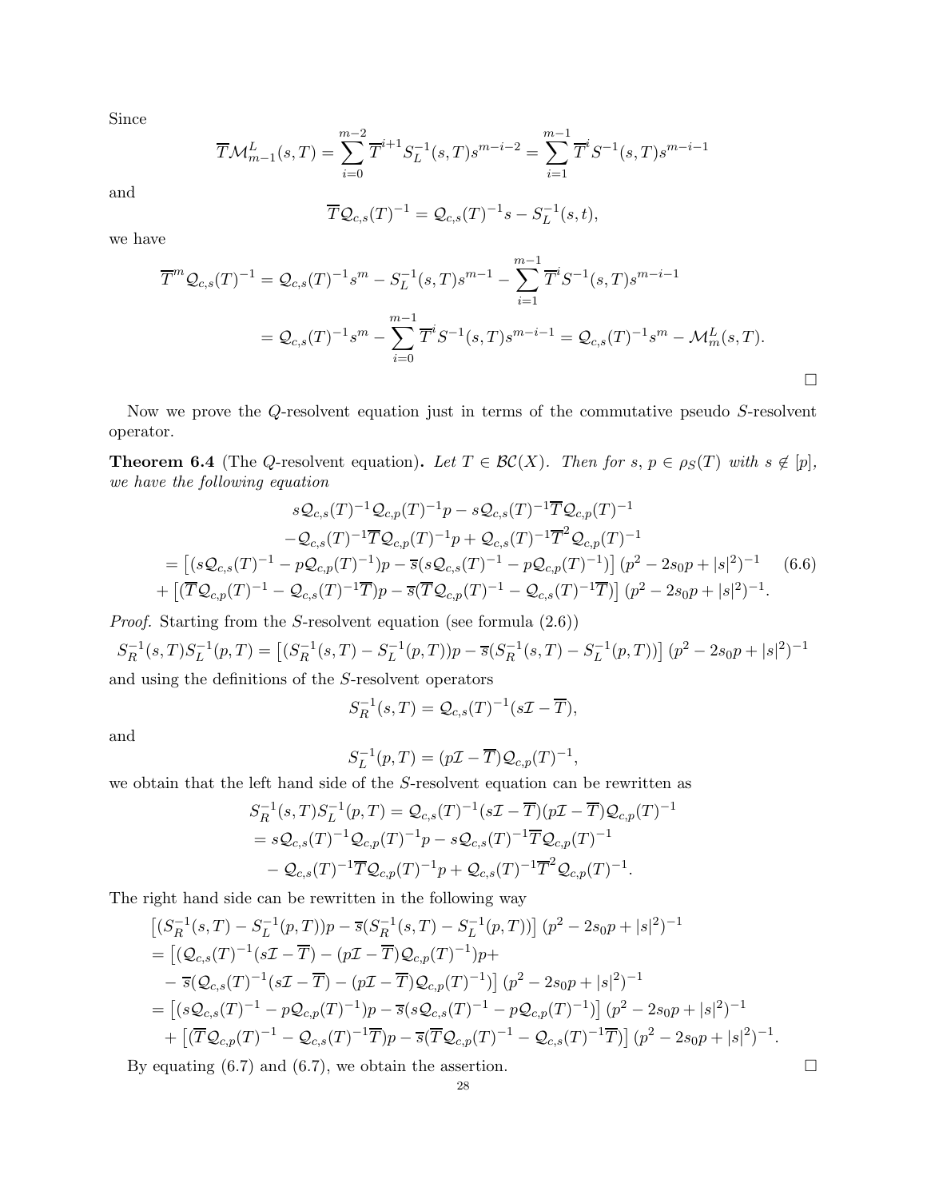Since

$$\overline{T}\mathcal{M}^L_{m-1}(s,T) = \sum_{i=0}^{m-2} \overline{T}^{i+1} S_L^{-1}(s,T) s^{m-i-2} = \sum_{i=1}^{m-1} \overline{T}^i S^{-1}(s,T) s^{m-i-1}$$

and

$$\overline{T}\mathcal{Q}_{c,s}(T)^{-1} = \mathcal{Q}_{c,s}(T)^{-1}s - S_L^{-1}(s,t),$$

we have

$$\begin{aligned}
\overline{T}^m \mathcal{Q}_{c,s}(T)^{-1} &= \mathcal{Q}_{c,s}(T)^{-1}s^m - S_L^{-1}(s,T)s^{m-1} - \sum_{i=1}^{m-1} \overline{T}^i S^{-1}(s,T) s^{m-i-1} \\
&= \mathcal{Q}_{c,s}(T)^{-1}s^m - \sum_{i=0}^{m-1} \overline{T}^i S^{-1}(s,T) s^{m-i-1} = \mathcal{Q}_{c,s}(T)^{-1}s^m - \mathcal{M}^L_m(s,T).
\end{aligned}$$

□

Now we prove the $Q$-resolvent equation just in terms of the commutative pseudo $S$-resolvent operator.

**Theorem 6.4** (The $Q$-resolvent equation)**.** *Let $T \in \mathcal{BC}(X)$. Then for $s$, $p \in \rho_S(T)$ with $s \notin [p]$, we have the following equation*

$$\begin{aligned}
& s\mathcal{Q}_{c,s}(T)^{-1}\mathcal{Q}_{c,p}(T)^{-1}p - s\mathcal{Q}_{c,s}(T)^{-1}\overline{T}\mathcal{Q}_{c,p}(T)^{-1} \\
& -\mathcal{Q}_{c,s}(T)^{-1}\overline{T}\mathcal{Q}_{c,p}(T)^{-1}p + \mathcal{Q}_{c,s}(T)^{-1}\overline{T}^2\mathcal{Q}_{c,p}(T)^{-1} \\
&= \left[(s\mathcal{Q}_{c,s}(T)^{-1} - p\mathcal{Q}_{c,p}(T)^{-1})p - \overline{s}(s\mathcal{Q}_{c,s}(T)^{-1} - p\mathcal{Q}_{c,p}(T)^{-1})\right](p^2 - 2s_0p + |s|^2)^{-1} \qquad (6.6) \\
& + \left[(\overline{T}\mathcal{Q}_{c,p}(T)^{-1} - \mathcal{Q}_{c,s}(T)^{-1}\overline{T})p - \overline{s}(\overline{T}\mathcal{Q}_{c,p}(T)^{-1} - \mathcal{Q}_{c,s}(T)^{-1}\overline{T})\right](p^2 - 2s_0p + |s|^2)^{-1}.
\end{aligned}$$

*Proof.* Starting from the $S$-resolvent equation (see formula (2.6))

$$S_R^{-1}(s,T)S_L^{-1}(p,T) = \left[(S_R^{-1}(s,T) - S_L^{-1}(p,T))p - \overline{s}(S_R^{-1}(s,T) - S_L^{-1}(p,T))\right](p^2 - 2s_0p + |s|^2)^{-1}$$

and using the definitions of the $S$-resolvent operators

$$S_R^{-1}(s,T) = \mathcal{Q}_{c,s}(T)^{-1}(s\mathcal{I} - \overline{T}),$$

and

$$S_L^{-1}(p,T) = (p\mathcal{I} - \overline{T})\mathcal{Q}_{c,p}(T)^{-1},$$

we obtain that the left hand side of the $S$-resolvent equation can be rewritten as

$$\begin{aligned}
S_R^{-1}(s,T)S_L^{-1}(p,T) &= \mathcal{Q}_{c,s}(T)^{-1}(s\mathcal{I} - \overline{T})(p\mathcal{I} - \overline{T})\mathcal{Q}_{c,p}(T)^{-1} \\
&= s\mathcal{Q}_{c,s}(T)^{-1}\mathcal{Q}_{c,p}(T)^{-1}p - s\mathcal{Q}_{c,s}(T)^{-1}\overline{T}\mathcal{Q}_{c,p}(T)^{-1} \\
&\quad - \mathcal{Q}_{c,s}(T)^{-1}\overline{T}\mathcal{Q}_{c,p}(T)^{-1}p + \mathcal{Q}_{c,s}(T)^{-1}\overline{T}^2\mathcal{Q}_{c,p}(T)^{-1}.
\end{aligned}$$

The right hand side can be rewritten in the following way

$$\begin{aligned}
& \left[(S_R^{-1}(s,T) - S_L^{-1}(p,T))p - \overline{s}(S_R^{-1}(s,T) - S_L^{-1}(p,T))\right](p^2 - 2s_0p + |s|^2)^{-1} \\
&= \left[(\mathcal{Q}_{c,s}(T)^{-1}(s\mathcal{I} - \overline{T}) - (p\mathcal{I} - \overline{T})\mathcal{Q}_{c,p}(T)^{-1})p + \right. \\
&\quad \left. - \overline{s}(\mathcal{Q}_{c,s}(T)^{-1}(s\mathcal{I} - \overline{T}) - (p\mathcal{I} - \overline{T})\mathcal{Q}_{c,p}(T)^{-1})\right](p^2 - 2s_0p + |s|^2)^{-1} \\
&= \left[(s\mathcal{Q}_{c,s}(T)^{-1} - p\mathcal{Q}_{c,p}(T)^{-1})p - \overline{s}(s\mathcal{Q}_{c,s}(T)^{-1} - p\mathcal{Q}_{c,p}(T)^{-1})\right](p^2 - 2s_0p + |s|^2)^{-1} \\
&\quad + \left[(\overline{T}\mathcal{Q}_{c,p}(T)^{-1} - \mathcal{Q}_{c,s}(T)^{-1}\overline{T})p - \overline{s}(\overline{T}\mathcal{Q}_{c,p}(T)^{-1} - \mathcal{Q}_{c,s}(T)^{-1}\overline{T})\right](p^2 - 2s_0p + |s|^2)^{-1}.
\end{aligned}$$

By equating (6.7) and (6.7), we obtain the assertion. □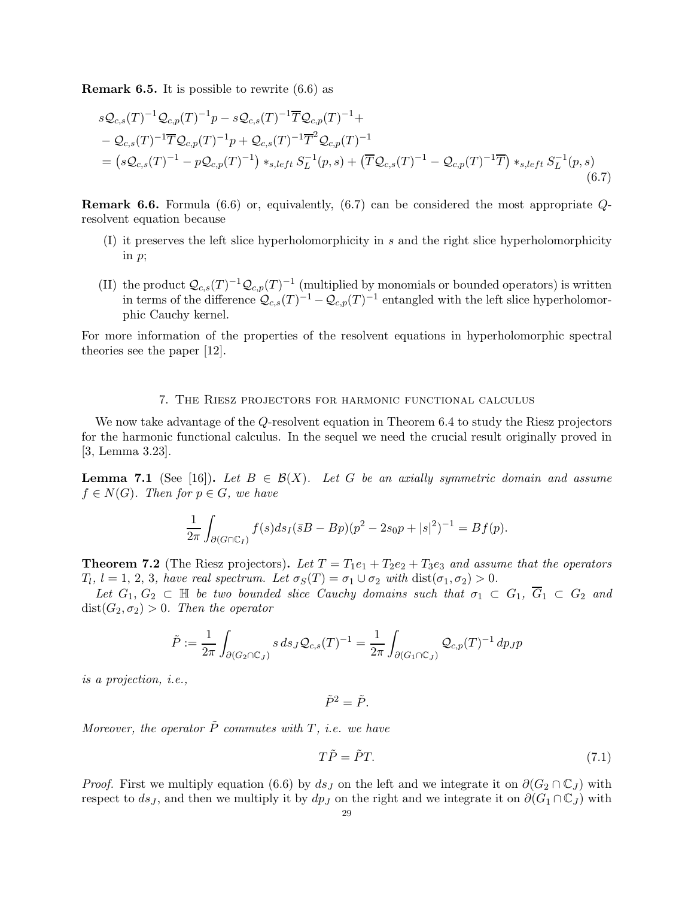**Remark 6.5.** It is possible to rewrite (6.6) as

$$
\begin{aligned}
& s\mathcal{Q}_{c,s}(T)^{-1}\mathcal{Q}_{c,p}(T)^{-1}p - s\mathcal{Q}_{c,s}(T)^{-1}\overline{T}\mathcal{Q}_{c,p}(T)^{-1}+ \\
& - \mathcal{Q}_{c,s}(T)^{-1}\overline{T}\mathcal{Q}_{c,p}(T)^{-1}p + \mathcal{Q}_{c,s}(T)^{-1}\overline{T}^2\mathcal{Q}_{c,p}(T)^{-1} \\
& = \left(s\mathcal{Q}_{c,s}(T)^{-1} - p\mathcal{Q}_{c,p}(T)^{-1}\right) *_{s,left} S_L^{-1}(p,s) + \left(\overline{T}\mathcal{Q}_{c,s}(T)^{-1} - \mathcal{Q}_{c,p}(T)^{-1}\overline{T}\right) *_{s,left} S_L^{-1}(p,s)
\end{aligned}
\tag{6.7}
$$

**Remark 6.6.** Formula (6.6) or, equivalently, (6.7) can be considered the most appropriate $Q$-resolvent equation because

- (I) it preserves the left slice hyperholomorphicity in $s$ and the right slice hyperholomorphicity in $p$;
- (II) the product $\mathcal{Q}_{c,s}(T)^{-1}\mathcal{Q}_{c,p}(T)^{-1}$ (multiplied by monomials or bounded operators) is written in terms of the difference $\mathcal{Q}_{c,s}(T)^{-1} - \mathcal{Q}_{c,p}(T)^{-1}$ entangled with the left slice hyperholomorphic Cauchy kernel.

For more information of the properties of the resolvent equations in hyperholomorphic spectral theories see the paper [12].

## 7. The Riesz projectors for harmonic functional calculus

We now take advantage of the $Q$-resolvent equation in Theorem 6.4 to study the Riesz projectors for the harmonic functional calculus. In the sequel we need the crucial result originally proved in [3, Lemma 3.23].

**Lemma 7.1** (See [16]). *Let $B \in \mathcal{B}(X)$. Let $G$ be an axially symmetric domain and assume $f \in N(G)$. Then for $p \in G$, we have*

$$
\frac{1}{2\pi}\int_{\partial(G\cap\mathbb{C}_I)} f(s)ds_I(\bar{s}B - Bp)(p^2 - 2s_0p + |s|^2)^{-1} = Bf(p).
$$

**Theorem 7.2** (The Riesz projectors). *Let $T = T_1e_1 + T_2e_2 + T_3e_3$ and assume that the operators $T_l$, $l = 1, 2, 3$, have real spectrum. Let $\sigma_S(T) = \sigma_1 \cup \sigma_2$ with $\operatorname{dist}(\sigma_1, \sigma_2) > 0$.*

*Let $G_1, G_2 \subset \mathbb{H}$ be two bounded slice Cauchy domains such that $\sigma_1 \subset G_1$, $\overline{G}_1 \subset G_2$ and $\operatorname{dist}(G_2, \sigma_2) > 0$. Then the operator*

$$
\tilde{P} := \frac{1}{2\pi}\int_{\partial(G_2\cap\mathbb{C}_J)} s\, ds_J\mathcal{Q}_{c,s}(T)^{-1} = \frac{1}{2\pi}\int_{\partial(G_1\cap\mathbb{C}_J)} \mathcal{Q}_{c,p}(T)^{-1}\, dp_Jp
$$

*is a projection, i.e.,*

$$
\tilde{P}^2 = \tilde{P}.
$$

*Moreover, the operator $\tilde{P}$ commutes with $T$, i.e. we have*

$$
T\tilde{P} = \tilde{P}T. \tag{7.1}
$$

*Proof.* First we multiply equation (6.6) by $ds_J$ on the left and we integrate it on $\partial(G_2 \cap \mathbb{C}_J)$ with respect to $ds_J$, and then we multiply it by $dp_J$ on the right and we integrate it on $\partial(G_1 \cap \mathbb{C}_J)$ with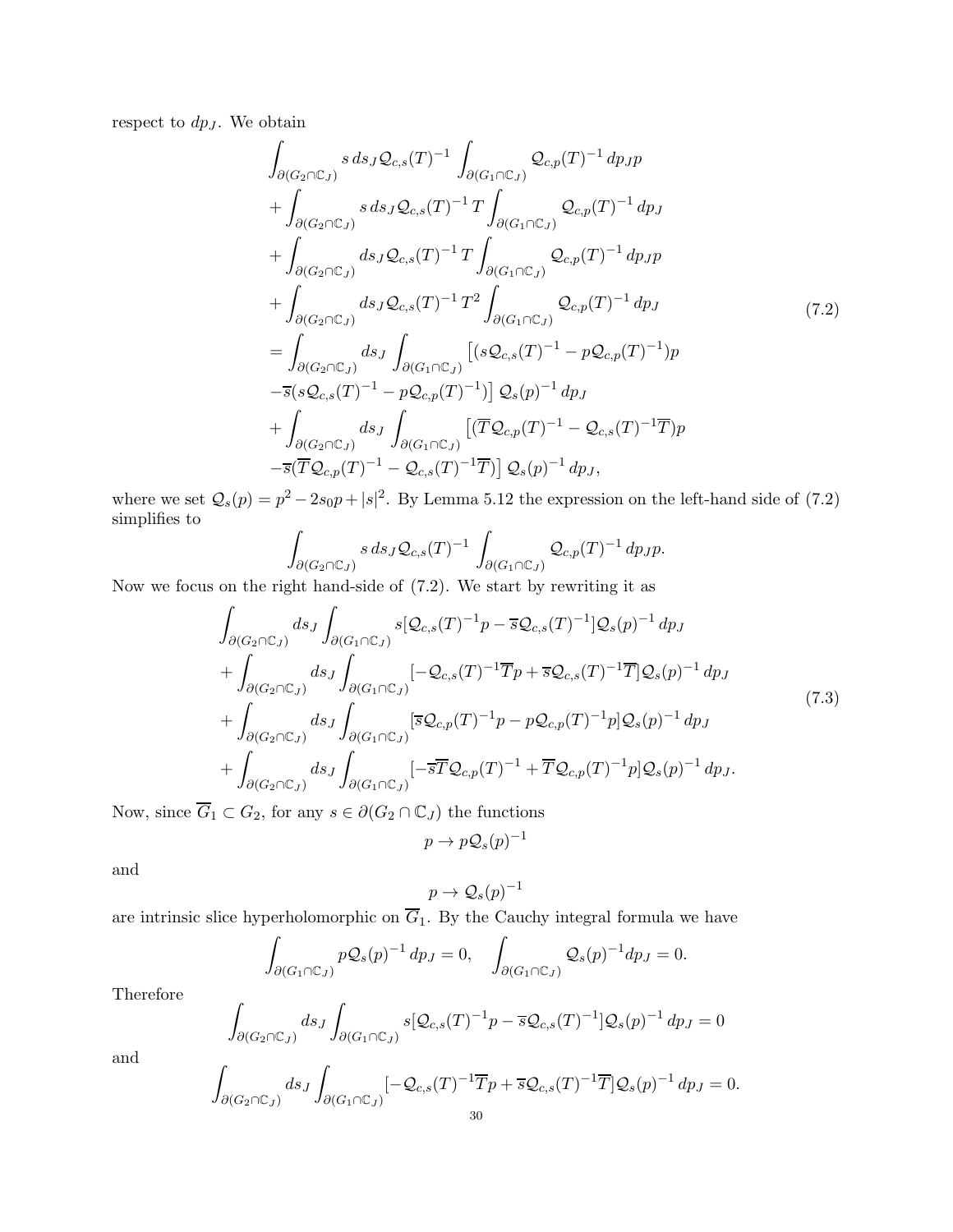respect to $dp_J$. We obtain

$$
\begin{aligned}
&\int_{\partial(G_2\cap\mathbb{C}_J)} s\, ds_J\, \mathcal{Q}_{c,s}(T)^{-1} \int_{\partial(G_1\cap\mathbb{C}_J)} \mathcal{Q}_{c,p}(T)^{-1}\, dp_J p \\
&+\int_{\partial(G_2\cap\mathbb{C}_J)} s\, ds_J\, \mathcal{Q}_{c,s}(T)^{-1}\, T \int_{\partial(G_1\cap\mathbb{C}_J)} \mathcal{Q}_{c,p}(T)^{-1}\, dp_J \\
&+\int_{\partial(G_2\cap\mathbb{C}_J)} ds_J\, \mathcal{Q}_{c,s}(T)^{-1}\, T \int_{\partial(G_1\cap\mathbb{C}_J)} \mathcal{Q}_{c,p}(T)^{-1}\, dp_J p \\
&+\int_{\partial(G_2\cap\mathbb{C}_J)} ds_J\, \mathcal{Q}_{c,s}(T)^{-1}\, T^2 \int_{\partial(G_1\cap\mathbb{C}_J)} \mathcal{Q}_{c,p}(T)^{-1}\, dp_J \\
&=\int_{\partial(G_2\cap\mathbb{C}_J)} ds_J \int_{\partial(G_1\cap\mathbb{C}_J)} \left[(s\mathcal{Q}_{c,s}(T)^{-1} - p\mathcal{Q}_{c,p}(T)^{-1})p\right. \\
&\left.-\overline{s}(s\mathcal{Q}_{c,s}(T)^{-1} - p\mathcal{Q}_{c,p}(T)^{-1})\right] \mathcal{Q}_s(p)^{-1}\, dp_J \\
&+\int_{\partial(G_2\cap\mathbb{C}_J)} ds_J \int_{\partial(G_1\cap\mathbb{C}_J)} \left[(\overline{T}\mathcal{Q}_{c,p}(T)^{-1} - \mathcal{Q}_{c,s}(T)^{-1}\overline{T})p\right. \\
&\left.-\overline{s}(\overline{T}\mathcal{Q}_{c,p}(T)^{-1} - \mathcal{Q}_{c,s}(T)^{-1}\overline{T})\right] \mathcal{Q}_s(p)^{-1}\, dp_J,
\end{aligned}
\tag{7.2}
$$

where we set $\mathcal{Q}_s(p) = p^2 - 2s_0 p + |s|^2$. By Lemma 5.12 the expression on the left-hand side of (7.2) simplifies to

$$
\int_{\partial(G_2\cap\mathbb{C}_J)} s\, ds_J\, \mathcal{Q}_{c,s}(T)^{-1} \int_{\partial(G_1\cap\mathbb{C}_J)} \mathcal{Q}_{c,p}(T)^{-1}\, dp_J p.
$$

Now we focus on the right hand-side of (7.2). We start by rewriting it as

$$
\begin{aligned}
&\int_{\partial(G_2\cap\mathbb{C}_J)} ds_J \int_{\partial(G_1\cap\mathbb{C}_J)} s[\mathcal{Q}_{c,s}(T)^{-1}p - \overline{s}\mathcal{Q}_{c,s}(T)^{-1}]\mathcal{Q}_s(p)^{-1}\, dp_J \\
&+\int_{\partial(G_2\cap\mathbb{C}_J)} ds_J \int_{\partial(G_1\cap\mathbb{C}_J)} [-\mathcal{Q}_{c,s}(T)^{-1}\overline{T}p + \overline{s}\mathcal{Q}_{c,s}(T)^{-1}\overline{T}]\mathcal{Q}_s(p)^{-1}\, dp_J \\
&+\int_{\partial(G_2\cap\mathbb{C}_J)} ds_J \int_{\partial(G_1\cap\mathbb{C}_J)} [\overline{s}\mathcal{Q}_{c,p}(T)^{-1}p - p\mathcal{Q}_{c,p}(T)^{-1}p]\mathcal{Q}_s(p)^{-1}\, dp_J \\
&+\int_{\partial(G_2\cap\mathbb{C}_J)} ds_J \int_{\partial(G_1\cap\mathbb{C}_J)} [-\overline{s}\overline{T}\mathcal{Q}_{c,p}(T)^{-1} + \overline{T}\mathcal{Q}_{c,p}(T)^{-1}p]\mathcal{Q}_s(p)^{-1}\, dp_J.
\end{aligned}
\tag{7.3}
$$

Now, since $\overline{G}_1 \subset G_2$, for any $s \in \partial(G_2\cap\mathbb{C}_J)$ the functions

$$
p \to p\mathcal{Q}_s(p)^{-1}
$$

and

$$
p \to \mathcal{Q}_s(p)^{-1}
$$

are intrinsic slice hyperholomorphic on $\overline{G}_1$. By the Cauchy integral formula we have

$$
\int_{\partial(G_1\cap\mathbb{C}_J)} p\mathcal{Q}_s(p)^{-1}\, dp_J = 0, \quad \int_{\partial(G_1\cap\mathbb{C}_J)} \mathcal{Q}_s(p)^{-1} dp_J = 0.
$$

Therefore

$$
\int_{\partial(G_2\cap\mathbb{C}_J)} ds_J \int_{\partial(G_1\cap\mathbb{C}_J)} s[\mathcal{Q}_{c,s}(T)^{-1}p - \overline{s}\mathcal{Q}_{c,s}(T)^{-1}]\mathcal{Q}_s(p)^{-1}\, dp_J = 0
$$

and

$$
\int_{\partial(G_2\cap\mathbb{C}_J)} ds_J \int_{\partial(G_1\cap\mathbb{C}_J)} [-\mathcal{Q}_{c,s}(T)^{-1}\overline{T}p + \overline{s}\mathcal{Q}_{c,s}(T)^{-1}\overline{T}]\mathcal{Q}_s(p)^{-1}\, dp_J = 0.
$$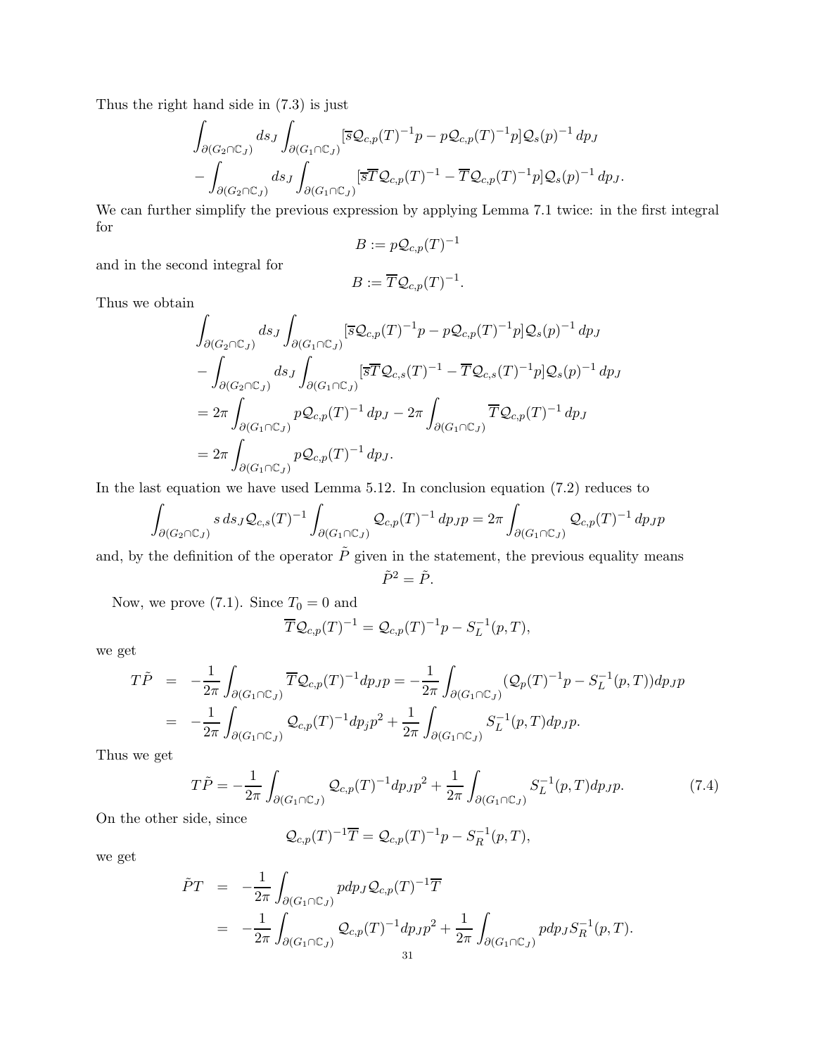Thus the right hand side in (7.3) is just

$$
\begin{aligned}
&\int_{\partial(G_2\cap\mathbb{C}_J)} ds_J \int_{\partial(G_1\cap\mathbb{C}_J)} [\overline{s}\mathcal{Q}_{c,p}(T)^{-1}p - p\mathcal{Q}_{c,p}(T)^{-1}p]\mathcal{Q}_s(p)^{-1}\, dp_J \\
&-\int_{\partial(G_2\cap\mathbb{C}_J)} ds_J \int_{\partial(G_1\cap\mathbb{C}_J)} [\overline{s}\overline{T}\mathcal{Q}_{c,p}(T)^{-1} - \overline{T}\mathcal{Q}_{c,p}(T)^{-1}p]\mathcal{Q}_s(p)^{-1}\, dp_J.
\end{aligned}
$$

We can further simplify the previous expression by applying Lemma 7.1 twice: in the first integral for

$$B := p\mathcal{Q}_{c,p}(T)^{-1}$$

and in the second integral for

$$B := \overline{T}\mathcal{Q}_{c,p}(T)^{-1}.$$

Thus we obtain

$$
\begin{aligned}
&\int_{\partial(G_2\cap\mathbb{C}_J)} ds_J \int_{\partial(G_1\cap\mathbb{C}_J)} [\overline{s}\mathcal{Q}_{c,p}(T)^{-1}p - p\mathcal{Q}_{c,p}(T)^{-1}p]\mathcal{Q}_s(p)^{-1}\, dp_J \\
&-\int_{\partial(G_2\cap\mathbb{C}_J)} ds_J \int_{\partial(G_1\cap\mathbb{C}_J)} [\overline{s}\overline{T}\mathcal{Q}_{c,s}(T)^{-1} - \overline{T}\mathcal{Q}_{c,s}(T)^{-1}p]\mathcal{Q}_s(p)^{-1}\, dp_J \\
&= 2\pi \int_{\partial(G_1\cap\mathbb{C}_J)} p\mathcal{Q}_{c,p}(T)^{-1}\, dp_J - 2\pi \int_{\partial(G_1\cap\mathbb{C}_J)} \overline{T}\mathcal{Q}_{c,p}(T)^{-1}\, dp_J \\
&= 2\pi \int_{\partial(G_1\cap\mathbb{C}_J)} p\mathcal{Q}_{c,p}(T)^{-1}\, dp_J.
\end{aligned}
$$

In the last equation we have used Lemma 5.12. In conclusion equation (7.2) reduces to

$$\int_{\partial(G_2\cap\mathbb{C}_J)} s\, ds_J\, \mathcal{Q}_{c,s}(T)^{-1} \int_{\partial(G_1\cap\mathbb{C}_J)} \mathcal{Q}_{c,p}(T)^{-1}\, dp_J p = 2\pi \int_{\partial(G_1\cap\mathbb{C}_J)} \mathcal{Q}_{c,p}(T)^{-1}\, dp_J p$$

and, by the definition of the operator $\tilde{P}$ given in the statement, the previous equality means

$$\tilde{P}^2 = \tilde{P}.$$

Now, we prove (7.1). Since $T_0 = 0$ and

$$\overline{T}\mathcal{Q}_{c,p}(T)^{-1} = \mathcal{Q}_{c,p}(T)^{-1}p - S_L^{-1}(p,T),$$

we get

$$
\begin{aligned}
T\tilde{P} &= -\frac{1}{2\pi}\int_{\partial(G_1\cap\mathbb{C}_J)} \overline{T}\mathcal{Q}_{c,p}(T)^{-1} dp_J p = -\frac{1}{2\pi}\int_{\partial(G_1\cap\mathbb{C}_J)} (\mathcal{Q}_p(T)^{-1}p - S_L^{-1}(p,T)) dp_J p \\
&= -\frac{1}{2\pi}\int_{\partial(G_1\cap\mathbb{C}_J)} \mathcal{Q}_{c,p}(T)^{-1} dp_j p^2 + \frac{1}{2\pi}\int_{\partial(G_1\cap\mathbb{C}_J)} S_L^{-1}(p,T) dp_J p.
\end{aligned}
$$

Thus we get

$$T\tilde{P} = -\frac{1}{2\pi}\int_{\partial(G_1\cap\mathbb{C}_J)} \mathcal{Q}_{c,p}(T)^{-1} dp_J p^2 + \frac{1}{2\pi}\int_{\partial(G_1\cap\mathbb{C}_J)} S_L^{-1}(p,T) dp_J p. \tag{7.4}$$

On the other side, since

$$\mathcal{Q}_{c,p}(T)^{-1}\overline{T} = \mathcal{Q}_{c,p}(T)^{-1}p - S_R^{-1}(p,T),$$

we get

$$
\begin{aligned}
\tilde{P}T &= -\frac{1}{2\pi}\int_{\partial(G_1\cap\mathbb{C}_J)} p dp_J \mathcal{Q}_{c,p}(T)^{-1}\overline{T} \\
&= -\frac{1}{2\pi}\int_{\partial(G_1\cap\mathbb{C}_J)} \mathcal{Q}_{c,p}(T)^{-1} dp_J p^2 + \frac{1}{2\pi}\int_{\partial(G_1\cap\mathbb{C}_J)} p dp_J S_R^{-1}(p,T).
\end{aligned}
$$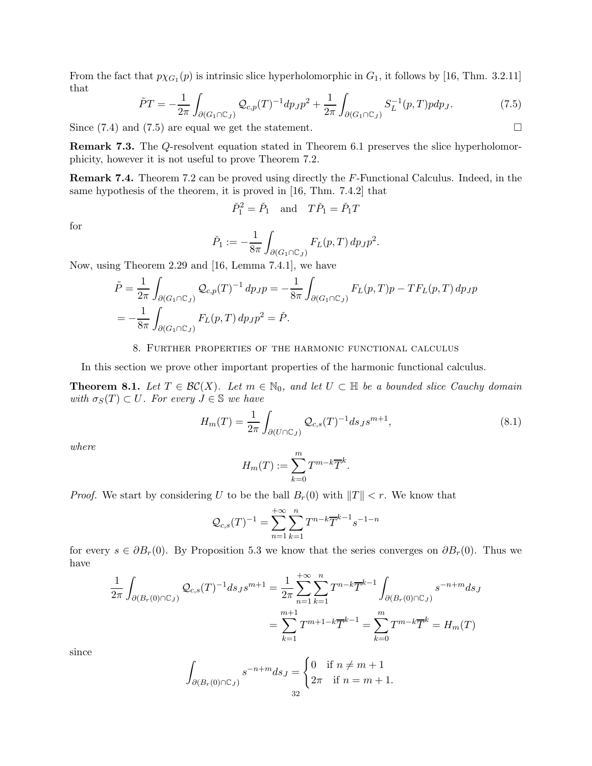From the fact that $p\chi_{G_1}(p)$ is intrinsic slice hyperholomorphic in $G_1$, it follows by [16, Thm. 3.2.11] that

$$\tilde{P}T = -\frac{1}{2\pi}\int_{\partial(G_1\cap\mathbb{C}_J)} \mathcal{Q}_{c,p}(T)^{-1}dp_J p^2 + \frac{1}{2\pi}\int_{\partial(G_1\cap\mathbb{C}_J)} S_L^{-1}(p,T)p dp_J. \tag{7.5}$$

Since (7.4) and (7.5) are equal we get the statement. $\square$

**Remark 7.3.** The $Q$-resolvent equation stated in Theorem 6.1 preserves the slice hyperholomorphicity, however it is not useful to prove Theorem 7.2.

**Remark 7.4.** Theorem 7.2 can be proved using directly the $F$-Functional Calculus. Indeed, in the same hypothesis of the theorem, it is proved in [16, Thm. 7.4.2] that

$$\check{P}_1^2 = \check{P}_1 \quad \text{and} \quad T\check{P}_1 = \check{P}_1 T$$

for

$$\check{P}_1 := -\frac{1}{8\pi}\int_{\partial(G_1\cap\mathbb{C}_J)} F_L(p,T)\, dp_J p^2.$$

Now, using Theorem 2.29 and [16, Lemma 7.4.1], we have

$$\begin{aligned}
\tilde{P} &= \frac{1}{2\pi}\int_{\partial(G_1\cap\mathbb{C}_J)} \mathcal{Q}_{c,p}(T)^{-1}\, dp_J p = -\frac{1}{8\pi}\int_{\partial(G_1\cap\mathbb{C}_J)} F_L(p,T)p - TF_L(p,T)\, dp_J p \\
&= -\frac{1}{8\pi}\int_{\partial(G_1\cap\mathbb{C}_J)} F_L(p,T)\, dp_J p^2 = \check{P}.
\end{aligned}$$

## 8. Further properties of the harmonic functional calculus

In this section we prove other important properties of the harmonic functional calculus.

**Theorem 8.1.** *Let $T \in \mathcal{BC}(X)$. Let $m \in \mathbb{N}_0$, and let $U \subset \mathbb{H}$ be a bounded slice Cauchy domain with $\sigma_S(T) \subset U$. For every $J \in \mathbb{S}$ we have*

$$H_m(T) = \frac{1}{2\pi}\int_{\partial(U\cap\mathbb{C}_J)} \mathcal{Q}_{c,s}(T)^{-1}ds_J s^{m+1}, \tag{8.1}$$

*where*

$$H_m(T) := \sum_{k=0}^{m} T^{m-k}\overline{T}^k.$$

*Proof.* We start by considering $U$ to be the ball $B_r(0)$ with $\|T\| < r$. We know that

$$\mathcal{Q}_{c,s}(T)^{-1} = \sum_{n=1}^{+\infty}\sum_{k=1}^{n} T^{n-k}\overline{T}^{k-1}s^{-1-n}$$

for every $s \in \partial B_r(0)$. By Proposition 5.3 we know that the series converges on $\partial B_r(0)$. Thus we have

$$\begin{aligned}
\frac{1}{2\pi}\int_{\partial(B_r(0)\cap\mathbb{C}_J)} \mathcal{Q}_{c,s}(T)^{-1}ds_J s^{m+1} &= \frac{1}{2\pi}\sum_{n=1}^{+\infty}\sum_{k=1}^{n} T^{n-k}\overline{T}^{k-1}\int_{\partial(B_r(0)\cap\mathbb{C}_J)} s^{-n+m}ds_J \\
&= \sum_{k=1}^{m+1} T^{m+1-k}\overline{T}^{k-1} = \sum_{k=0}^{m} T^{m-k}\overline{T}^k = H_m(T)
\end{aligned}$$

since

$$\int_{\partial(B_r(0)\cap\mathbb{C}_J)} s^{-n+m}ds_J = \begin{cases} 0 & \text{if } n \neq m+1 \\ 2\pi & \text{if } n = m+1. \end{cases}$$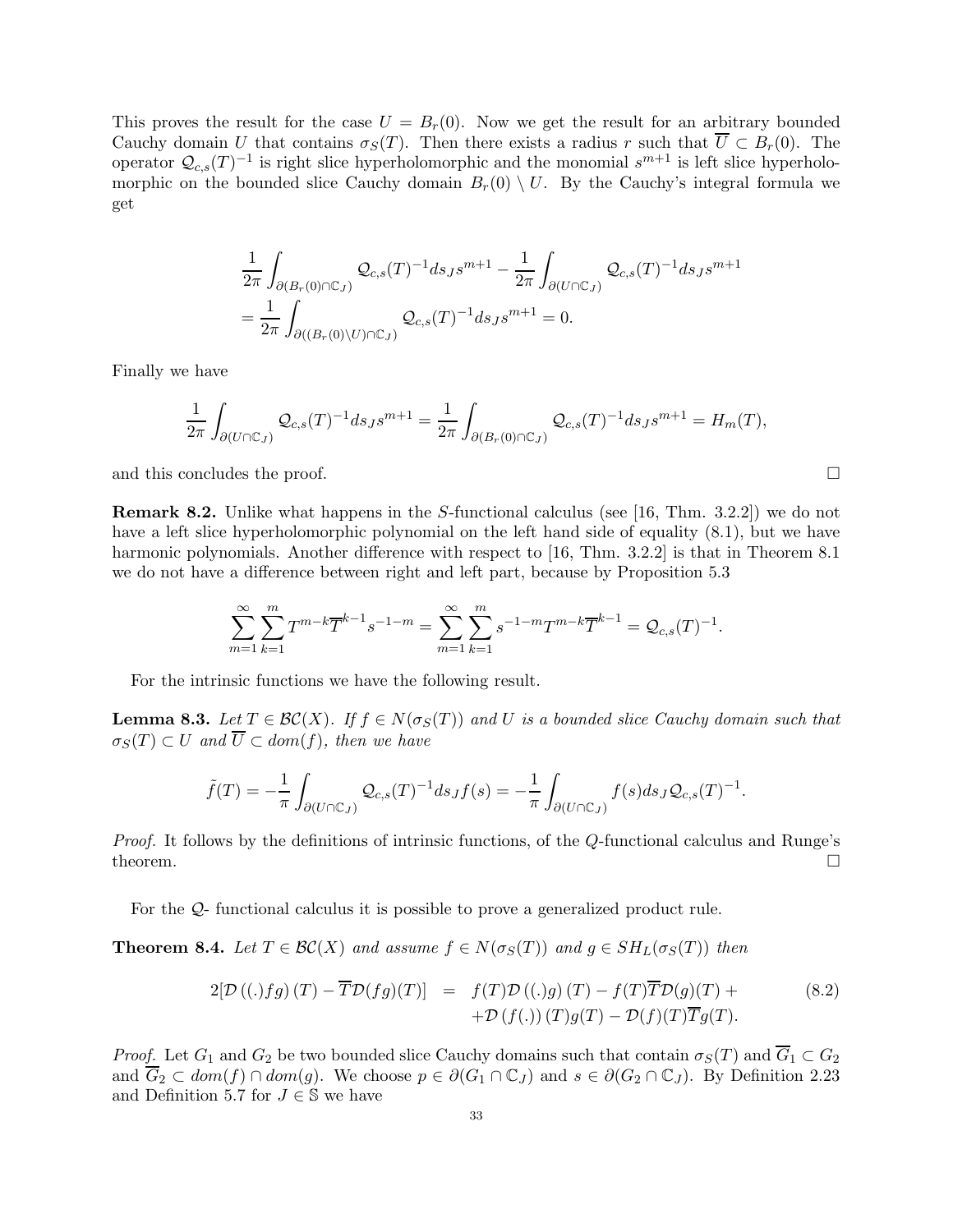This proves the result for the case $U = B_r(0)$. Now we get the result for an arbitrary bounded Cauchy domain $U$ that contains $\sigma_S(T)$. Then there exists a radius $r$ such that $\overline{U} \subset B_r(0)$. The operator $\mathcal{Q}_{c,s}(T)^{-1}$ is right slice hyperholomorphic and the monomial $s^{m+1}$ is left slice hyperholomorphic on the bounded slice Cauchy domain $B_r(0) \setminus U$. By the Cauchy's integral formula we get

$$
\begin{aligned}
&\frac{1}{2\pi} \int_{\partial(B_r(0)\cap\mathbb{C}_J)} \mathcal{Q}_{c,s}(T)^{-1} ds_J s^{m+1} - \frac{1}{2\pi} \int_{\partial(U\cap\mathbb{C}_J)} \mathcal{Q}_{c,s}(T)^{-1} ds_J s^{m+1} \\
&= \frac{1}{2\pi} \int_{\partial((B_r(0)\setminus U)\cap\mathbb{C}_J)} \mathcal{Q}_{c,s}(T)^{-1} ds_J s^{m+1} = 0.
\end{aligned}
$$

Finally we have

$$
\frac{1}{2\pi} \int_{\partial(U\cap\mathbb{C}_J)} \mathcal{Q}_{c,s}(T)^{-1} ds_J s^{m+1} = \frac{1}{2\pi} \int_{\partial(B_r(0)\cap\mathbb{C}_J)} \mathcal{Q}_{c,s}(T)^{-1} ds_J s^{m+1} = H_m(T),
$$

and this concludes the proof. $\square$

**Remark 8.2.** Unlike what happens in the $S$-functional calculus (see [16, Thm. 3.2.2]) we do not have a left slice hyperholomorphic polynomial on the left hand side of equality (8.1), but we have harmonic polynomials. Another difference with respect to [16, Thm. 3.2.2] is that in Theorem 8.1 we do not have a difference between right and left part, because by Proposition 5.3

$$
\sum_{m=1}^{\infty} \sum_{k=1}^{m} T^{m-k} \overline{T}^{k-1} s^{-1-m} = \sum_{m=1}^{\infty} \sum_{k=1}^{m} s^{-1-m} T^{m-k} \overline{T}^{k-1} = \mathcal{Q}_{c,s}(T)^{-1}.
$$

For the intrinsic functions we have the following result.

**Lemma 8.3.** *Let $T \in \mathcal{BC}(X)$. If $f \in N(\sigma_S(T))$ and $U$ is a bounded slice Cauchy domain such that $\sigma_S(T) \subset U$ and $\overline{U} \subset dom(f)$, then we have*

$$
\tilde{f}(T) = -\frac{1}{\pi} \int_{\partial(U\cap\mathbb{C}_J)} \mathcal{Q}_{c,s}(T)^{-1} ds_J f(s) = -\frac{1}{\pi} \int_{\partial(U\cap\mathbb{C}_J)} f(s) ds_J \mathcal{Q}_{c,s}(T)^{-1}.
$$

*Proof.* It follows by the definitions of intrinsic functions, of the $Q$-functional calculus and Runge's theorem. $\square$

For the $\mathcal{Q}$- functional calculus it is possible to prove a generalized product rule.

**Theorem 8.4.** *Let $T \in \mathcal{BC}(X)$ and assume $f \in N(\sigma_S(T))$ and $g \in SH_L(\sigma_S(T))$ then*

$$
\begin{aligned}
2[\mathcal{D}\left((.)fg\right)(T) - \overline{T}\mathcal{D}(fg)(T)] &= f(T)\mathcal{D}\left((.)g\right)(T) - f(T)\overline{T}\mathcal{D}(g)(T) + \\
&\quad +\mathcal{D}\left(f(.)\right)(T)g(T) - \mathcal{D}(f)(T)\overline{T}g(T).
\end{aligned}
\tag{8.2}
$$

*Proof.* Let $G_1$ and $G_2$ be two bounded slice Cauchy domains such that contain $\sigma_S(T)$ and $\overline{G}_1 \subset G_2$ and $\overline{G}_2 \subset dom(f) \cap dom(g)$. We choose $p \in \partial(G_1 \cap \mathbb{C}_J)$ and $s \in \partial(G_2 \cap \mathbb{C}_J)$. By Definition 2.23 and Definition 5.7 for $J \in \mathbb{S}$ we have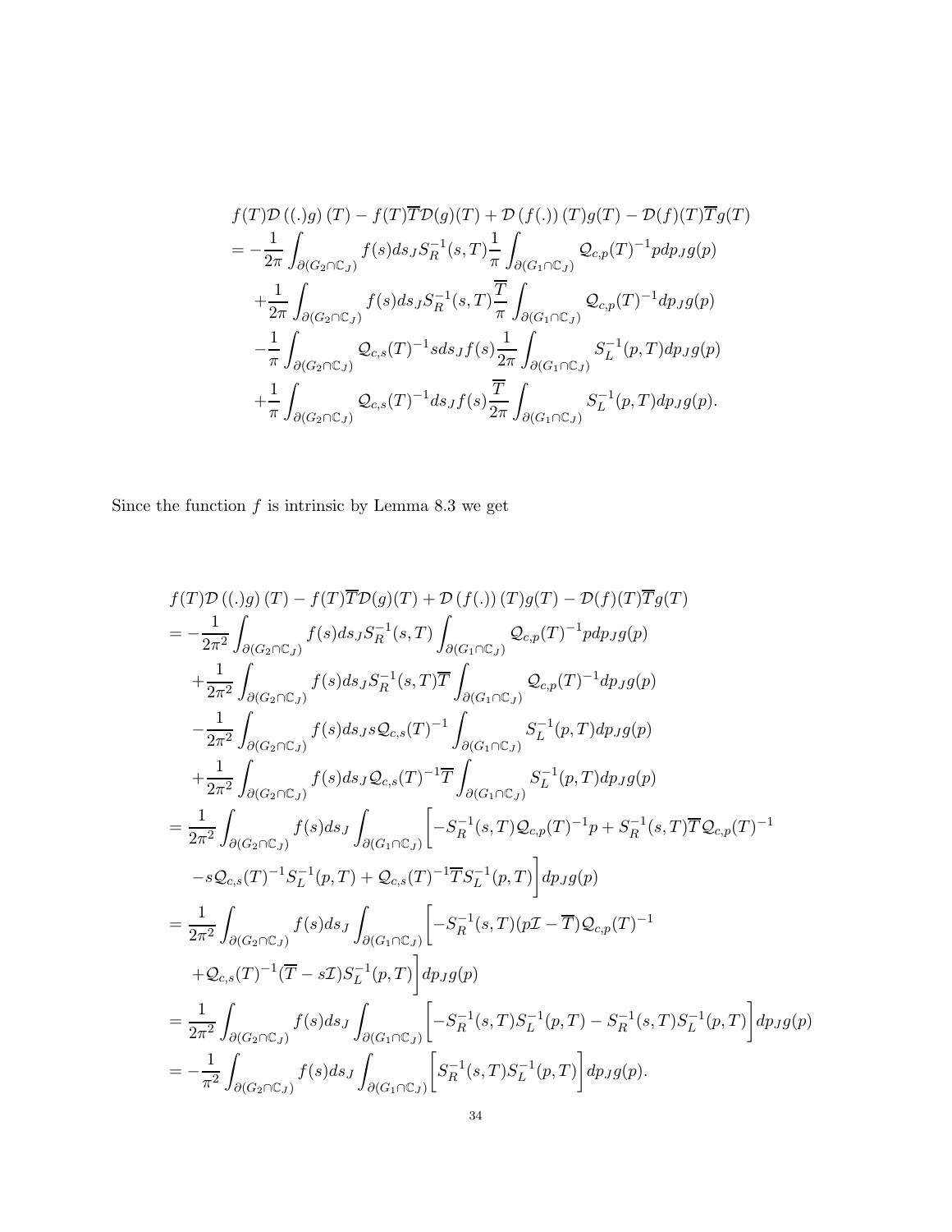$$
\begin{aligned}
& f(T)\mathcal{D}\left((.)g\right)(T) - f(T)\overline{T}\mathcal{D}(g)(T) + \mathcal{D}\left(f(.)\right)(T)g(T) - \mathcal{D}(f)(T)\overline{T}g(T) \\
&= -\frac{1}{2\pi}\int_{\partial(G_2\cap\mathbb{C}_J)} f(s)ds_J S_R^{-1}(s,T)\frac{1}{\pi}\int_{\partial(G_1\cap\mathbb{C}_J)} \mathcal{Q}_{c,p}(T)^{-1}p dp_J g(p) \\
&\quad +\frac{1}{2\pi}\int_{\partial(G_2\cap\mathbb{C}_J)} f(s)ds_J S_R^{-1}(s,T)\frac{\overline{T}}{\pi}\int_{\partial(G_1\cap\mathbb{C}_J)} \mathcal{Q}_{c,p}(T)^{-1}dp_J g(p) \\
&\quad -\frac{1}{\pi}\int_{\partial(G_2\cap\mathbb{C}_J)} \mathcal{Q}_{c,s}(T)^{-1}s ds_J f(s)\frac{1}{2\pi}\int_{\partial(G_1\cap\mathbb{C}_J)} S_L^{-1}(p,T)dp_J g(p) \\
&\quad +\frac{1}{\pi}\int_{\partial(G_2\cap\mathbb{C}_J)} \mathcal{Q}_{c,s}(T)^{-1}ds_J f(s)\frac{\overline{T}}{2\pi}\int_{\partial(G_1\cap\mathbb{C}_J)} S_L^{-1}(p,T)dp_J g(p).
\end{aligned}
$$

Since the function $f$ is intrinsic by Lemma 8.3 we get

$$
\begin{aligned}
& f(T)\mathcal{D}\left((.)g\right)(T) - f(T)\overline{T}\mathcal{D}(g)(T) + \mathcal{D}\left(f(.)\right)(T)g(T) - \mathcal{D}(f)(T)\overline{T}g(T) \\
&= -\frac{1}{2\pi^2}\int_{\partial(G_2\cap\mathbb{C}_J)} f(s)ds_J S_R^{-1}(s,T)\int_{\partial(G_1\cap\mathbb{C}_J)} \mathcal{Q}_{c,p}(T)^{-1}p dp_J g(p) \\
&\quad +\frac{1}{2\pi^2}\int_{\partial(G_2\cap\mathbb{C}_J)} f(s)ds_J S_R^{-1}(s,T)\overline{T}\int_{\partial(G_1\cap\mathbb{C}_J)} \mathcal{Q}_{c,p}(T)^{-1}dp_J g(p) \\
&\quad -\frac{1}{2\pi^2}\int_{\partial(G_2\cap\mathbb{C}_J)} f(s)ds_J s\mathcal{Q}_{c,s}(T)^{-1}\int_{\partial(G_1\cap\mathbb{C}_J)} S_L^{-1}(p,T)dp_J g(p) \\
&\quad +\frac{1}{2\pi^2}\int_{\partial(G_2\cap\mathbb{C}_J)} f(s)ds_J \mathcal{Q}_{c,s}(T)^{-1}\overline{T}\int_{\partial(G_1\cap\mathbb{C}_J)} S_L^{-1}(p,T)dp_J g(p) \\
&= \frac{1}{2\pi^2}\int_{\partial(G_2\cap\mathbb{C}_J)} f(s)ds_J \int_{\partial(G_1\cap\mathbb{C}_J)} \Big[-S_R^{-1}(s,T)\mathcal{Q}_{c,p}(T)^{-1}p + S_R^{-1}(s,T)\overline{T}\mathcal{Q}_{c,p}(T)^{-1} \\
&\quad - s\mathcal{Q}_{c,s}(T)^{-1}S_L^{-1}(p,T) + \mathcal{Q}_{c,s}(T)^{-1}\overline{T}S_L^{-1}(p,T)\Big]dp_J g(p) \\
&= \frac{1}{2\pi^2}\int_{\partial(G_2\cap\mathbb{C}_J)} f(s)ds_J \int_{\partial(G_1\cap\mathbb{C}_J)} \Big[-S_R^{-1}(s,T)(p\mathcal{I}-\overline{T})\mathcal{Q}_{c,p}(T)^{-1} \\
&\quad +\mathcal{Q}_{c,s}(T)^{-1}(\overline{T}-s\mathcal{I})S_L^{-1}(p,T)\Big]dp_J g(p) \\
&= \frac{1}{2\pi^2}\int_{\partial(G_2\cap\mathbb{C}_J)} f(s)ds_J \int_{\partial(G_1\cap\mathbb{C}_J)} \Big[-S_R^{-1}(s,T)S_L^{-1}(p,T) - S_R^{-1}(s,T)S_L^{-1}(p,T)\Big]dp_J g(p) \\
&= -\frac{1}{\pi^2}\int_{\partial(G_2\cap\mathbb{C}_J)} f(s)ds_J \int_{\partial(G_1\cap\mathbb{C}_J)} \Big[S_R^{-1}(s,T)S_L^{-1}(p,T)\Big]dp_J g(p).
\end{aligned}
$$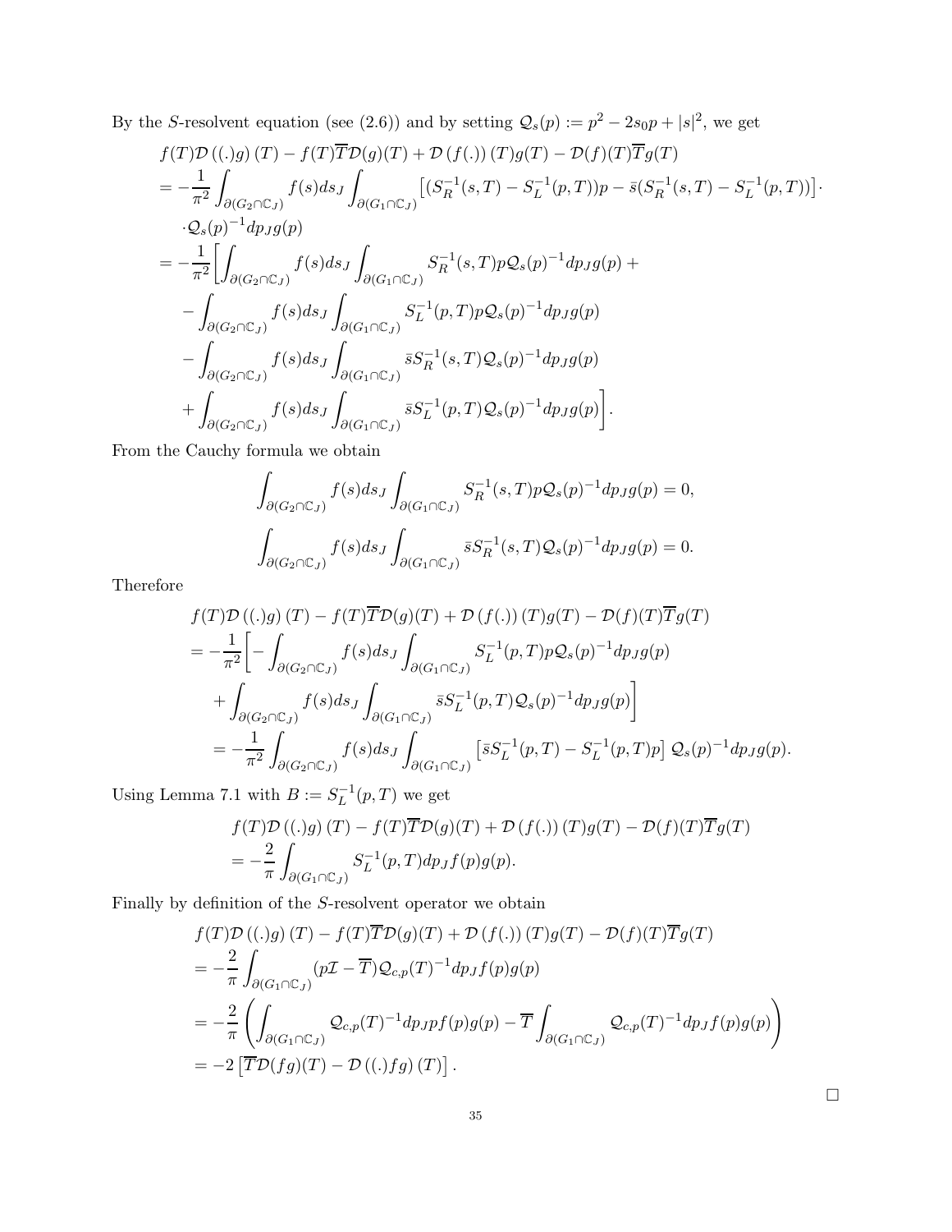By the $S$-resolvent equation (see (2.6)) and by setting $\mathcal{Q}_s(p) := p^2 - 2s_0 p + |s|^2$, we get

$$
\begin{aligned}
& f(T)\mathcal{D}\left((.)g\right)(T) - f(T)\overline{T}\mathcal{D}(g)(T) + \mathcal{D}\left(f(.)\right)(T)g(T) - \mathcal{D}(f)(T)\overline{T}g(T) \\
&= -\frac{1}{\pi^2}\int_{\partial(G_2\cap\mathbb{C}_J)} f(s)ds_J \int_{\partial(G_1\cap\mathbb{C}_J)} \left[(S^{-1}_R(s,T) - S^{-1}_L(p,T))p - \bar{s}(S^{-1}_R(s,T) - S^{-1}_L(p,T))\right]\cdot \\
&\quad \cdot\mathcal{Q}_s(p)^{-1}dp_J g(p) \\
&= -\frac{1}{\pi^2}\bigg[\int_{\partial(G_2\cap\mathbb{C}_J)} f(s)ds_J \int_{\partial(G_1\cap\mathbb{C}_J)} S^{-1}_R(s,T)p\mathcal{Q}_s(p)^{-1}dp_J g(p) + \\
&\quad - \int_{\partial(G_2\cap\mathbb{C}_J)} f(s)ds_J \int_{\partial(G_1\cap\mathbb{C}_J)} S^{-1}_L(p,T)p\mathcal{Q}_s(p)^{-1}dp_J g(p) \\
&\quad - \int_{\partial(G_2\cap\mathbb{C}_J)} f(s)ds_J \int_{\partial(G_1\cap\mathbb{C}_J)} \bar{s}S^{-1}_R(s,T)\mathcal{Q}_s(p)^{-1}dp_J g(p) \\
&\quad + \int_{\partial(G_2\cap\mathbb{C}_J)} f(s)ds_J \int_{\partial(G_1\cap\mathbb{C}_J)} \bar{s}S^{-1}_L(p,T)\mathcal{Q}_s(p)^{-1}dp_J g(p)\bigg].
\end{aligned}
$$

From the Cauchy formula we obtain

$$
\int_{\partial(G_2\cap\mathbb{C}_J)} f(s)ds_J \int_{\partial(G_1\cap\mathbb{C}_J)} S^{-1}_R(s,T)p\mathcal{Q}_s(p)^{-1}dp_J g(p) = 0,
$$

$$
\int_{\partial(G_2\cap\mathbb{C}_J)} f(s)ds_J \int_{\partial(G_1\cap\mathbb{C}_J)} \bar{s}S^{-1}_R(s,T)\mathcal{Q}_s(p)^{-1}dp_J g(p) = 0.
$$

Therefore

$$
\begin{aligned}
& f(T)\mathcal{D}\left((.)g\right)(T) - f(T)\overline{T}\mathcal{D}(g)(T) + \mathcal{D}\left(f(.)\right)(T)g(T) - \mathcal{D}(f)(T)\overline{T}g(T) \\
&= -\frac{1}{\pi^2}\bigg[-\int_{\partial(G_2\cap\mathbb{C}_J)} f(s)ds_J \int_{\partial(G_1\cap\mathbb{C}_J)} S^{-1}_L(p,T)p\mathcal{Q}_s(p)^{-1}dp_J g(p) \\
&\quad + \int_{\partial(G_2\cap\mathbb{C}_J)} f(s)ds_J \int_{\partial(G_1\cap\mathbb{C}_J)} \bar{s}S^{-1}_L(p,T)\mathcal{Q}_s(p)^{-1}dp_J g(p)\bigg] \\
&\quad = -\frac{1}{\pi^2}\int_{\partial(G_2\cap\mathbb{C}_J)} f(s)ds_J \int_{\partial(G_1\cap\mathbb{C}_J)} \left[\bar{s}S^{-1}_L(p,T) - S^{-1}_L(p,T)p\right]\mathcal{Q}_s(p)^{-1}dp_J g(p).
\end{aligned}
$$

Using Lemma 7.1 with $B := S^{-1}_L(p,T)$ we get

$$
\begin{aligned}
& f(T)\mathcal{D}\left((.)g\right)(T) - f(T)\overline{T}\mathcal{D}(g)(T) + \mathcal{D}\left(f(.)\right)(T)g(T) - \mathcal{D}(f)(T)\overline{T}g(T) \\
&= -\frac{2}{\pi}\int_{\partial(G_1\cap\mathbb{C}_J)} S^{-1}_L(p,T)dp_J f(p)g(p).
\end{aligned}
$$

Finally by definition of the $S$-resolvent operator we obtain

$$
\begin{aligned}
& f(T)\mathcal{D}\left((.)g\right)(T) - f(T)\overline{T}\mathcal{D}(g)(T) + \mathcal{D}\left(f(.)\right)(T)g(T) - \mathcal{D}(f)(T)\overline{T}g(T) \\
&= -\frac{2}{\pi}\int_{\partial(G_1\cap\mathbb{C}_J)} (p\mathcal{I} - \overline{T})\mathcal{Q}_{c,p}(T)^{-1}dp_J f(p)g(p) \\
&= -\frac{2}{\pi}\left(\int_{\partial(G_1\cap\mathbb{C}_J)} \mathcal{Q}_{c,p}(T)^{-1}dp_J p f(p)g(p) - \overline{T}\int_{\partial(G_1\cap\mathbb{C}_J)} \mathcal{Q}_{c,p}(T)^{-1}dp_J f(p)g(p)\right) \\
&= -2\left[\overline{T}\mathcal{D}(fg)(T) - \mathcal{D}\left((.)fg\right)(T)\right].
\end{aligned}
$$

□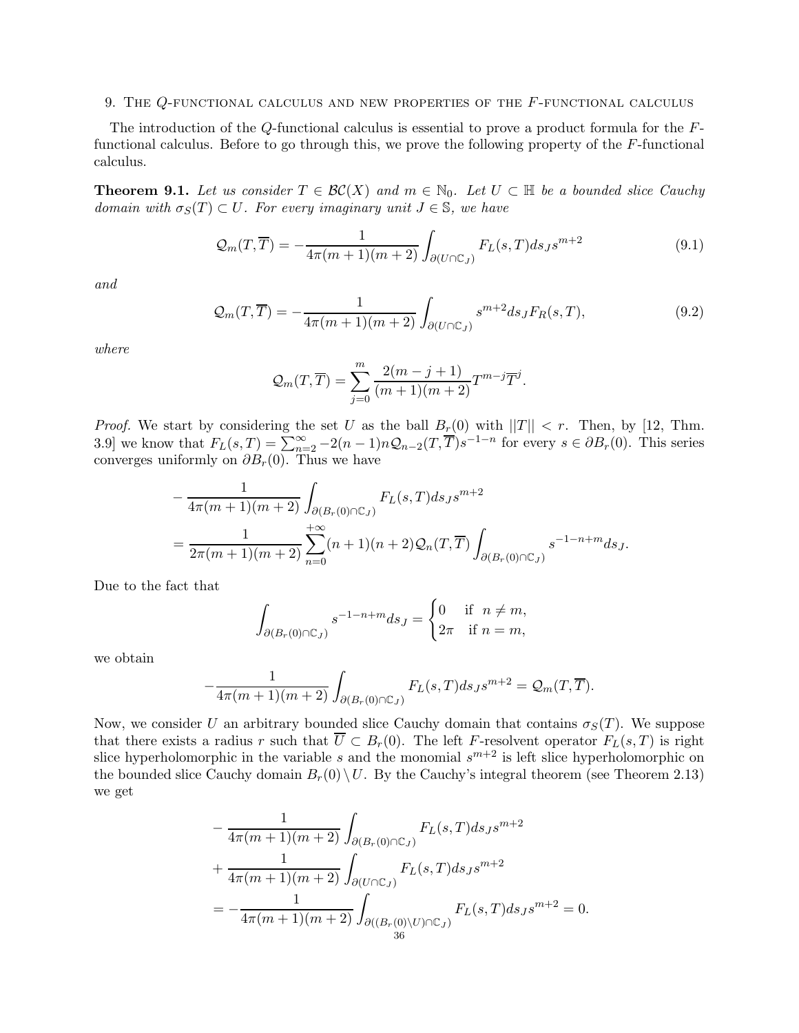## 9. The $Q$-functional calculus and new properties of the $F$-functional calculus

The introduction of the $Q$-functional calculus is essential to prove a product formula for the $F$-functional calculus. Before to go through this, we prove the following property of the $F$-functional calculus.

**Theorem 9.1.** *Let us consider $T \in \mathcal{BC}(X)$ and $m \in \mathbb{N}_0$. Let $U \subset \mathbb{H}$ be a bounded slice Cauchy domain with $\sigma_S(T) \subset U$. For every imaginary unit $J \in \mathbb{S}$, we have*

$$\mathcal{Q}_m(T, \overline{T}) = -\frac{1}{4\pi(m+1)(m+2)} \int_{\partial(U \cap \mathbb{C}_J)} F_L(s,T) ds_J s^{m+2} \tag{9.1}$$

*and*

$$\mathcal{Q}_m(T, \overline{T}) = -\frac{1}{4\pi(m+1)(m+2)} \int_{\partial(U \cap \mathbb{C}_J)} s^{m+2} ds_J F_R(s,T), \tag{9.2}$$

*where*

$$\mathcal{Q}_m(T, \overline{T}) = \sum_{j=0}^{m} \frac{2(m-j+1)}{(m+1)(m+2)} T^{m-j} \overline{T}^j.$$

*Proof.* We start by considering the set $U$ as the ball $B_r(0)$ with $\|T\| < r$. Then, by [12, Thm. 3.9] we know that $F_L(s,T) = \sum_{n=2}^{\infty} -2(n-1)n \mathcal{Q}_{n-2}(T, \overline{T}) s^{-1-n}$ for every $s \in \partial B_r(0)$. This series converges uniformly on $\partial B_r(0)$. Thus we have

$$\begin{aligned}
&-\frac{1}{4\pi(m+1)(m+2)} \int_{\partial(B_r(0) \cap \mathbb{C}_J)} F_L(s,T) ds_J s^{m+2} \\
&= \frac{1}{2\pi(m+1)(m+2)} \sum_{n=0}^{+\infty} (n+1)(n+2) \mathcal{Q}_n(T, \overline{T}) \int_{\partial(B_r(0) \cap \mathbb{C}_J)} s^{-1-n+m} ds_J.
\end{aligned}$$

Due to the fact that

$$\int_{\partial(B_r(0) \cap \mathbb{C}_J)} s^{-1-n+m} ds_J = \begin{cases} 0 & \text{if } \; n \neq m, \\ 2\pi & \text{if } \; n = m, \end{cases}$$

we obtain

$$-\frac{1}{4\pi(m+1)(m+2)} \int_{\partial(B_r(0) \cap \mathbb{C}_J)} F_L(s,T) ds_J s^{m+2} = \mathcal{Q}_m(T, \overline{T}).$$

Now, we consider $U$ an arbitrary bounded slice Cauchy domain that contains $\sigma_S(T)$. We suppose that there exists a radius $r$ such that $\overline{U} \subset B_r(0)$. The left $F$-resolvent operator $F_L(s,T)$ is right slice hyperholomorphic in the variable $s$ and the monomial $s^{m+2}$ is left slice hyperholomorphic on the bounded slice Cauchy domain $B_r(0) \setminus U$. By the Cauchy's integral theorem (see Theorem 2.13) we get

$$\begin{aligned}
&-\frac{1}{4\pi(m+1)(m+2)} \int_{\partial(B_r(0) \cap \mathbb{C}_J)} F_L(s,T) ds_J s^{m+2} \\
&+\frac{1}{4\pi(m+1)(m+2)} \int_{\partial(U \cap \mathbb{C}_J)} F_L(s,T) ds_J s^{m+2} \\
&= -\frac{1}{4\pi(m+1)(m+2)} \int_{\partial((B_r(0) \setminus U) \cap \mathbb{C}_J)} F_L(s,T) ds_J s^{m+2} = 0.
\end{aligned}$$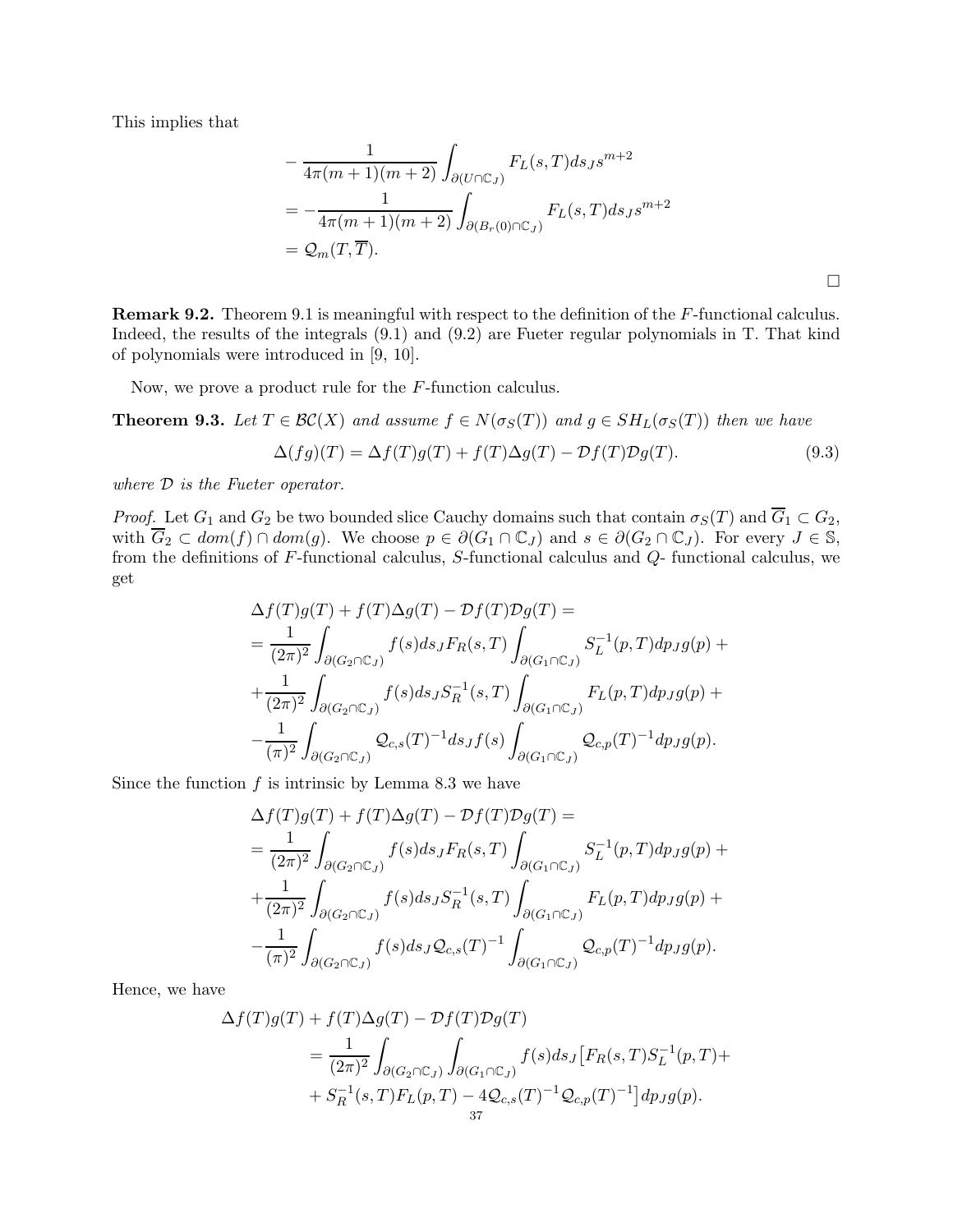This implies that

$$
\begin{aligned}
& -\frac{1}{4\pi(m+1)(m+2)} \int_{\partial(U\cap\mathbb{C}_J)} F_L(s,T)ds_J s^{m+2} \\
& = -\frac{1}{4\pi(m+1)(m+2)} \int_{\partial(B_r(0)\cap\mathbb{C}_J)} F_L(s,T)ds_J s^{m+2} \\
& = \mathcal{Q}_m(T,\overline{T}).
\end{aligned}
$$

$\square$

**Remark 9.2.** Theorem 9.1 is meaningful with respect to the definition of the $F$-functional calculus. Indeed, the results of the integrals (9.1) and (9.2) are Fueter regular polynomials in T. That kind of polynomials were introduced in [9, 10].

Now, we prove a product rule for the $F$-function calculus.

**Theorem 9.3.** *Let $T \in \mathcal{BC}(X)$ and assume $f \in N(\sigma_S(T))$ and $g \in SH_L(\sigma_S(T))$ then we have*

$$
\Delta(fg)(T) = \Delta f(T)g(T) + f(T)\Delta g(T) - \mathcal{D}f(T)\mathcal{D}g(T). \tag{9.3}
$$

*where $\mathcal{D}$ is the Fueter operator.*

*Proof.* Let $G_1$ and $G_2$ be two bounded slice Cauchy domains such that contain $\sigma_S(T)$ and $\overline{G}_1 \subset G_2$, with $\overline{G}_2 \subset dom(f) \cap dom(g)$. We choose $p \in \partial(G_1 \cap \mathbb{C}_J)$ and $s \in \partial(G_2 \cap \mathbb{C}_J)$. For every $J \in \mathbb{S}$, from the definitions of $F$-functional calculus, $S$-functional calculus and $Q$- functional calculus, we get

$$
\begin{aligned}
& \Delta f(T)g(T) + f(T)\Delta g(T) - \mathcal{D}f(T)\mathcal{D}g(T) = \\
& = \frac{1}{(2\pi)^2} \int_{\partial(G_2\cap\mathbb{C}_J)} f(s)ds_J F_R(s,T) \int_{\partial(G_1\cap\mathbb{C}_J)} S^{-1}_L(p,T)dp_J g(p) + \\
& + \frac{1}{(2\pi)^2} \int_{\partial(G_2\cap\mathbb{C}_J)} f(s)ds_J S^{-1}_R(s,T) \int_{\partial(G_1\cap\mathbb{C}_J)} F_L(p,T)dp_J g(p) + \\
& - \frac{1}{(\pi)^2} \int_{\partial(G_2\cap\mathbb{C}_J)} \mathcal{Q}_{c,s}(T)^{-1}ds_J f(s) \int_{\partial(G_1\cap\mathbb{C}_J)} \mathcal{Q}_{c,p}(T)^{-1}dp_J g(p).
\end{aligned}
$$

Since the function $f$ is intrinsic by Lemma 8.3 we have

$$
\begin{aligned}
& \Delta f(T)g(T) + f(T)\Delta g(T) - \mathcal{D}f(T)\mathcal{D}g(T) = \\
& = \frac{1}{(2\pi)^2} \int_{\partial(G_2\cap\mathbb{C}_J)} f(s)ds_J F_R(s,T) \int_{\partial(G_1\cap\mathbb{C}_J)} S^{-1}_L(p,T)dp_J g(p) + \\
& + \frac{1}{(2\pi)^2} \int_{\partial(G_2\cap\mathbb{C}_J)} f(s)ds_J S^{-1}_R(s,T) \int_{\partial(G_1\cap\mathbb{C}_J)} F_L(p,T)dp_J g(p) + \\
& - \frac{1}{(\pi)^2} \int_{\partial(G_2\cap\mathbb{C}_J)} f(s)ds_J \mathcal{Q}_{c,s}(T)^{-1} \int_{\partial(G_1\cap\mathbb{C}_J)} \mathcal{Q}_{c,p}(T)^{-1}dp_J g(p).
\end{aligned}
$$

Hence, we have

$$
\begin{aligned}
\Delta f(T)g(T) & + f(T)\Delta g(T) - \mathcal{D}f(T)\mathcal{D}g(T) \\
& = \frac{1}{(2\pi)^2} \int_{\partial(G_2\cap\mathbb{C}_J)} \int_{\partial(G_1\cap\mathbb{C}_J)} f(s)ds_J \big[F_R(s,T)S^{-1}_L(p,T) + \\
& + S^{-1}_R(s,T)F_L(p,T) - 4\mathcal{Q}_{c,s}(T)^{-1}\mathcal{Q}_{c,p}(T)^{-1}\big] dp_J g(p).
\end{aligned}
$$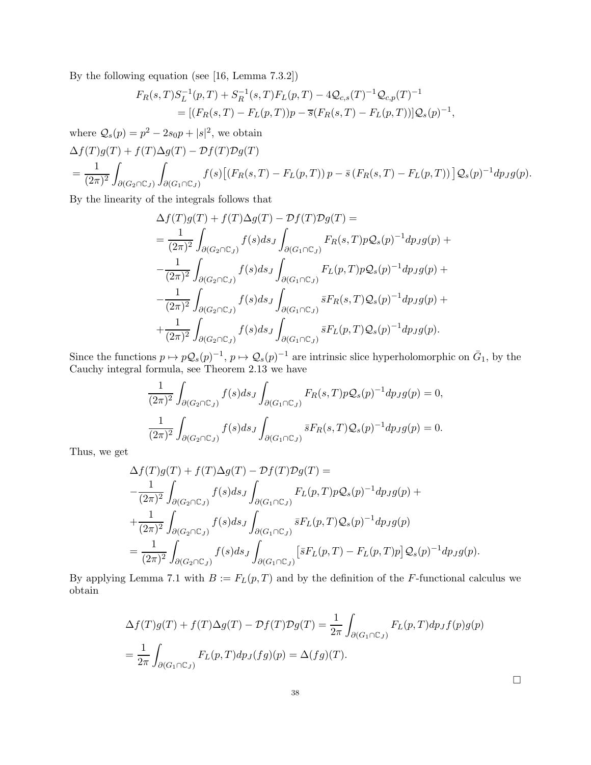By the following equation (see [16, Lemma 7.3.2])

$$
\begin{aligned}
F_R(s,T)S^{-1}_L(p,T) + S^{-1}_R(s,T)F_L(p,T) - 4\mathcal{Q}_{c,s}(T)^{-1}\mathcal{Q}_{c,p}(T)^{-1} \\
= [(F_R(s,T) - F_L(p,T))p - \overline{s}(F_R(s,T) - F_L(p,T))]\mathcal{Q}_s(p)^{-1},
\end{aligned}
$$

where $\mathcal{Q}_s(p) = p^2 - 2s_0p + |s|^2$, we obtain

$$
\begin{aligned}
&\Delta f(T)g(T) + f(T)\Delta g(T) - \mathcal{D}f(T)\mathcal{D}g(T) \\
&= \frac{1}{(2\pi)^2}\int_{\partial(G_2\cap\mathbb{C}_J)}\int_{\partial(G_1\cap\mathbb{C}_J)} f(s)\big[(F_R(s,T) - F_L(p,T))\,p - \bar{s}\,(F_R(s,T) - F_L(p,T))\big]\mathcal{Q}_s(p)^{-1}dp_J g(p).
\end{aligned}
$$

By the linearity of the integrals follows that

$$
\begin{aligned}
&\Delta f(T)g(T) + f(T)\Delta g(T) - \mathcal{D}f(T)\mathcal{D}g(T) = \\
&= \frac{1}{(2\pi)^2}\int_{\partial(G_2\cap\mathbb{C}_J)} f(s)ds_J\int_{\partial(G_1\cap\mathbb{C}_J)} F_R(s,T)p\mathcal{Q}_s(p)^{-1}dp_J g(p) + \\
&-\frac{1}{(2\pi)^2}\int_{\partial(G_2\cap\mathbb{C}_J)} f(s)ds_J\int_{\partial(G_1\cap\mathbb{C}_J)} F_L(p,T)p\mathcal{Q}_s(p)^{-1}dp_J g(p) + \\
&-\frac{1}{(2\pi)^2}\int_{\partial(G_2\cap\mathbb{C}_J)} f(s)ds_J\int_{\partial(G_1\cap\mathbb{C}_J)} \bar{s}F_R(s,T)\mathcal{Q}_s(p)^{-1}dp_J g(p) + \\
&+\frac{1}{(2\pi)^2}\int_{\partial(G_2\cap\mathbb{C}_J)} f(s)ds_J\int_{\partial(G_1\cap\mathbb{C}_J)} \bar{s}F_L(p,T)\mathcal{Q}_s(p)^{-1}dp_J g(p).
\end{aligned}
$$

Since the functions $p \mapsto p\mathcal{Q}_s(p)^{-1}$, $p \mapsto \mathcal{Q}_s(p)^{-1}$ are intrinsic slice hyperholomorphic on $\bar{G}_1$, by the Cauchy integral formula, see Theorem 2.13 we have

$$
\frac{1}{(2\pi)^2}\int_{\partial(G_2\cap\mathbb{C}_J)} f(s)ds_J\int_{\partial(G_1\cap\mathbb{C}_J)} F_R(s,T)p\mathcal{Q}_s(p)^{-1}dp_J g(p) = 0,
$$

$$
\frac{1}{(2\pi)^2}\int_{\partial(G_2\cap\mathbb{C}_J)} f(s)ds_J\int_{\partial(G_1\cap\mathbb{C}_J)} \bar{s}F_R(s,T)\mathcal{Q}_s(p)^{-1}dp_J g(p) = 0.
$$

Thus, we get

$$
\begin{aligned}
&\Delta f(T)g(T) + f(T)\Delta g(T) - \mathcal{D}f(T)\mathcal{D}g(T) = \\
&-\frac{1}{(2\pi)^2}\int_{\partial(G_2\cap\mathbb{C}_J)} f(s)ds_J\int_{\partial(G_1\cap\mathbb{C}_J)} F_L(p,T)p\mathcal{Q}_s(p)^{-1}dp_J g(p) + \\
&+\frac{1}{(2\pi)^2}\int_{\partial(G_2\cap\mathbb{C}_J)} f(s)ds_J\int_{\partial(G_1\cap\mathbb{C}_J)} \bar{s}F_L(p,T)\mathcal{Q}_s(p)^{-1}dp_J g(p) \\
&= \frac{1}{(2\pi)^2}\int_{\partial(G_2\cap\mathbb{C}_J)} f(s)ds_J\int_{\partial(G_1\cap\mathbb{C}_J)} \big[\bar{s}F_L(p,T) - F_L(p,T)p\big]\mathcal{Q}_s(p)^{-1}dp_J g(p).
\end{aligned}
$$

By applying Lemma 7.1 with $B := F_L(p,T)$ and by the definition of the $F$-functional calculus we obtain

$$
\begin{aligned}
&\Delta f(T)g(T) + f(T)\Delta g(T) - \mathcal{D}f(T)\mathcal{D}g(T) = \frac{1}{2\pi}\int_{\partial(G_1\cap\mathbb{C}_J)} F_L(p,T)dp_J f(p)g(p) \\
&= \frac{1}{2\pi}\int_{\partial(G_1\cap\mathbb{C}_J)} F_L(p,T)dp_J (fg)(p) = \Delta(fg)(T).
\end{aligned}
$$

□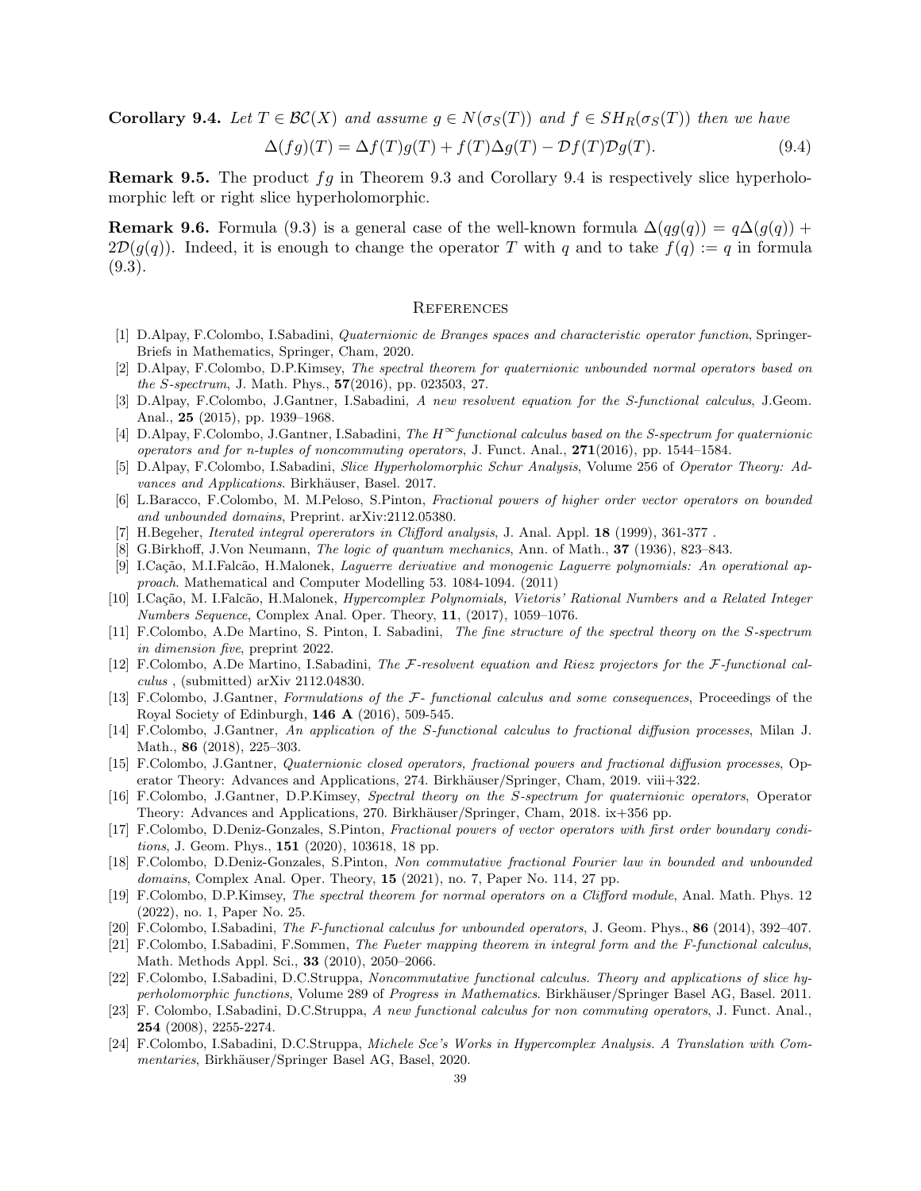**Corollary 9.4.** *Let $T \in \mathcal{BC}(X)$ and assume $g \in N(\sigma_S(T))$ and $f \in SH_R(\sigma_S(T))$ then we have*

$$\Delta(fg)(T) = \Delta f(T)g(T) + f(T)\Delta g(T) - \mathcal{D}f(T)\mathcal{D}g(T). \tag{9.4}$$

**Remark 9.5.** The product $fg$ in Theorem 9.3 and Corollary 9.4 is respectively slice hyperholomorphic left or right slice hyperholomorphic.

**Remark 9.6.** Formula (9.3) is a general case of the well-known formula $\Delta(qg(q)) = q\Delta(g(q)) + 2\mathcal{D}(g(q))$. Indeed, it is enough to change the operator $T$ with $q$ and to take $f(q) := q$ in formula (9.3).

## References

[1] D.Alpay, F.Colombo, I.Sabadini, *Quaternionic de Branges spaces and characteristic operator function*, SpringerBriefs in Mathematics, Springer, Cham, 2020.

[2] D.Alpay, F.Colombo, D.P.Kimsey, *The spectral theorem for quaternionic unbounded normal operators based on the S-spectrum*, J. Math. Phys., **57**(2016), pp. 023503, 27.

[3] D.Alpay, F.Colombo, J.Gantner, I.Sabadini, *A new resolvent equation for the S-functional calculus*, J.Geom. Anal., **25** (2015), pp. 1939–1968.

[4] D.Alpay, F.Colombo, J.Gantner, I.Sabadini, *The $H^\infty$functional calculus based on the S-spectrum for quaternionic operators and for n-tuples of noncommuting operators*, J. Funct. Anal., **271**(2016), pp. 1544–1584.

[5] D.Alpay, F.Colombo, I.Sabadini, *Slice Hyperholomorphic Schur Analysis*, Volume 256 of *Operator Theory: Advances and Applications*. Birkhäuser, Basel. 2017.

[6] L.Baracco, F.Colombo, M. M.Peloso, S.Pinton, *Fractional powers of higher order vector operators on bounded and unbounded domains*, Preprint. arXiv:2112.05380.

[7] H.Begeher, *Iterated integral operators in Clifford analysis*, J. Anal. Appl. **18** (1999), 361-377 .

[8] G.Birkhoff, J.Von Neumann, *The logic of quantum mechanics*, Ann. of Math., **37** (1936), 823–843.

[9] I.Cação, M.I.Falcão, H.Malonek, *Laguerre derivative and monogenic Laguerre polynomials: An operational approach*. Mathematical and Computer Modelling 53. 1084-1094. (2011)

[10] I.Cação, M. I.Falcão, H.Malonek, *Hypercomplex Polynomials, Vietoris' Rational Numbers and a Related Integer Numbers Sequence*, Complex Anal. Oper. Theory, **11**, (2017), 1059–1076.

[11] F.Colombo, A.De Martino, S. Pinton, I. Sabadini, *The fine structure of the spectral theory on the S-spectrum in dimension five*, preprint 2022.

[12] F.Colombo, A.De Martino, I.Sabadini, *The $\mathcal{F}$-resolvent equation and Riesz projectors for the $\mathcal{F}$-functional calculus* , (submitted) arXiv 2112.04830.

[13] F.Colombo, J.Gantner, *Formulations of the $\mathcal{F}$- functional calculus and some consequences*, Proceedings of the Royal Society of Edinburgh, **146 A** (2016), 509-545.

[14] F.Colombo, J.Gantner, *An application of the S-functional calculus to fractional diffusion processes*, Milan J. Math., **86** (2018), 225–303.

[15] F.Colombo, J.Gantner, *Quaternionic closed operators, fractional powers and fractional diffusion processes*, Operator Theory: Advances and Applications, 274. Birkhäuser/Springer, Cham, 2019. viii+322.

[16] F.Colombo, J.Gantner, D.P.Kimsey, *Spectral theory on the S-spectrum for quaternionic operators*, Operator Theory: Advances and Applications, 270. Birkhäuser/Springer, Cham, 2018. ix+356 pp.

[17] F.Colombo, D.Deniz-Gonzales, S.Pinton, *Fractional powers of vector operators with first order boundary conditions*, J. Geom. Phys., **151** (2020), 103618, 18 pp.

[18] F.Colombo, D.Deniz-Gonzales, S.Pinton, *Non commutative fractional Fourier law in bounded and unbounded domains*, Complex Anal. Oper. Theory, **15** (2021), no. 7, Paper No. 114, 27 pp.

[19] F.Colombo, D.P.Kimsey, *The spectral theorem for normal operators on a Clifford module*, Anal. Math. Phys. 12 (2022), no. 1, Paper No. 25.

[20] F.Colombo, I.Sabadini, *The F-functional calculus for unbounded operators*, J. Geom. Phys., **86** (2014), 392–407.

[21] F.Colombo, I.Sabadini, F.Sommen, *The Fueter mapping theorem in integral form and the F-functional calculus*, Math. Methods Appl. Sci., **33** (2010), 2050–2066.

[22] F.Colombo, I.Sabadini, D.C.Struppa, *Noncommutative functional calculus. Theory and applications of slice hyperholomorphic functions*, Volume 289 of *Progress in Mathematics*. Birkhäuser/Springer Basel AG, Basel. 2011.

[23] F. Colombo, I.Sabadini, D.C.Struppa, *A new functional calculus for non commuting operators*, J. Funct. Anal., **254** (2008), 2255-2274.

[24] F.Colombo, I.Sabadini, D.C.Struppa, *Michele Sce's Works in Hypercomplex Analysis. A Translation with Commentaries*, Birkhäuser/Springer Basel AG, Basel, 2020.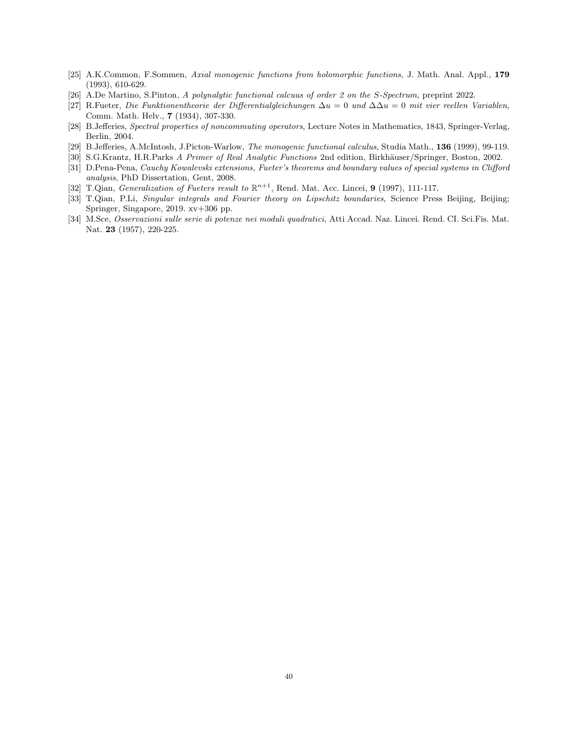- [25] A.K.Common, F.Sommen, *Axial monogenic functions from holomorphic functions*, J. Math. Anal. Appl., **179** (1993), 610-629.
- [26] A.De Martino, S.Pinton, *A polynalytic functional calcuus of order 2 on the S-Spectrum*, preprint 2022.
- [27] R.Fueter, *Die Funktionentheorie der Differentialgleichungen* $\Delta u = 0$ *und* $\Delta\Delta u = 0$ *mit vier reellen Variablen*, Comm. Math. Helv., **7** (1934), 307-330.
- [28] B.Jefferies, *Spectral properties of noncommuting operators*, Lecture Notes in Mathematics, 1843, Springer-Verlag, Berlin, 2004.
- [29] B.Jefferies, A.McIntosh, J.Picton-Warlow, *The monogenic functional calculus*, Studia Math., **136** (1999), 99-119.
- [30] S.G.Krantz, H.R.Parks *A Primer of Real Analytic Functions* 2nd edition, Birkhäuser/Springer, Boston, 2002.
- [31] D.Pena-Pena, *Cauchy Kowalevski extensions, Fueter's theorems and boundary values of special systems in Clifford analysis*, PhD Dissertation, Gent, 2008.
- [32] T.Qian, *Generalization of Fueters result to* $\mathbb{R}^{n+1}$, Rend. Mat. Acc. Lincei, **9** (1997), 111-117.
- [33] T.Qian, P.Li, *Singular integrals and Fourier theory on Lipschitz boundaries*, Science Press Beijing, Beijing; Springer, Singapore, 2019. xv+306 pp.
- [34] M.Sce, *Osservazioni sulle serie di potenze nei moduli quadratici*, Atti Accad. Naz. Lincei. Rend. CI. Sci.Fis. Mat. Nat. **23** (1957), 220-225.